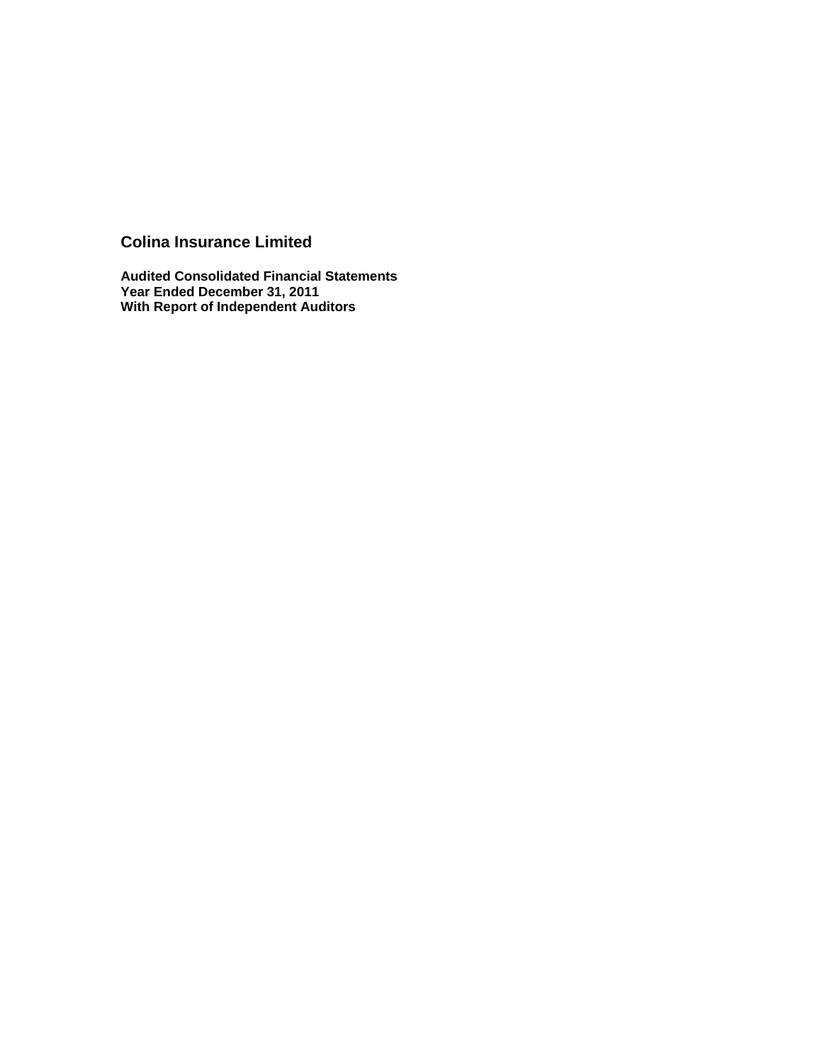# Colina Insurance Limited

**Audited Consolidated Financial Statements**
**Year Ended December 31, 2011**
**With Report of Independent Auditors**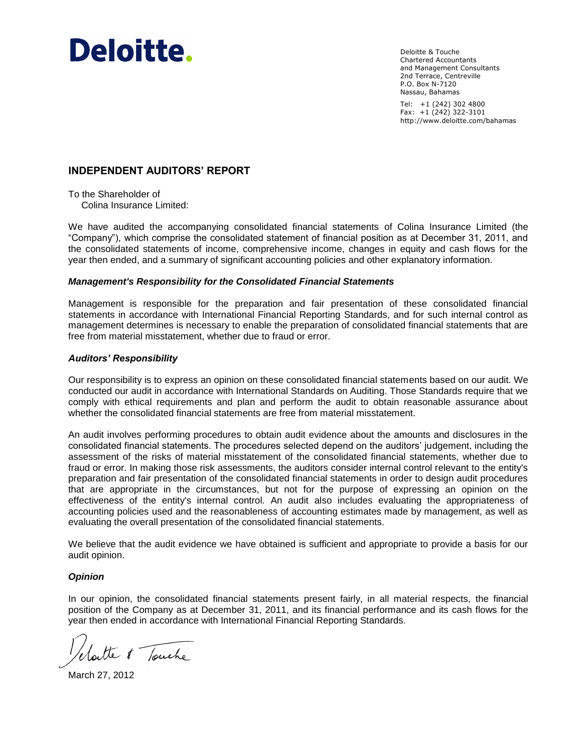**Deloitte.**

Deloitte & Touche
Chartered Accountants
and Management Consultants
2nd Terrace, Centreville
P.O. Box N-7120
Nassau, Bahamas

Tel: +1 (242) 302 4800
Fax: +1 (242) 322-3101
http://www.deloitte.com/bahamas

## INDEPENDENT AUDITORS' REPORT

To the Shareholder of
Colina Insurance Limited:

We have audited the accompanying consolidated financial statements of Colina Insurance Limited (the "Company"), which comprise the consolidated statement of financial position as at December 31, 2011, and the consolidated statements of income, comprehensive income, changes in equity and cash flows for the year then ended, and a summary of significant accounting policies and other explanatory information.

### *Management's Responsibility for the Consolidated Financial Statements*

Management is responsible for the preparation and fair presentation of these consolidated financial statements in accordance with International Financial Reporting Standards, and for such internal control as management determines is necessary to enable the preparation of consolidated financial statements that are free from material misstatement, whether due to fraud or error.

### *Auditors' Responsibility*

Our responsibility is to express an opinion on these consolidated financial statements based on our audit. We conducted our audit in accordance with International Standards on Auditing. Those Standards require that we comply with ethical requirements and plan and perform the audit to obtain reasonable assurance about whether the consolidated financial statements are free from material misstatement.

An audit involves performing procedures to obtain audit evidence about the amounts and disclosures in the consolidated financial statements. The procedures selected depend on the auditors' judgement, including the assessment of the risks of material misstatement of the consolidated financial statements, whether due to fraud or error. In making those risk assessments, the auditors consider internal control relevant to the entity's preparation and fair presentation of the consolidated financial statements in order to design audit procedures that are appropriate in the circumstances, but not for the purpose of expressing an opinion on the effectiveness of the entity's internal control. An audit also includes evaluating the appropriateness of accounting policies used and the reasonableness of accounting estimates made by management, as well as evaluating the overall presentation of the consolidated financial statements.

We believe that the audit evidence we have obtained is sufficient and appropriate to provide a basis for our audit opinion.

### *Opinion*

In our opinion, the consolidated financial statements present fairly, in all material respects, the financial position of the Company as at December 31, 2011, and its financial performance and its cash flows for the year then ended in accordance with International Financial Reporting Standards.

Deloitte & Touche

March 27, 2012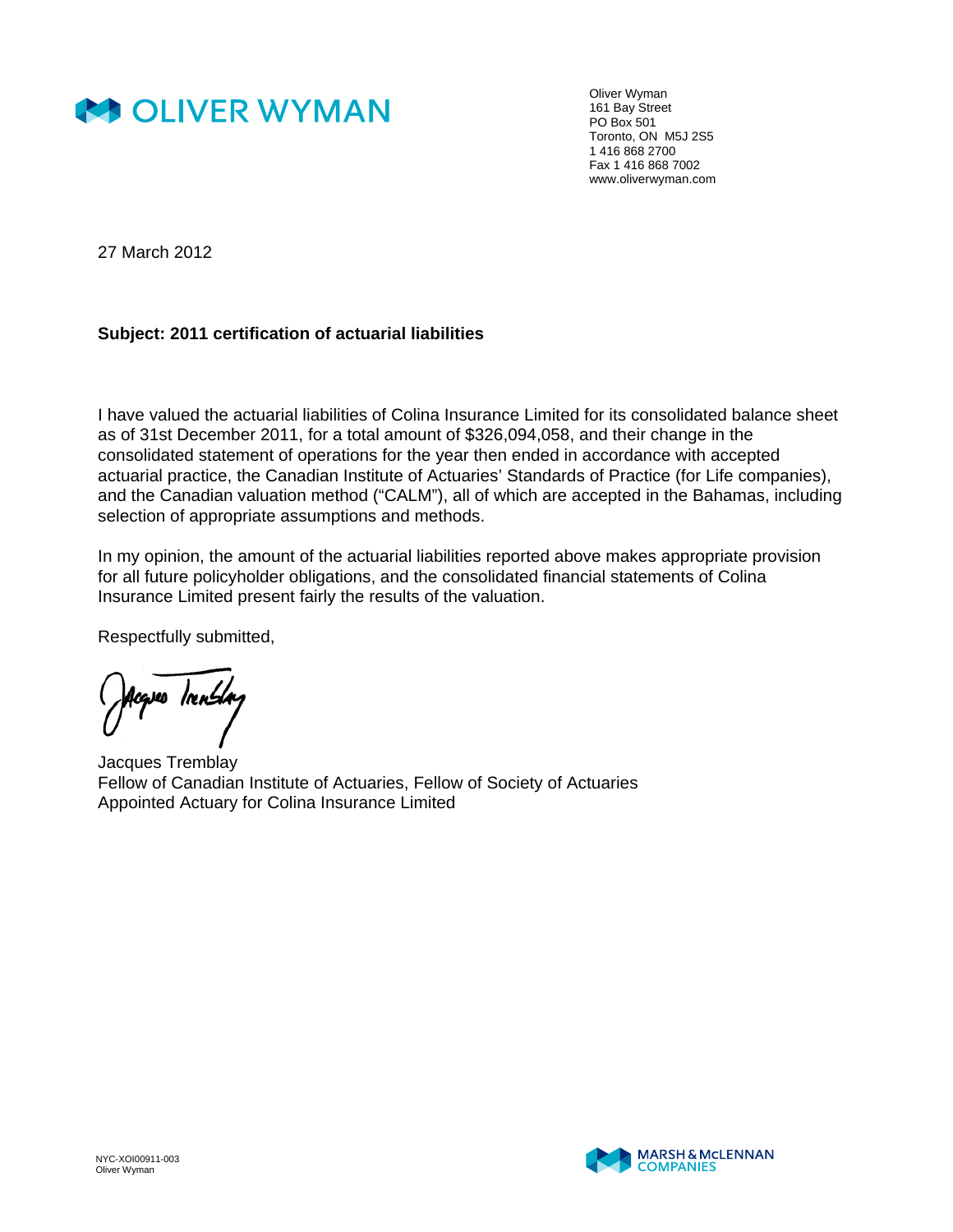**OLIVER WYMAN**

Oliver Wyman
161 Bay Street
PO Box 501
Toronto, ON M5J 2S5
1 416 868 2700
Fax 1 416 868 7002
www.oliverwyman.com

27 March 2012

**Subject: 2011 certification of actuarial liabilities**

I have valued the actuarial liabilities of Colina Insurance Limited for its consolidated balance sheet as of 31st December 2011, for a total amount of $326,094,058, and their change in the consolidated statement of operations for the year then ended in accordance with accepted actuarial practice, the Canadian Institute of Actuaries' Standards of Practice (for Life companies), and the Canadian valuation method ("CALM"), all of which are accepted in the Bahamas, including selection of appropriate assumptions and methods.

In my opinion, the amount of the actuarial liabilities reported above makes appropriate provision for all future policyholder obligations, and the consolidated financial statements of Colina Insurance Limited present fairly the results of the valuation.

Respectfully submitted,

Jacques Tremblay
Fellow of Canadian Institute of Actuaries, Fellow of Society of Actuaries
Appointed Actuary for Colina Insurance Limited

NYC-XOI00911-003
Oliver Wyman

MARSH & McLENNAN COMPANIES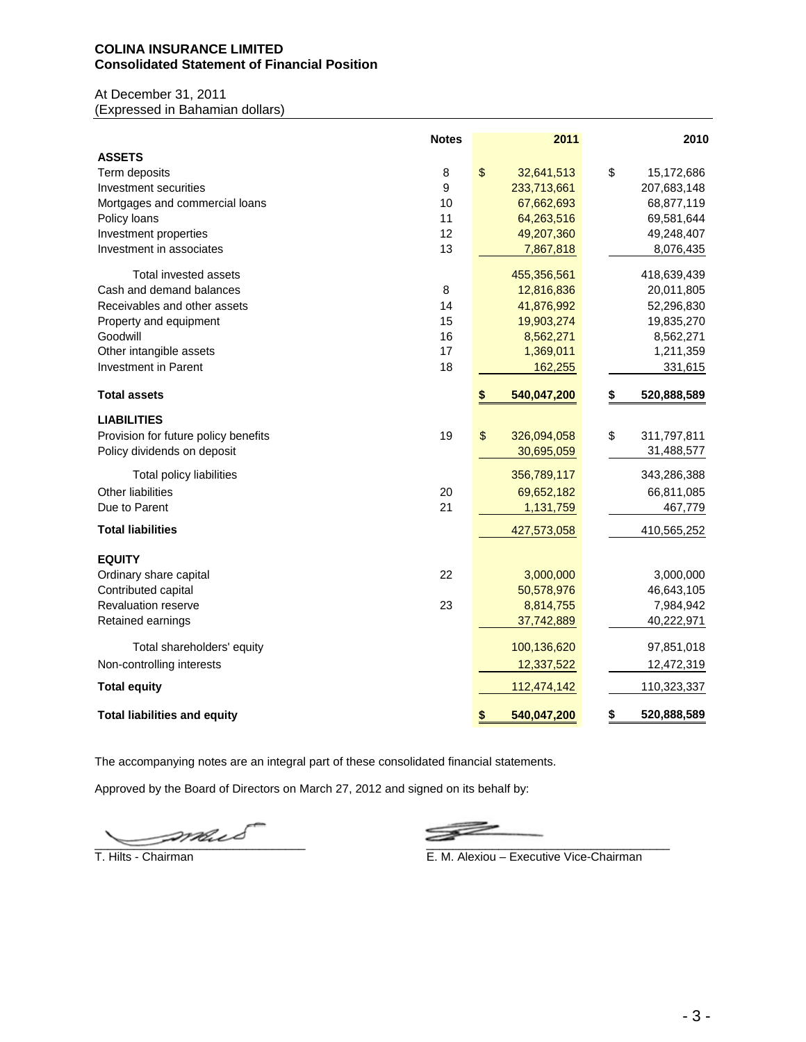**COLINA INSURANCE LIMITED**
**Consolidated Statement of Financial Position**

At December 31, 2011
(Expressed in Bahamian dollars)

| | Notes | 2011 | 2010 |
|---|---|---|---|
| **ASSETS** | | | |
| Term deposits | 8 | $ 32,641,513 | $ 15,172,686 |
| Investment securities | 9 | 233,713,661 | 207,683,148 |
| Mortgages and commercial loans | 10 | 67,662,693 | 68,877,119 |
| Policy loans | 11 | 64,263,516 | 69,581,644 |
| Investment properties | 12 | 49,207,360 | 49,248,407 |
| Investment in associates | 13 | 7,867,818 | 8,076,435 |
| Total invested assets | | 455,356,561 | 418,639,439 |
| Cash and demand balances | 8 | 12,816,836 | 20,011,805 |
| Receivables and other assets | 14 | 41,876,992 | 52,296,830 |
| Property and equipment | 15 | 19,903,274 | 19,835,270 |
| Goodwill | 16 | 8,562,271 | 8,562,271 |
| Other intangible assets | 17 | 1,369,011 | 1,211,359 |
| Investment in Parent | 18 | 162,255 | 331,615 |
| **Total assets** | | **$ 540,047,200** | **$ 520,888,589** |
| **LIABILITIES** | | | |
| Provision for future policy benefits | 19 | $ 326,094,058 | $ 311,797,811 |
| Policy dividends on deposit | | 30,695,059 | 31,488,577 |
| Total policy liabilities | | 356,789,117 | 343,286,388 |
| Other liabilities | 20 | 69,652,182 | 66,811,085 |
| Due to Parent | 21 | 1,131,759 | 467,779 |
| **Total liabilities** | | 427,573,058 | 410,565,252 |
| **EQUITY** | | | |
| Ordinary share capital | 22 | 3,000,000 | 3,000,000 |
| Contributed capital | | 50,578,976 | 46,643,105 |
| Revaluation reserve | 23 | 8,814,755 | 7,984,942 |
| Retained earnings | | 37,742,889 | 40,222,971 |
| Total shareholders' equity | | 100,136,620 | 97,851,018 |
| Non-controlling interests | | 12,337,522 | 12,472,319 |
| **Total equity** | | 112,474,142 | 110,323,337 |
| **Total liabilities and equity** | | **$ 540,047,200** | **$ 520,888,589** |

The accompanying notes are an integral part of these consolidated financial statements.

Approved by the Board of Directors on March 27, 2012 and signed on its behalf by:

T. Hilts - Chairman

E. M. Alexiou – Executive Vice-Chairman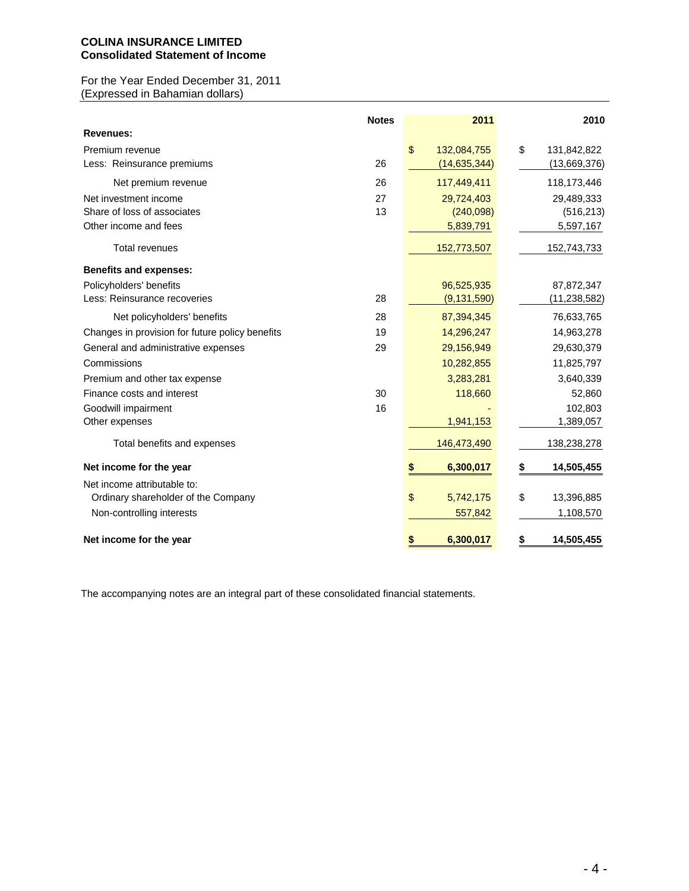**COLINA INSURANCE LIMITED**
**Consolidated Statement of Income**

For the Year Ended December 31, 2011
(Expressed in Bahamian dollars)

| | Notes | 2011 | 2010 |
|---|---|---|---|
| **Revenues:** | | | |
| Premium revenue | | $ 132,084,755 | $ 131,842,822 |
| Less: Reinsurance premiums | 26 | (14,635,344) | (13,669,376) |
| Net premium revenue | 26 | 117,449,411 | 118,173,446 |
| Net investment income | 27 | 29,724,403 | 29,489,333 |
| Share of loss of associates | 13 | (240,098) | (516,213) |
| Other income and fees | | 5,839,791 | 5,597,167 |
| Total revenues | | 152,773,507 | 152,743,733 |
| **Benefits and expenses:** | | | |
| Policyholders' benefits | | 96,525,935 | 87,872,347 |
| Less: Reinsurance recoveries | 28 | (9,131,590) | (11,238,582) |
| Net policyholders' benefits | 28 | 87,394,345 | 76,633,765 |
| Changes in provision for future policy benefits | 19 | 14,296,247 | 14,963,278 |
| General and administrative expenses | 29 | 29,156,949 | 29,630,379 |
| Commissions | | 10,282,855 | 11,825,797 |
| Premium and other tax expense | | 3,283,281 | 3,640,339 |
| Finance costs and interest | 30 | 118,660 | 52,860 |
| Goodwill impairment | 16 | - | 102,803 |
| Other expenses | | 1,941,153 | 1,389,057 |
| Total benefits and expenses | | 146,473,490 | 138,238,278 |
| **Net income for the year** | | **$ 6,300,017** | **$ 14,505,455** |
| Net income attributable to: | | | |
| Ordinary shareholder of the Company | | $ 5,742,175 | $ 13,396,885 |
| Non-controlling interests | | 557,842 | 1,108,570 |
| **Net income for the year** | | **$ 6,300,017** | **$ 14,505,455** |

The accompanying notes are an integral part of these consolidated financial statements.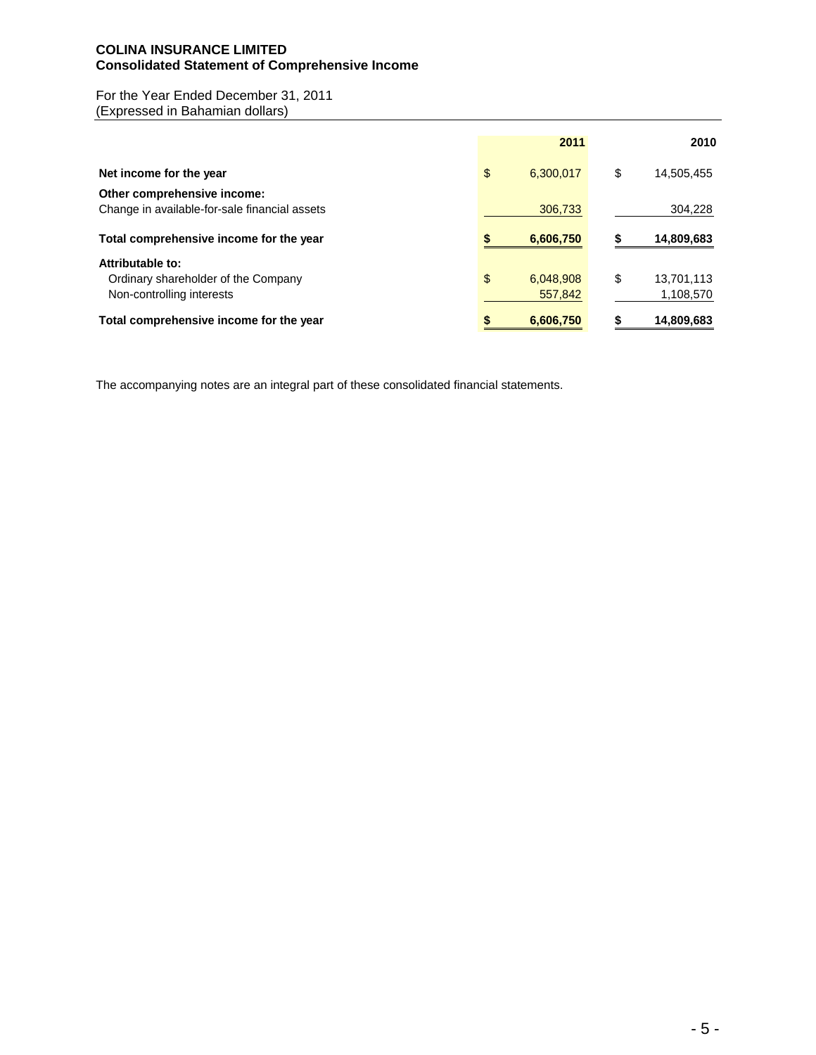**COLINA INSURANCE LIMITED**
**Consolidated Statement of Comprehensive Income**

For the Year Ended December 31, 2011
(Expressed in Bahamian dollars)

| | 2011 | 2010 |
|---|---|---|
| **Net income for the year** | $ 6,300,017 | $ 14,505,455 |
| **Other comprehensive income:** | | |
| Change in available-for-sale financial assets | 306,733 | 304,228 |
| **Total comprehensive income for the year** | **$ 6,606,750** | **$ 14,809,683** |
| **Attributable to:** | | |
| Ordinary shareholder of the Company | $ 6,048,908 | $ 13,701,113 |
| Non-controlling interests | 557,842 | 1,108,570 |
| **Total comprehensive income for the year** | **$ 6,606,750** | **$ 14,809,683** |

The accompanying notes are an integral part of these consolidated financial statements.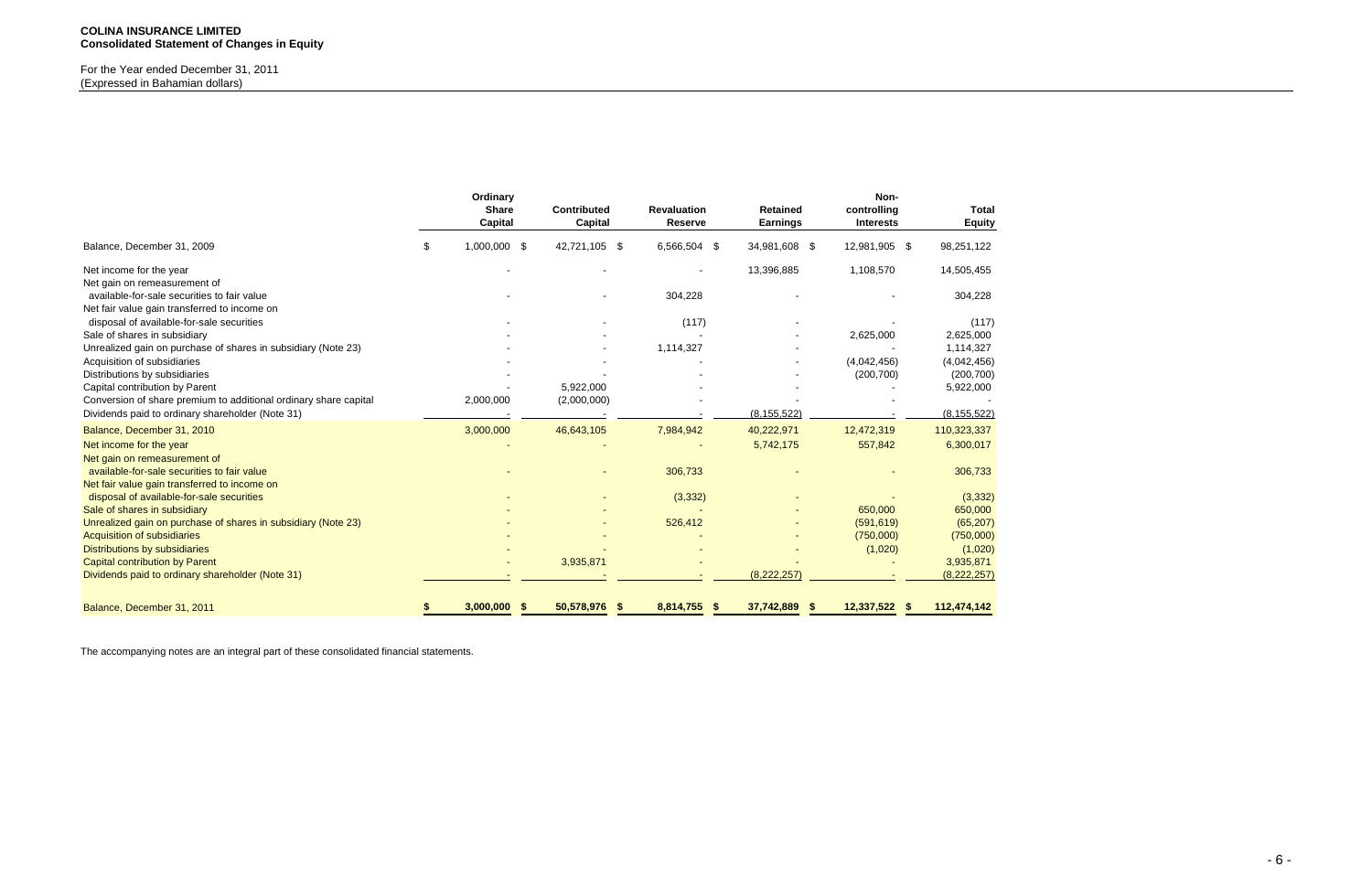**COLINA INSURANCE LIMITED**
**Consolidated Statement of Changes in Equity**

For the Year ended December 31, 2011
(Expressed in Bahamian dollars)

| | Ordinary Share Capital | Contributed Capital | Revaluation Reserve | Retained Earnings | Non-controlling Interests | Total Equity |
|---|---|---|---|---|---|---|
| Balance, December 31, 2009 | $ 1,000,000 | $ 42,721,105 | $ 6,566,504 | $ 34,981,608 | $ 12,981,905 | $ 98,251,122 |
| Net income for the year | - | - | - | 13,396,885 | 1,108,570 | 14,505,455 |
| Net gain on remeasurement of available-for-sale securities to fair value | - | - | 304,228 | - | - | 304,228 |
| Net fair value gain transferred to income on disposal of available-for-sale securities | - | - | (117) | - | - | (117) |
| Sale of shares in subsidiary | - | - | - | - | 2,625,000 | 2,625,000 |
| Unrealized gain on purchase of shares in subsidiary (Note 23) | - | - | 1,114,327 | - | - | 1,114,327 |
| Acquisition of subsidiaries | - | - | - | - | (4,042,456) | (4,042,456) |
| Distributions by subsidiaries | - | - | - | - | (200,700) | (200,700) |
| Capital contribution by Parent | - | 5,922,000 | - | - | - | 5,922,000 |
| Conversion of share premium to additional ordinary share capital | 2,000,000 | (2,000,000) | - | - | - | - |
| Dividends paid to ordinary shareholder (Note 31) | - | - | - | (8,155,522) | - | (8,155,522) |
| Balance, December 31, 2010 | 3,000,000 | 46,643,105 | 7,984,942 | 40,222,971 | 12,472,319 | 110,323,337 |
| Net income for the year | - | - | - | 5,742,175 | 557,842 | 6,300,017 |
| Net gain on remeasurement of available-for-sale securities to fair value | - | - | 306,733 | - | - | 306,733 |
| Net fair value gain transferred to income on disposal of available-for-sale securities | - | - | (3,332) | - | - | (3,332) |
| Sale of shares in subsidiary | - | - | - | - | 650,000 | 650,000 |
| Unrealized gain on purchase of shares in subsidiary (Note 23) | - | - | 526,412 | - | (591,619) | (65,207) |
| Acquisition of subsidiaries | - | - | - | - | (750,000) | (750,000) |
| Distributions by subsidiaries | - | - | - | - | (1,020) | (1,020) |
| Capital contribution by Parent | - | 3,935,871 | - | - | - | 3,935,871 |
| Dividends paid to ordinary shareholder (Note 31) | - | - | - | (8,222,257) | - | (8,222,257) |
| **Balance, December 31, 2011** | **$ 3,000,000** | **$ 50,578,976** | **$ 8,814,755** | **$ 37,742,889** | **$ 12,337,522** | **$ 112,474,142** |

The accompanying notes are an integral part of these consolidated financial statements.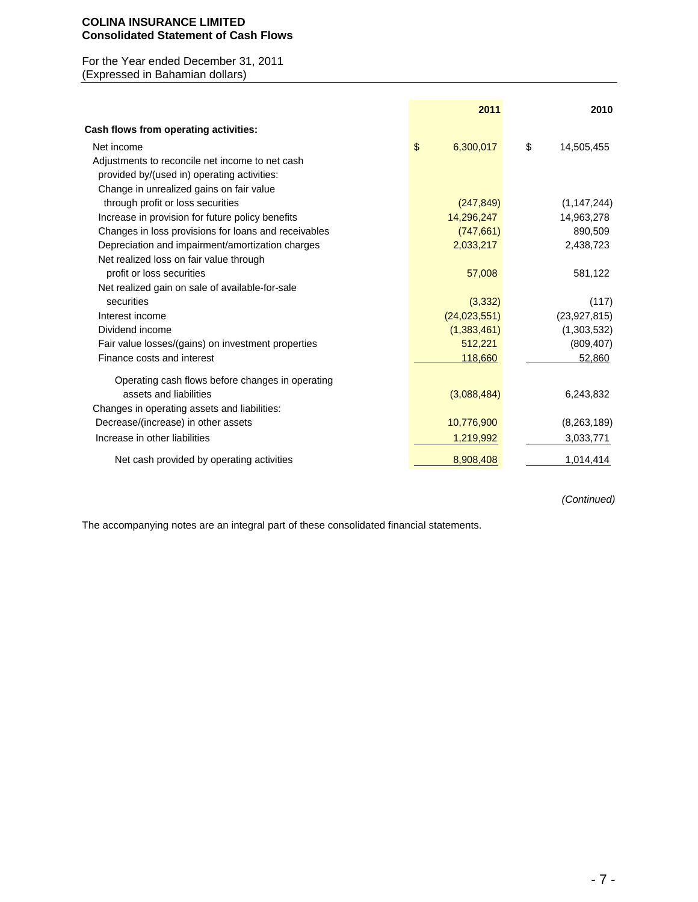**COLINA INSURANCE LIMITED**
**Consolidated Statement of Cash Flows**

For the Year ended December 31, 2011
(Expressed in Bahamian dollars)

| | 2011 | 2010 |
|---|---|---|
| **Cash flows from operating activities:** | | |
| Net income | $ 6,300,017 | $ 14,505,455 |
| Adjustments to reconcile net income to net cash provided by/(used in) operating activities: | | |
| Change in unrealized gains on fair value through profit or loss securities | (247,849) | (1,147,244) |
| Increase in provision for future policy benefits | 14,296,247 | 14,963,278 |
| Changes in loss provisions for loans and receivables | (747,661) | 890,509 |
| Depreciation and impairment/amortization charges | 2,033,217 | 2,438,723 |
| Net realized loss on fair value through profit or loss securities | 57,008 | 581,122 |
| Net realized gain on sale of available-for-sale securities | (3,332) | (117) |
| Interest income | (24,023,551) | (23,927,815) |
| Dividend income | (1,383,461) | (1,303,532) |
| Fair value losses/(gains) on investment properties | 512,221 | (809,407) |
| Finance costs and interest | 118,660 | 52,860 |
| Operating cash flows before changes in operating assets and liabilities | (3,088,484) | 6,243,832 |
| Changes in operating assets and liabilities: | | |
| Decrease/(increase) in other assets | 10,776,900 | (8,263,189) |
| Increase in other liabilities | 1,219,992 | 3,033,771 |
| Net cash provided by operating activities | 8,908,408 | 1,014,414 |

*(Continued)*

The accompanying notes are an integral part of these consolidated financial statements.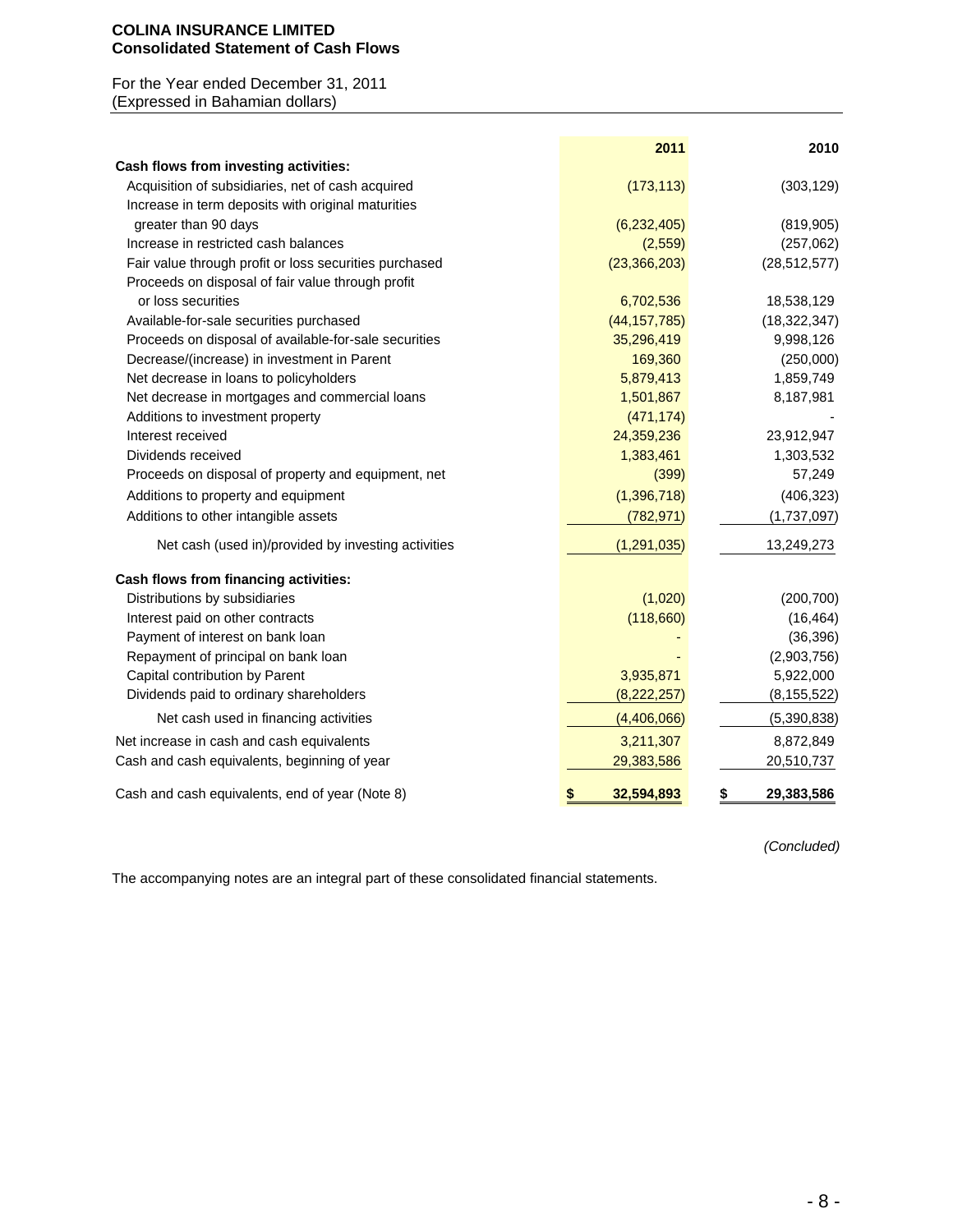**COLINA INSURANCE LIMITED**
**Consolidated Statement of Cash Flows**

For the Year ended December 31, 2011
(Expressed in Bahamian dollars)

| | 2011 | 2010 |
|---|---|---|
| **Cash flows from investing activities:** | | |
| Acquisition of subsidiaries, net of cash acquired | (173,113) | (303,129) |
| Increase in term deposits with original maturities greater than 90 days | (6,232,405) | (819,905) |
| Increase in restricted cash balances | (2,559) | (257,062) |
| Fair value through profit or loss securities purchased | (23,366,203) | (28,512,577) |
| Proceeds on disposal of fair value through profit or loss securities | 6,702,536 | 18,538,129 |
| Available-for-sale securities purchased | (44,157,785) | (18,322,347) |
| Proceeds on disposal of available-for-sale securities | 35,296,419 | 9,998,126 |
| Decrease/(increase) in investment in Parent | 169,360 | (250,000) |
| Net decrease in loans to policyholders | 5,879,413 | 1,859,749 |
| Net decrease in mortgages and commercial loans | 1,501,867 | 8,187,981 |
| Additions to investment property | (471,174) | - |
| Interest received | 24,359,236 | 23,912,947 |
| Dividends received | 1,383,461 | 1,303,532 |
| Proceeds on disposal of property and equipment, net | (399) | 57,249 |
| Additions to property and equipment | (1,396,718) | (406,323) |
| Additions to other intangible assets | (782,971) | (1,737,097) |
| Net cash (used in)/provided by investing activities | (1,291,035) | 13,249,273 |
| **Cash flows from financing activities:** | | |
| Distributions by subsidiaries | (1,020) | (200,700) |
| Interest paid on other contracts | (118,660) | (16,464) |
| Payment of interest on bank loan | - | (36,396) |
| Repayment of principal on bank loan | - | (2,903,756) |
| Capital contribution by Parent | 3,935,871 | 5,922,000 |
| Dividends paid to ordinary shareholders | (8,222,257) | (8,155,522) |
| Net cash used in financing activities | (4,406,066) | (5,390,838) |
| Net increase in cash and cash equivalents | 3,211,307 | 8,872,849 |
| Cash and cash equivalents, beginning of year | 29,383,586 | 20,510,737 |
| Cash and cash equivalents, end of year (Note 8) | **$ 32,594,893** | **$ 29,383,586** |

*(Concluded)*

The accompanying notes are an integral part of these consolidated financial statements.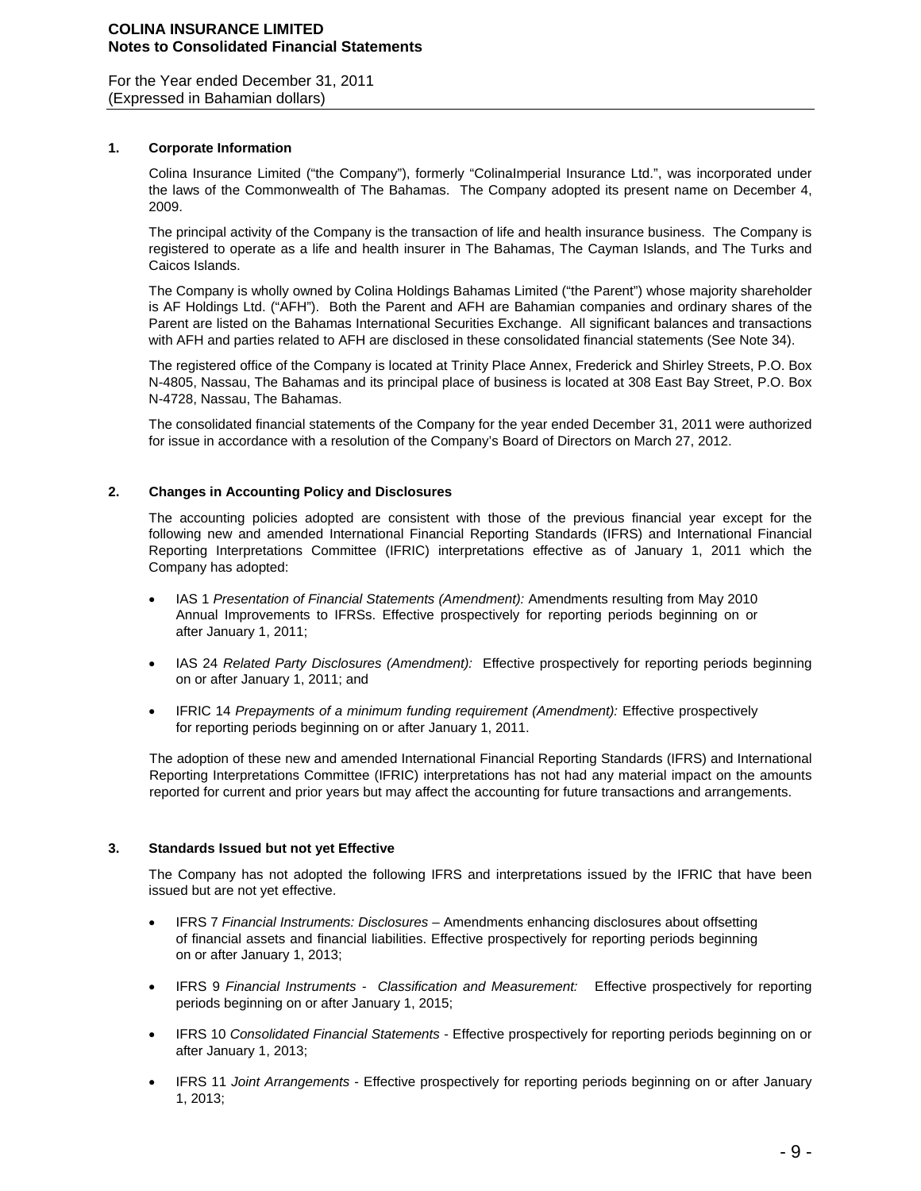## 1. Corporate Information

Colina Insurance Limited ("the Company"), formerly "ColinaImperial Insurance Ltd.", was incorporated under the laws of the Commonwealth of The Bahamas. The Company adopted its present name on December 4, 2009.

The principal activity of the Company is the transaction of life and health insurance business. The Company is registered to operate as a life and health insurer in The Bahamas, The Cayman Islands, and The Turks and Caicos Islands.

The Company is wholly owned by Colina Holdings Bahamas Limited ("the Parent") whose majority shareholder is AF Holdings Ltd. ("AFH"). Both the Parent and AFH are Bahamian companies and ordinary shares of the Parent are listed on the Bahamas International Securities Exchange. All significant balances and transactions with AFH and parties related to AFH are disclosed in these consolidated financial statements (See Note 34).

The registered office of the Company is located at Trinity Place Annex, Frederick and Shirley Streets, P.O. Box N-4805, Nassau, The Bahamas and its principal place of business is located at 308 East Bay Street, P.O. Box N-4728, Nassau, The Bahamas.

The consolidated financial statements of the Company for the year ended December 31, 2011 were authorized for issue in accordance with a resolution of the Company's Board of Directors on March 27, 2012.

## 2. Changes in Accounting Policy and Disclosures

The accounting policies adopted are consistent with those of the previous financial year except for the following new and amended International Financial Reporting Standards (IFRS) and International Financial Reporting Interpretations Committee (IFRIC) interpretations effective as of January 1, 2011 which the Company has adopted:

- IAS 1 *Presentation of Financial Statements (Amendment):* Amendments resulting from May 2010 Annual Improvements to IFRSs. Effective prospectively for reporting periods beginning on or after January 1, 2011;
- IAS 24 *Related Party Disclosures (Amendment):* Effective prospectively for reporting periods beginning on or after January 1, 2011; and
- IFRIC 14 *Prepayments of a minimum funding requirement (Amendment):* Effective prospectively for reporting periods beginning on or after January 1, 2011.

The adoption of these new and amended International Financial Reporting Standards (IFRS) and International Reporting Interpretations Committee (IFRIC) interpretations has not had any material impact on the amounts reported for current and prior years but may affect the accounting for future transactions and arrangements.

## 3. Standards Issued but not yet Effective

The Company has not adopted the following IFRS and interpretations issued by the IFRIC that have been issued but are not yet effective.

- IFRS 7 *Financial Instruments: Disclosures* – Amendments enhancing disclosures about offsetting of financial assets and financial liabilities. Effective prospectively for reporting periods beginning on or after January 1, 2013;
- IFRS 9 *Financial Instruments - Classification and Measurement:* Effective prospectively for reporting periods beginning on or after January 1, 2015;
- IFRS 10 *Consolidated Financial Statements* - Effective prospectively for reporting periods beginning on or after January 1, 2013;
- IFRS 11 *Joint Arrangements* - Effective prospectively for reporting periods beginning on or after January 1, 2013;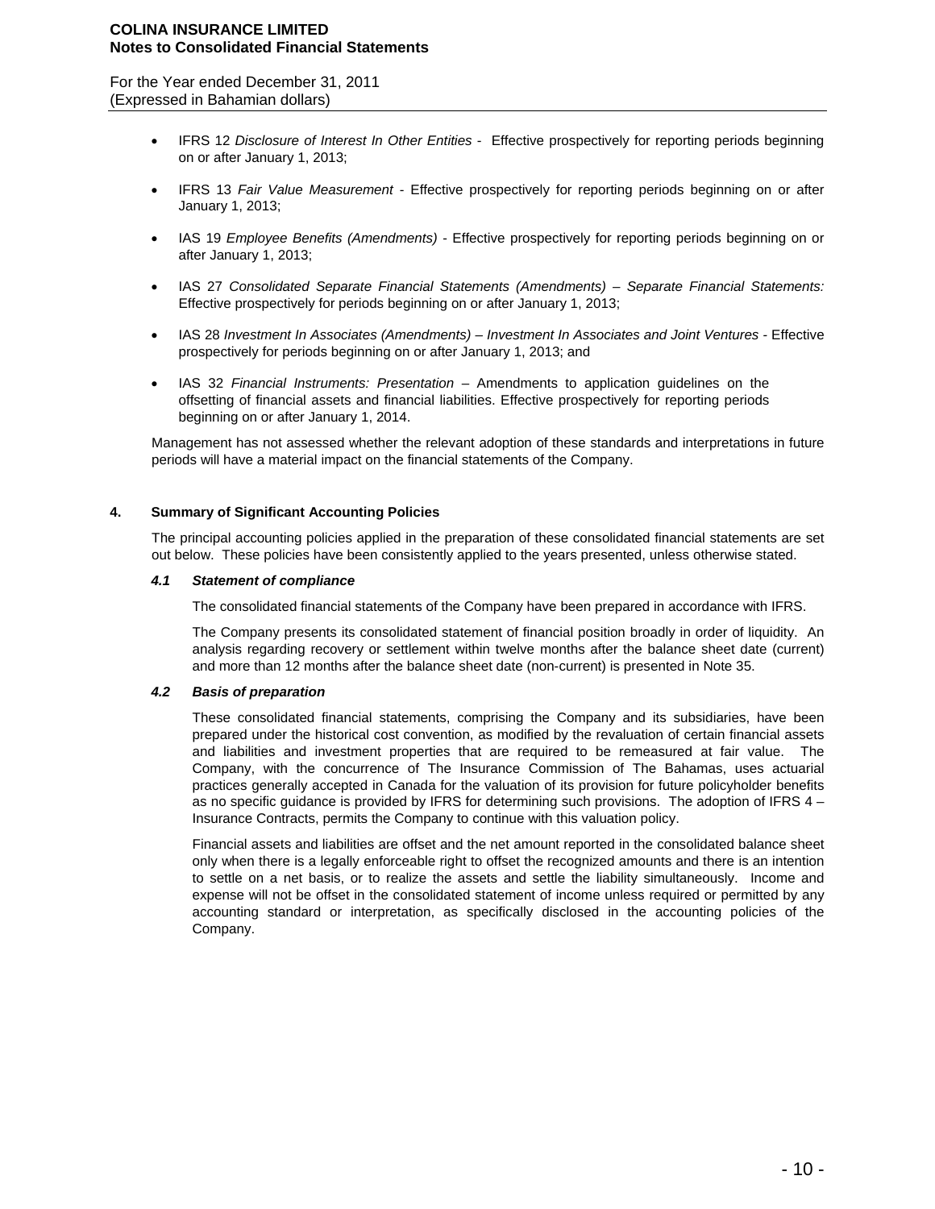- IFRS 12 *Disclosure of Interest In Other Entities* - Effective prospectively for reporting periods beginning on or after January 1, 2013;

- IFRS 13 *Fair Value Measurement* - Effective prospectively for reporting periods beginning on or after January 1, 2013;

- IAS 19 *Employee Benefits (Amendments)* - Effective prospectively for reporting periods beginning on or after January 1, 2013;

- IAS 27 *Consolidated Separate Financial Statements (Amendments) – Separate Financial Statements:* Effective prospectively for periods beginning on or after January 1, 2013;

- IAS 28 *Investment In Associates (Amendments) – Investment In Associates and Joint Ventures* - Effective prospectively for periods beginning on or after January 1, 2013; and

- IAS 32 *Financial Instruments: Presentation* – Amendments to application guidelines on the offsetting of financial assets and financial liabilities. Effective prospectively for reporting periods beginning on or after January 1, 2014.

Management has not assessed whether the relevant adoption of these standards and interpretations in future periods will have a material impact on the financial statements of the Company.

## 4. Summary of Significant Accounting Policies

The principal accounting policies applied in the preparation of these consolidated financial statements are set out below. These policies have been consistently applied to the years presented, unless otherwise stated.

### *4.1 Statement of compliance*

The consolidated financial statements of the Company have been prepared in accordance with IFRS.

The Company presents its consolidated statement of financial position broadly in order of liquidity. An analysis regarding recovery or settlement within twelve months after the balance sheet date (current) and more than 12 months after the balance sheet date (non-current) is presented in Note 35.

### *4.2 Basis of preparation*

These consolidated financial statements, comprising the Company and its subsidiaries, have been prepared under the historical cost convention, as modified by the revaluation of certain financial assets and liabilities and investment properties that are required to be remeasured at fair value. The Company, with the concurrence of The Insurance Commission of The Bahamas, uses actuarial practices generally accepted in Canada for the valuation of its provision for future policyholder benefits as no specific guidance is provided by IFRS for determining such provisions. The adoption of IFRS 4 – Insurance Contracts, permits the Company to continue with this valuation policy.

Financial assets and liabilities are offset and the net amount reported in the consolidated balance sheet only when there is a legally enforceable right to offset the recognized amounts and there is an intention to settle on a net basis, or to realize the assets and settle the liability simultaneously. Income and expense will not be offset in the consolidated statement of income unless required or permitted by any accounting standard or interpretation, as specifically disclosed in the accounting policies of the Company.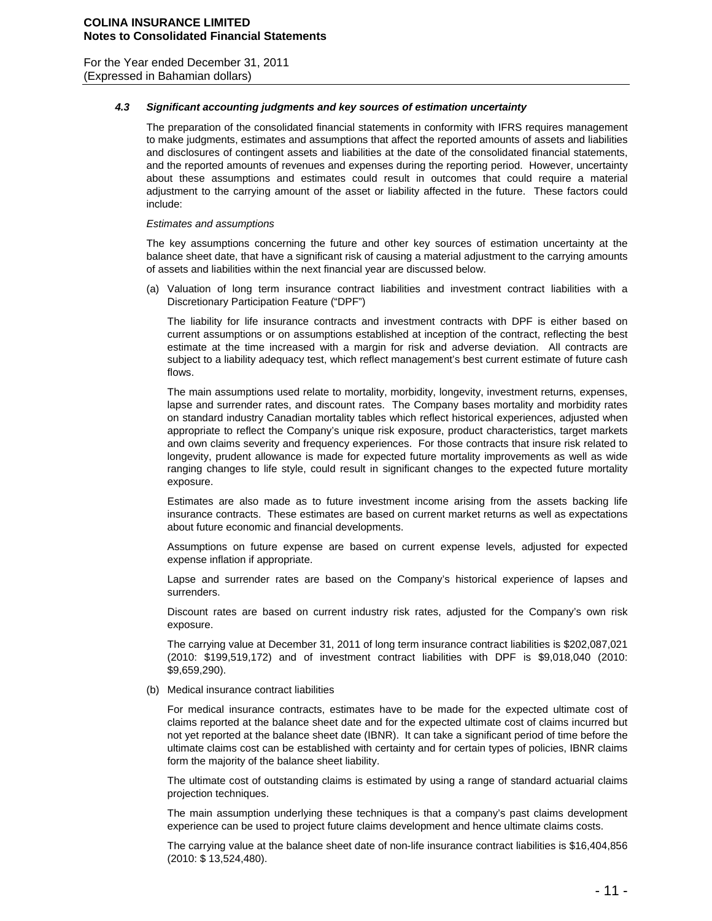### 4.3 *Significant accounting judgments and key sources of estimation uncertainty*

The preparation of the consolidated financial statements in conformity with IFRS requires management to make judgments, estimates and assumptions that affect the reported amounts of assets and liabilities and disclosures of contingent assets and liabilities at the date of the consolidated financial statements, and the reported amounts of revenues and expenses during the reporting period. However, uncertainty about these assumptions and estimates could result in outcomes that could require a material adjustment to the carrying amount of the asset or liability affected in the future. These factors could include:

*Estimates and assumptions*

The key assumptions concerning the future and other key sources of estimation uncertainty at the balance sheet date, that have a significant risk of causing a material adjustment to the carrying amounts of assets and liabilities within the next financial year are discussed below.

(a) Valuation of long term insurance contract liabilities and investment contract liabilities with a Discretionary Participation Feature ("DPF")

The liability for life insurance contracts and investment contracts with DPF is either based on current assumptions or on assumptions established at inception of the contract, reflecting the best estimate at the time increased with a margin for risk and adverse deviation. All contracts are subject to a liability adequacy test, which reflect management's best current estimate of future cash flows.

The main assumptions used relate to mortality, morbidity, longevity, investment returns, expenses, lapse and surrender rates, and discount rates. The Company bases mortality and morbidity rates on standard industry Canadian mortality tables which reflect historical experiences, adjusted when appropriate to reflect the Company's unique risk exposure, product characteristics, target markets and own claims severity and frequency experiences. For those contracts that insure risk related to longevity, prudent allowance is made for expected future mortality improvements as well as wide ranging changes to life style, could result in significant changes to the expected future mortality exposure.

Estimates are also made as to future investment income arising from the assets backing life insurance contracts. These estimates are based on current market returns as well as expectations about future economic and financial developments.

Assumptions on future expense are based on current expense levels, adjusted for expected expense inflation if appropriate.

Lapse and surrender rates are based on the Company's historical experience of lapses and surrenders.

Discount rates are based on current industry risk rates, adjusted for the Company's own risk exposure.

The carrying value at December 31, 2011 of long term insurance contract liabilities is $202,087,021 (2010: $199,519,172) and of investment contract liabilities with DPF is $9,018,040 (2010: $9,659,290).

(b) Medical insurance contract liabilities

For medical insurance contracts, estimates have to be made for the expected ultimate cost of claims reported at the balance sheet date and for the expected ultimate cost of claims incurred but not yet reported at the balance sheet date (IBNR). It can take a significant period of time before the ultimate claims cost can be established with certainty and for certain types of policies, IBNR claims form the majority of the balance sheet liability.

The ultimate cost of outstanding claims is estimated by using a range of standard actuarial claims projection techniques.

The main assumption underlying these techniques is that a company's past claims development experience can be used to project future claims development and hence ultimate claims costs.

The carrying value at the balance sheet date of non-life insurance contract liabilities is $16,404,856 (2010: $ 13,524,480).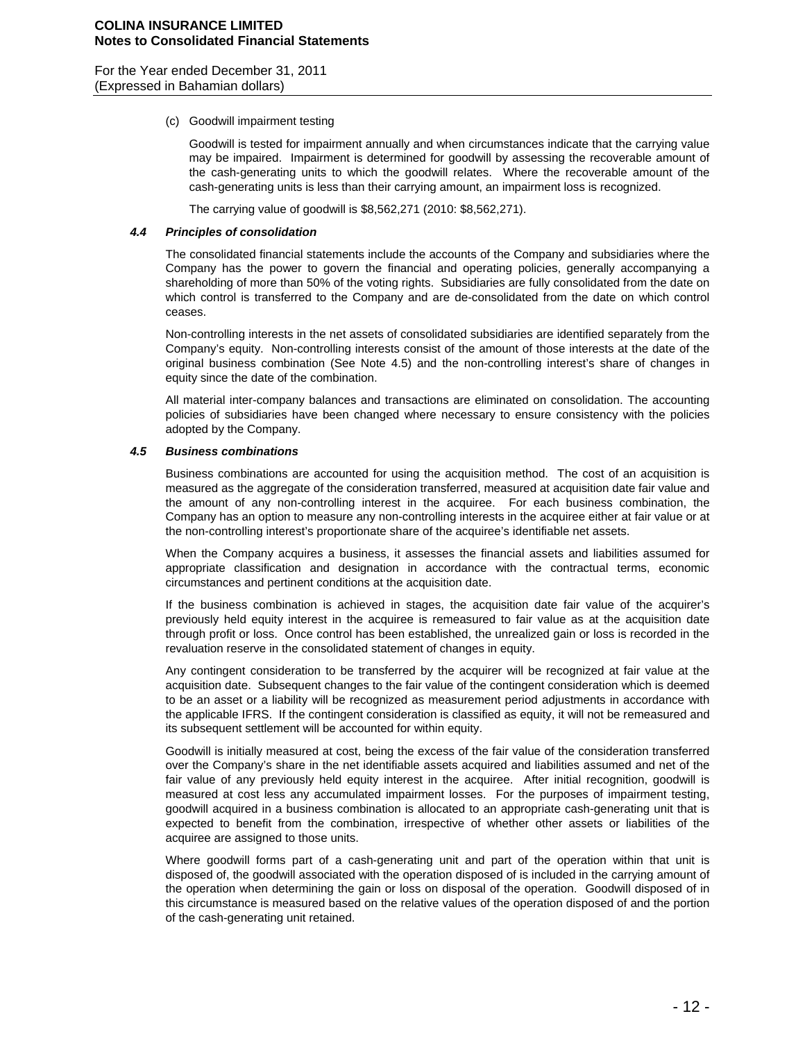(c) Goodwill impairment testing

Goodwill is tested for impairment annually and when circumstances indicate that the carrying value may be impaired. Impairment is determined for goodwill by assessing the recoverable amount of the cash-generating units to which the goodwill relates. Where the recoverable amount of the cash-generating units is less than their carrying amount, an impairment loss is recognized.

The carrying value of goodwill is $8,562,271 (2010: $8,562,271).

### *4.4 Principles of consolidation*

The consolidated financial statements include the accounts of the Company and subsidiaries where the Company has the power to govern the financial and operating policies, generally accompanying a shareholding of more than 50% of the voting rights. Subsidiaries are fully consolidated from the date on which control is transferred to the Company and are de-consolidated from the date on which control ceases.

Non-controlling interests in the net assets of consolidated subsidiaries are identified separately from the Company's equity. Non-controlling interests consist of the amount of those interests at the date of the original business combination (See Note 4.5) and the non-controlling interest's share of changes in equity since the date of the combination.

All material inter-company balances and transactions are eliminated on consolidation. The accounting policies of subsidiaries have been changed where necessary to ensure consistency with the policies adopted by the Company.

### *4.5 Business combinations*

Business combinations are accounted for using the acquisition method. The cost of an acquisition is measured as the aggregate of the consideration transferred, measured at acquisition date fair value and the amount of any non-controlling interest in the acquiree. For each business combination, the Company has an option to measure any non-controlling interests in the acquiree either at fair value or at the non-controlling interest's proportionate share of the acquiree's identifiable net assets.

When the Company acquires a business, it assesses the financial assets and liabilities assumed for appropriate classification and designation in accordance with the contractual terms, economic circumstances and pertinent conditions at the acquisition date.

If the business combination is achieved in stages, the acquisition date fair value of the acquirer's previously held equity interest in the acquiree is remeasured to fair value as at the acquisition date through profit or loss. Once control has been established, the unrealized gain or loss is recorded in the revaluation reserve in the consolidated statement of changes in equity.

Any contingent consideration to be transferred by the acquirer will be recognized at fair value at the acquisition date. Subsequent changes to the fair value of the contingent consideration which is deemed to be an asset or a liability will be recognized as measurement period adjustments in accordance with the applicable IFRS. If the contingent consideration is classified as equity, it will not be remeasured and its subsequent settlement will be accounted for within equity.

Goodwill is initially measured at cost, being the excess of the fair value of the consideration transferred over the Company's share in the net identifiable assets acquired and liabilities assumed and net of the fair value of any previously held equity interest in the acquiree. After initial recognition, goodwill is measured at cost less any accumulated impairment losses. For the purposes of impairment testing, goodwill acquired in a business combination is allocated to an appropriate cash-generating unit that is expected to benefit from the combination, irrespective of whether other assets or liabilities of the acquiree are assigned to those units.

Where goodwill forms part of a cash-generating unit and part of the operation within that unit is disposed of, the goodwill associated with the operation disposed of is included in the carrying amount of the operation when determining the gain or loss on disposal of the operation. Goodwill disposed of in this circumstance is measured based on the relative values of the operation disposed of and the portion of the cash-generating unit retained.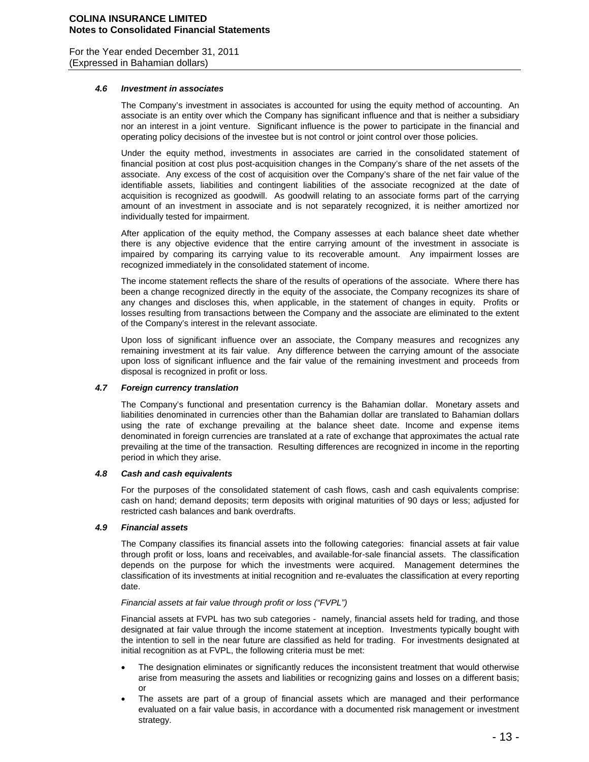### 4.6 *Investment in associates*

The Company's investment in associates is accounted for using the equity method of accounting. An associate is an entity over which the Company has significant influence and that is neither a subsidiary nor an interest in a joint venture. Significant influence is the power to participate in the financial and operating policy decisions of the investee but is not control or joint control over those policies.

Under the equity method, investments in associates are carried in the consolidated statement of financial position at cost plus post-acquisition changes in the Company's share of the net assets of the associate. Any excess of the cost of acquisition over the Company's share of the net fair value of the identifiable assets, liabilities and contingent liabilities of the associate recognized at the date of acquisition is recognized as goodwill. As goodwill relating to an associate forms part of the carrying amount of an investment in associate and is not separately recognized, it is neither amortized nor individually tested for impairment.

After application of the equity method, the Company assesses at each balance sheet date whether there is any objective evidence that the entire carrying amount of the investment in associate is impaired by comparing its carrying value to its recoverable amount. Any impairment losses are recognized immediately in the consolidated statement of income.

The income statement reflects the share of the results of operations of the associate. Where there has been a change recognized directly in the equity of the associate, the Company recognizes its share of any changes and discloses this, when applicable, in the statement of changes in equity. Profits or losses resulting from transactions between the Company and the associate are eliminated to the extent of the Company's interest in the relevant associate.

Upon loss of significant influence over an associate, the Company measures and recognizes any remaining investment at its fair value. Any difference between the carrying amount of the associate upon loss of significant influence and the fair value of the remaining investment and proceeds from disposal is recognized in profit or loss.

### 4.7 *Foreign currency translation*

The Company's functional and presentation currency is the Bahamian dollar. Monetary assets and liabilities denominated in currencies other than the Bahamian dollar are translated to Bahamian dollars using the rate of exchange prevailing at the balance sheet date. Income and expense items denominated in foreign currencies are translated at a rate of exchange that approximates the actual rate prevailing at the time of the transaction. Resulting differences are recognized in income in the reporting period in which they arise.

### 4.8 *Cash and cash equivalents*

For the purposes of the consolidated statement of cash flows, cash and cash equivalents comprise: cash on hand; demand deposits; term deposits with original maturities of 90 days or less; adjusted for restricted cash balances and bank overdrafts.

### 4.9 *Financial assets*

The Company classifies its financial assets into the following categories: financial assets at fair value through profit or loss, loans and receivables, and available-for-sale financial assets. The classification depends on the purpose for which the investments were acquired. Management determines the classification of its investments at initial recognition and re-evaluates the classification at every reporting date.

*Financial assets at fair value through profit or loss ("FVPL")*

Financial assets at FVPL has two sub categories - namely, financial assets held for trading, and those designated at fair value through the income statement at inception. Investments typically bought with the intention to sell in the near future are classified as held for trading. For investments designated at initial recognition as at FVPL, the following criteria must be met:

- The designation eliminates or significantly reduces the inconsistent treatment that would otherwise arise from measuring the assets and liabilities or recognizing gains and losses on a different basis; or
- The assets are part of a group of financial assets which are managed and their performance evaluated on a fair value basis, in accordance with a documented risk management or investment strategy.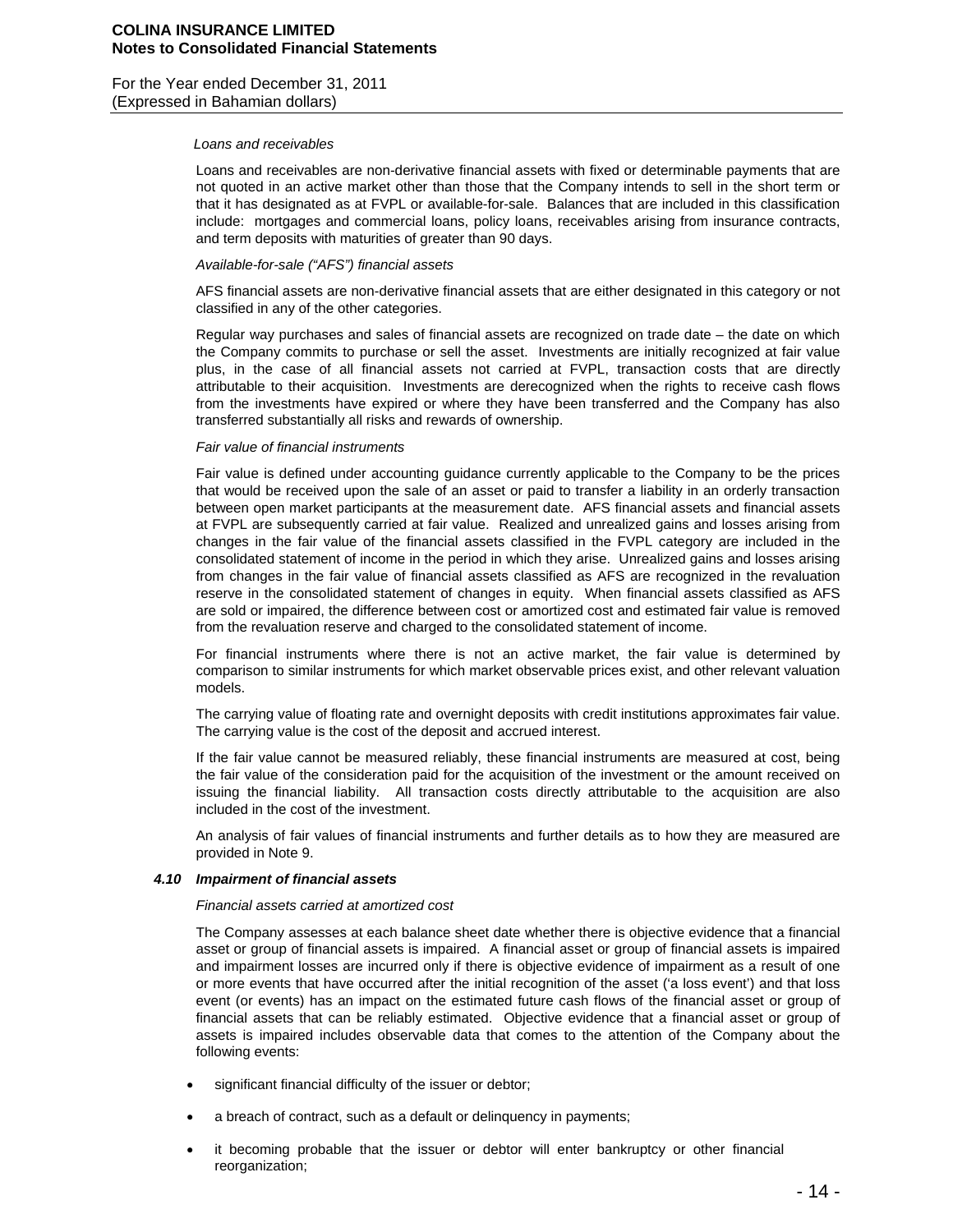*Loans and receivables*

Loans and receivables are non-derivative financial assets with fixed or determinable payments that are not quoted in an active market other than those that the Company intends to sell in the short term or that it has designated as at FVPL or available-for-sale. Balances that are included in this classification include: mortgages and commercial loans, policy loans, receivables arising from insurance contracts, and term deposits with maturities of greater than 90 days.

*Available-for-sale ("AFS") financial assets*

AFS financial assets are non-derivative financial assets that are either designated in this category or not classified in any of the other categories.

Regular way purchases and sales of financial assets are recognized on trade date – the date on which the Company commits to purchase or sell the asset. Investments are initially recognized at fair value plus, in the case of all financial assets not carried at FVPL, transaction costs that are directly attributable to their acquisition. Investments are derecognized when the rights to receive cash flows from the investments have expired or where they have been transferred and the Company has also transferred substantially all risks and rewards of ownership.

*Fair value of financial instruments*

Fair value is defined under accounting guidance currently applicable to the Company to be the prices that would be received upon the sale of an asset or paid to transfer a liability in an orderly transaction between open market participants at the measurement date. AFS financial assets and financial assets at FVPL are subsequently carried at fair value. Realized and unrealized gains and losses arising from changes in the fair value of the financial assets classified in the FVPL category are included in the consolidated statement of income in the period in which they arise. Unrealized gains and losses arising from changes in the fair value of financial assets classified as AFS are recognized in the revaluation reserve in the consolidated statement of changes in equity. When financial assets classified as AFS are sold or impaired, the difference between cost or amortized cost and estimated fair value is removed from the revaluation reserve and charged to the consolidated statement of income.

For financial instruments where there is not an active market, the fair value is determined by comparison to similar instruments for which market observable prices exist, and other relevant valuation models.

The carrying value of floating rate and overnight deposits with credit institutions approximates fair value. The carrying value is the cost of the deposit and accrued interest.

If the fair value cannot be measured reliably, these financial instruments are measured at cost, being the fair value of the consideration paid for the acquisition of the investment or the amount received on issuing the financial liability. All transaction costs directly attributable to the acquisition are also included in the cost of the investment.

An analysis of fair values of financial instruments and further details as to how they are measured are provided in Note 9.

### *4.10 Impairment of financial assets*

*Financial assets carried at amortized cost*

The Company assesses at each balance sheet date whether there is objective evidence that a financial asset or group of financial assets is impaired. A financial asset or group of financial assets is impaired and impairment losses are incurred only if there is objective evidence of impairment as a result of one or more events that have occurred after the initial recognition of the asset ('a loss event') and that loss event (or events) has an impact on the estimated future cash flows of the financial asset or group of financial assets that can be reliably estimated. Objective evidence that a financial asset or group of assets is impaired includes observable data that comes to the attention of the Company about the following events:

- significant financial difficulty of the issuer or debtor;
- a breach of contract, such as a default or delinquency in payments;
- it becoming probable that the issuer or debtor will enter bankruptcy or other financial reorganization;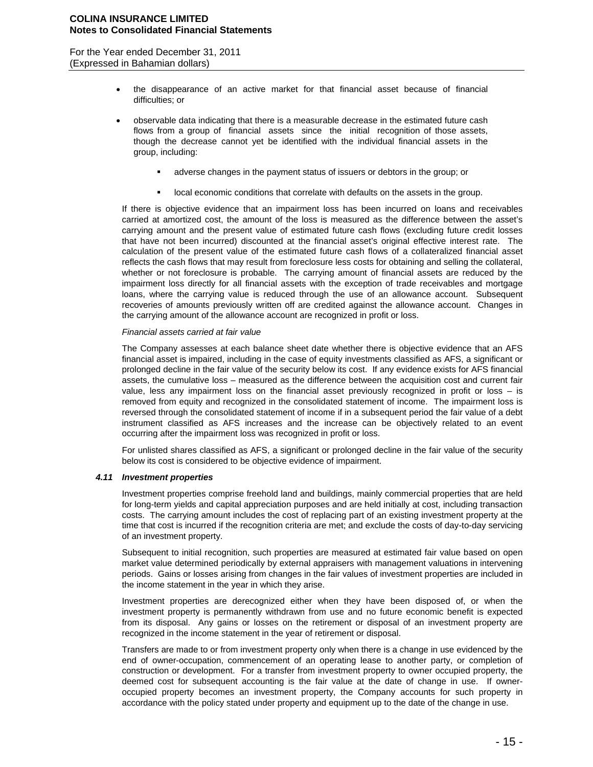- the disappearance of an active market for that financial asset because of financial difficulties; or
- observable data indicating that there is a measurable decrease in the estimated future cash flows from a group of financial assets since the initial recognition of those assets, though the decrease cannot yet be identified with the individual financial assets in the group, including:
    - adverse changes in the payment status of issuers or debtors in the group; or
    - local economic conditions that correlate with defaults on the assets in the group.

If there is objective evidence that an impairment loss has been incurred on loans and receivables carried at amortized cost, the amount of the loss is measured as the difference between the asset's carrying amount and the present value of estimated future cash flows (excluding future credit losses that have not been incurred) discounted at the financial asset's original effective interest rate. The calculation of the present value of the estimated future cash flows of a collateralized financial asset reflects the cash flows that may result from foreclosure less costs for obtaining and selling the collateral, whether or not foreclosure is probable. The carrying amount of financial assets are reduced by the impairment loss directly for all financial assets with the exception of trade receivables and mortgage loans, where the carrying value is reduced through the use of an allowance account. Subsequent recoveries of amounts previously written off are credited against the allowance account. Changes in the carrying amount of the allowance account are recognized in profit or loss.

*Financial assets carried at fair value*

The Company assesses at each balance sheet date whether there is objective evidence that an AFS financial asset is impaired, including in the case of equity investments classified as AFS, a significant or prolonged decline in the fair value of the security below its cost. If any evidence exists for AFS financial assets, the cumulative loss – measured as the difference between the acquisition cost and current fair value, less any impairment loss on the financial asset previously recognized in profit or loss – is removed from equity and recognized in the consolidated statement of income. The impairment loss is reversed through the consolidated statement of income if in a subsequent period the fair value of a debt instrument classified as AFS increases and the increase can be objectively related to an event occurring after the impairment loss was recognized in profit or loss.

For unlisted shares classified as AFS, a significant or prolonged decline in the fair value of the security below its cost is considered to be objective evidence of impairment.

### *4.11 Investment properties*

Investment properties comprise freehold land and buildings, mainly commercial properties that are held for long-term yields and capital appreciation purposes and are held initially at cost, including transaction costs. The carrying amount includes the cost of replacing part of an existing investment property at the time that cost is incurred if the recognition criteria are met; and exclude the costs of day-to-day servicing of an investment property.

Subsequent to initial recognition, such properties are measured at estimated fair value based on open market value determined periodically by external appraisers with management valuations in intervening periods. Gains or losses arising from changes in the fair values of investment properties are included in the income statement in the year in which they arise.

Investment properties are derecognized either when they have been disposed of, or when the investment property is permanently withdrawn from use and no future economic benefit is expected from its disposal. Any gains or losses on the retirement or disposal of an investment property are recognized in the income statement in the year of retirement or disposal.

Transfers are made to or from investment property only when there is a change in use evidenced by the end of owner-occupation, commencement of an operating lease to another party, or completion of construction or development. For a transfer from investment property to owner occupied property, the deemed cost for subsequent accounting is the fair value at the date of change in use. If owner-occupied property becomes an investment property, the Company accounts for such property in accordance with the policy stated under property and equipment up to the date of the change in use.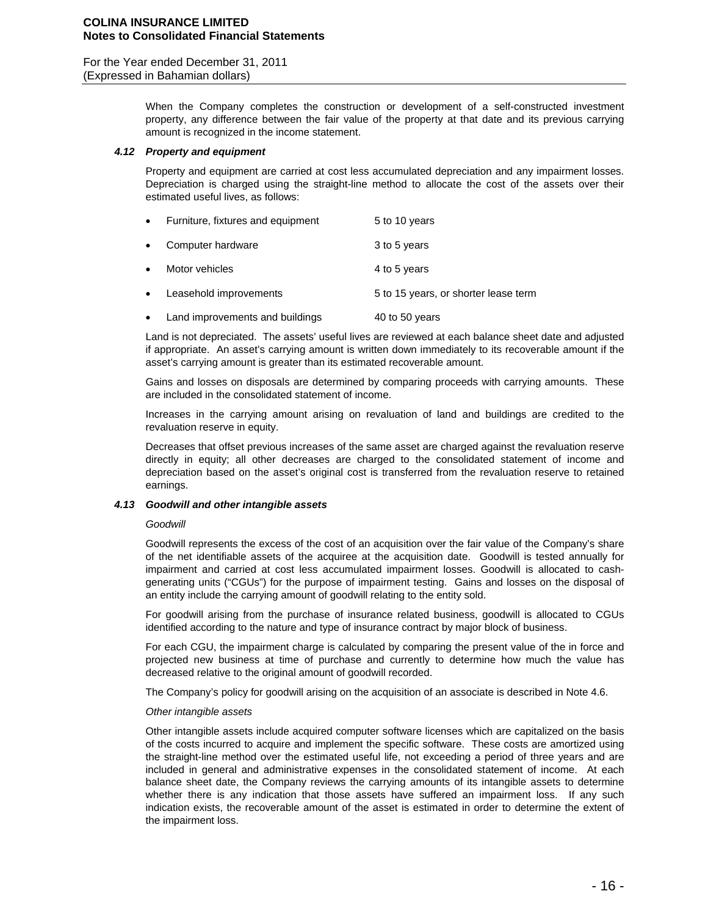When the Company completes the construction or development of a self-constructed investment property, any difference between the fair value of the property at that date and its previous carrying amount is recognized in the income statement.

#### *4.12 Property and equipment*

Property and equipment are carried at cost less accumulated depreciation and any impairment losses. Depreciation is charged using the straight-line method to allocate the cost of the assets over their estimated useful lives, as follows:

- Furniture, fixtures and equipment — 5 to 10 years
- Computer hardware — 3 to 5 years
- Motor vehicles — 4 to 5 years
- Leasehold improvements — 5 to 15 years, or shorter lease term
- Land improvements and buildings — 40 to 50 years

Land is not depreciated. The assets' useful lives are reviewed at each balance sheet date and adjusted if appropriate. An asset's carrying amount is written down immediately to its recoverable amount if the asset's carrying amount is greater than its estimated recoverable amount.

Gains and losses on disposals are determined by comparing proceeds with carrying amounts. These are included in the consolidated statement of income.

Increases in the carrying amount arising on revaluation of land and buildings are credited to the revaluation reserve in equity.

Decreases that offset previous increases of the same asset are charged against the revaluation reserve directly in equity; all other decreases are charged to the consolidated statement of income and depreciation based on the asset's original cost is transferred from the revaluation reserve to retained earnings.

#### *4.13 Goodwill and other intangible assets*

*Goodwill*

Goodwill represents the excess of the cost of an acquisition over the fair value of the Company's share of the net identifiable assets of the acquiree at the acquisition date. Goodwill is tested annually for impairment and carried at cost less accumulated impairment losses. Goodwill is allocated to cash-generating units ("CGUs") for the purpose of impairment testing. Gains and losses on the disposal of an entity include the carrying amount of goodwill relating to the entity sold.

For goodwill arising from the purchase of insurance related business, goodwill is allocated to CGUs identified according to the nature and type of insurance contract by major block of business.

For each CGU, the impairment charge is calculated by comparing the present value of the in force and projected new business at time of purchase and currently to determine how much the value has decreased relative to the original amount of goodwill recorded.

The Company's policy for goodwill arising on the acquisition of an associate is described in Note 4.6.

*Other intangible assets*

Other intangible assets include acquired computer software licenses which are capitalized on the basis of the costs incurred to acquire and implement the specific software. These costs are amortized using the straight-line method over the estimated useful life, not exceeding a period of three years and are included in general and administrative expenses in the consolidated statement of income. At each balance sheet date, the Company reviews the carrying amounts of its intangible assets to determine whether there is any indication that those assets have suffered an impairment loss. If any such indication exists, the recoverable amount of the asset is estimated in order to determine the extent of the impairment loss.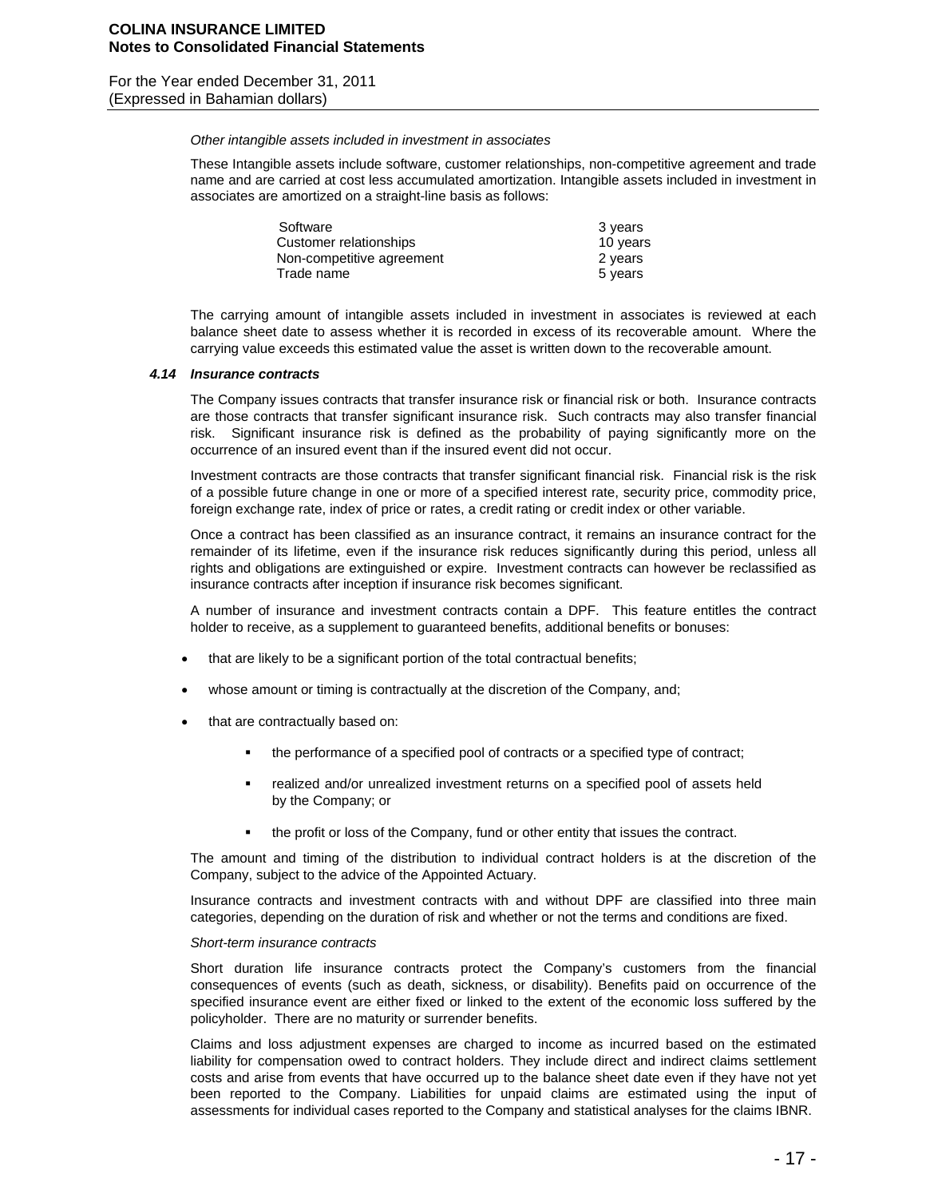*Other intangible assets included in investment in associates*

These Intangible assets include software, customer relationships, non-competitive agreement and trade name and are carried at cost less accumulated amortization. Intangible assets included in investment in associates are amortized on a straight-line basis as follows:

| | |
|---|---|
| Software | 3 years |
| Customer relationships | 10 years |
| Non-competitive agreement | 2 years |
| Trade name | 5 years |

The carrying amount of intangible assets included in investment in associates is reviewed at each balance sheet date to assess whether it is recorded in excess of its recoverable amount. Where the carrying value exceeds this estimated value the asset is written down to the recoverable amount.

### *4.14 Insurance contracts*

The Company issues contracts that transfer insurance risk or financial risk or both. Insurance contracts are those contracts that transfer significant insurance risk. Such contracts may also transfer financial risk. Significant insurance risk is defined as the probability of paying significantly more on the occurrence of an insured event than if the insured event did not occur.

Investment contracts are those contracts that transfer significant financial risk. Financial risk is the risk of a possible future change in one or more of a specified interest rate, security price, commodity price, foreign exchange rate, index of price or rates, a credit rating or credit index or other variable.

Once a contract has been classified as an insurance contract, it remains an insurance contract for the remainder of its lifetime, even if the insurance risk reduces significantly during this period, unless all rights and obligations are extinguished or expire. Investment contracts can however be reclassified as insurance contracts after inception if insurance risk becomes significant.

A number of insurance and investment contracts contain a DPF. This feature entitles the contract holder to receive, as a supplement to guaranteed benefits, additional benefits or bonuses:

- that are likely to be a significant portion of the total contractual benefits;
- whose amount or timing is contractually at the discretion of the Company, and;
- that are contractually based on:
  - the performance of a specified pool of contracts or a specified type of contract;
  - realized and/or unrealized investment returns on a specified pool of assets held by the Company; or
  - the profit or loss of the Company, fund or other entity that issues the contract.

The amount and timing of the distribution to individual contract holders is at the discretion of the Company, subject to the advice of the Appointed Actuary.

Insurance contracts and investment contracts with and without DPF are classified into three main categories, depending on the duration of risk and whether or not the terms and conditions are fixed.

*Short-term insurance contracts*

Short duration life insurance contracts protect the Company's customers from the financial consequences of events (such as death, sickness, or disability). Benefits paid on occurrence of the specified insurance event are either fixed or linked to the extent of the economic loss suffered by the policyholder. There are no maturity or surrender benefits.

Claims and loss adjustment expenses are charged to income as incurred based on the estimated liability for compensation owed to contract holders. They include direct and indirect claims settlement costs and arise from events that have occurred up to the balance sheet date even if they have not yet been reported to the Company. Liabilities for unpaid claims are estimated using the input of assessments for individual cases reported to the Company and statistical analyses for the claims IBNR.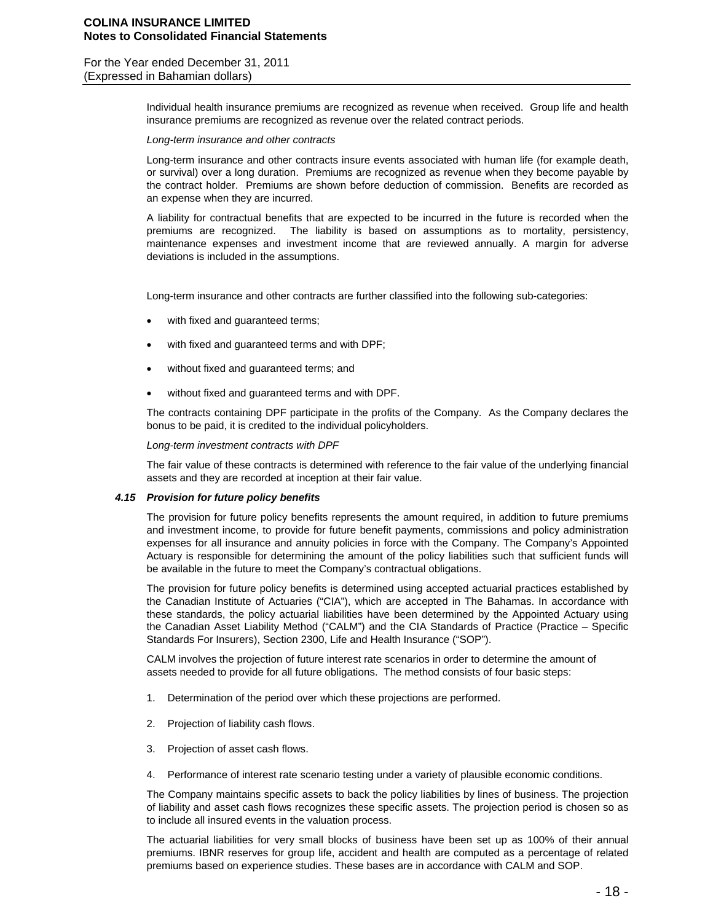Individual health insurance premiums are recognized as revenue when received. Group life and health insurance premiums are recognized as revenue over the related contract periods.

*Long-term insurance and other contracts*

Long-term insurance and other contracts insure events associated with human life (for example death, or survival) over a long duration. Premiums are recognized as revenue when they become payable by the contract holder. Premiums are shown before deduction of commission. Benefits are recorded as an expense when they are incurred.

A liability for contractual benefits that are expected to be incurred in the future is recorded when the premiums are recognized. The liability is based on assumptions as to mortality, persistency, maintenance expenses and investment income that are reviewed annually. A margin for adverse deviations is included in the assumptions.

Long-term insurance and other contracts are further classified into the following sub-categories:

- with fixed and guaranteed terms;
- with fixed and guaranteed terms and with DPF;
- without fixed and guaranteed terms; and
- without fixed and guaranteed terms and with DPF.

The contracts containing DPF participate in the profits of the Company. As the Company declares the bonus to be paid, it is credited to the individual policyholders.

*Long-term investment contracts with DPF*

The fair value of these contracts is determined with reference to the fair value of the underlying financial assets and they are recorded at inception at their fair value.

### *4.15 Provision for future policy benefits*

The provision for future policy benefits represents the amount required, in addition to future premiums and investment income, to provide for future benefit payments, commissions and policy administration expenses for all insurance and annuity policies in force with the Company. The Company's Appointed Actuary is responsible for determining the amount of the policy liabilities such that sufficient funds will be available in the future to meet the Company's contractual obligations.

The provision for future policy benefits is determined using accepted actuarial practices established by the Canadian Institute of Actuaries ("CIA"), which are accepted in The Bahamas. In accordance with these standards, the policy actuarial liabilities have been determined by the Appointed Actuary using the Canadian Asset Liability Method ("CALM") and the CIA Standards of Practice (Practice – Specific Standards For Insurers), Section 2300, Life and Health Insurance ("SOP").

CALM involves the projection of future interest rate scenarios in order to determine the amount of assets needed to provide for all future obligations. The method consists of four basic steps:

1. Determination of the period over which these projections are performed.
2. Projection of liability cash flows.
3. Projection of asset cash flows.
4. Performance of interest rate scenario testing under a variety of plausible economic conditions.

The Company maintains specific assets to back the policy liabilities by lines of business. The projection of liability and asset cash flows recognizes these specific assets. The projection period is chosen so as to include all insured events in the valuation process.

The actuarial liabilities for very small blocks of business have been set up as 100% of their annual premiums. IBNR reserves for group life, accident and health are computed as a percentage of related premiums based on experience studies. These bases are in accordance with CALM and SOP.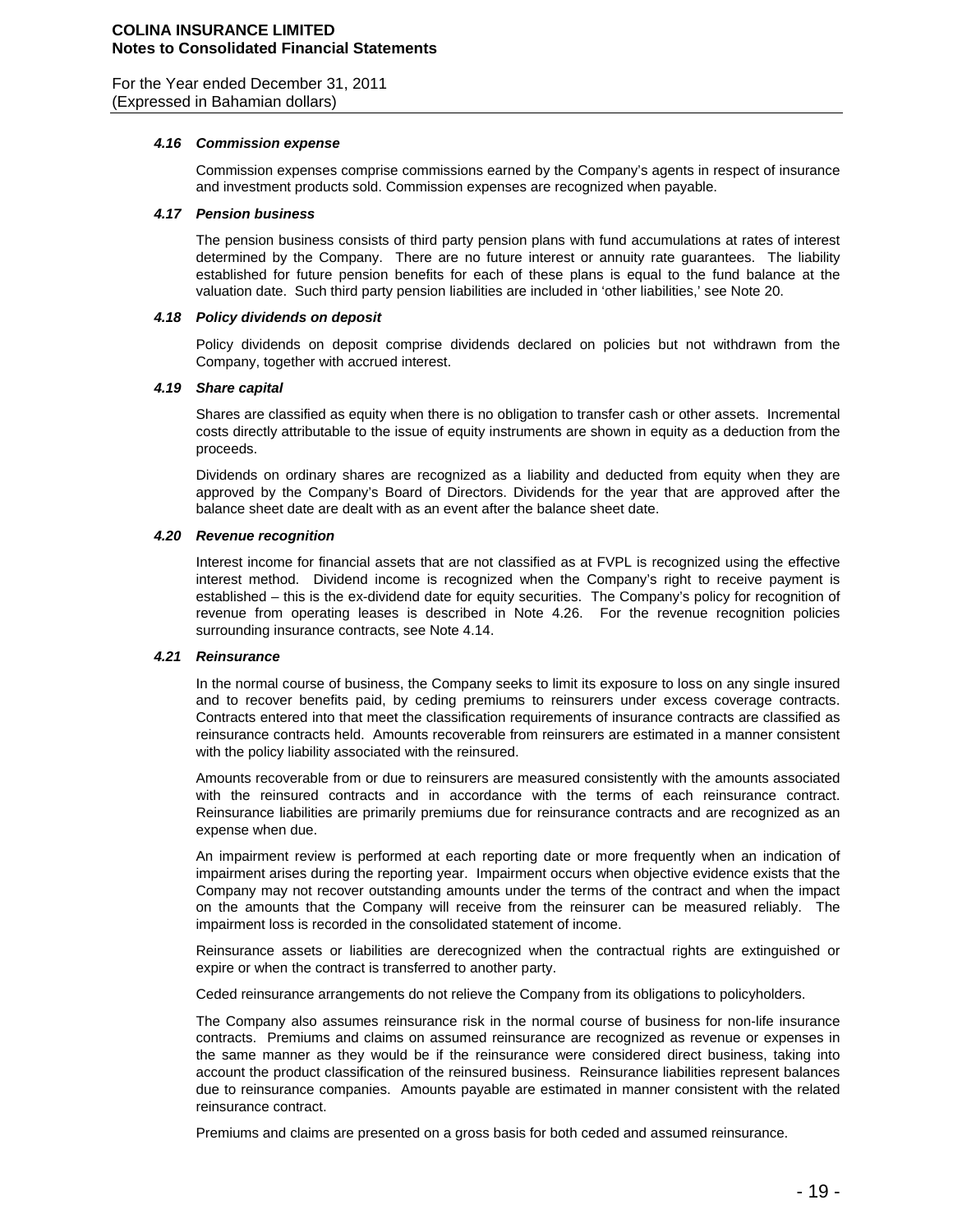### *4.16 Commission expense*

Commission expenses comprise commissions earned by the Company's agents in respect of insurance and investment products sold. Commission expenses are recognized when payable.

### *4.17 Pension business*

The pension business consists of third party pension plans with fund accumulations at rates of interest determined by the Company. There are no future interest or annuity rate guarantees. The liability established for future pension benefits for each of these plans is equal to the fund balance at the valuation date. Such third party pension liabilities are included in 'other liabilities,' see Note 20.

### *4.18 Policy dividends on deposit*

Policy dividends on deposit comprise dividends declared on policies but not withdrawn from the Company, together with accrued interest.

### *4.19 Share capital*

Shares are classified as equity when there is no obligation to transfer cash or other assets. Incremental costs directly attributable to the issue of equity instruments are shown in equity as a deduction from the proceeds.

Dividends on ordinary shares are recognized as a liability and deducted from equity when they are approved by the Company's Board of Directors. Dividends for the year that are approved after the balance sheet date are dealt with as an event after the balance sheet date.

### *4.20 Revenue recognition*

Interest income for financial assets that are not classified as at FVPL is recognized using the effective interest method. Dividend income is recognized when the Company's right to receive payment is established – this is the ex-dividend date for equity securities. The Company's policy for recognition of revenue from operating leases is described in Note 4.26. For the revenue recognition policies surrounding insurance contracts, see Note 4.14.

### *4.21 Reinsurance*

In the normal course of business, the Company seeks to limit its exposure to loss on any single insured and to recover benefits paid, by ceding premiums to reinsurers under excess coverage contracts. Contracts entered into that meet the classification requirements of insurance contracts are classified as reinsurance contracts held. Amounts recoverable from reinsurers are estimated in a manner consistent with the policy liability associated with the reinsured.

Amounts recoverable from or due to reinsurers are measured consistently with the amounts associated with the reinsured contracts and in accordance with the terms of each reinsurance contract. Reinsurance liabilities are primarily premiums due for reinsurance contracts and are recognized as an expense when due.

An impairment review is performed at each reporting date or more frequently when an indication of impairment arises during the reporting year. Impairment occurs when objective evidence exists that the Company may not recover outstanding amounts under the terms of the contract and when the impact on the amounts that the Company will receive from the reinsurer can be measured reliably. The impairment loss is recorded in the consolidated statement of income.

Reinsurance assets or liabilities are derecognized when the contractual rights are extinguished or expire or when the contract is transferred to another party.

Ceded reinsurance arrangements do not relieve the Company from its obligations to policyholders.

The Company also assumes reinsurance risk in the normal course of business for non-life insurance contracts. Premiums and claims on assumed reinsurance are recognized as revenue or expenses in the same manner as they would be if the reinsurance were considered direct business, taking into account the product classification of the reinsured business. Reinsurance liabilities represent balances due to reinsurance companies. Amounts payable are estimated in manner consistent with the related reinsurance contract.

Premiums and claims are presented on a gross basis for both ceded and assumed reinsurance.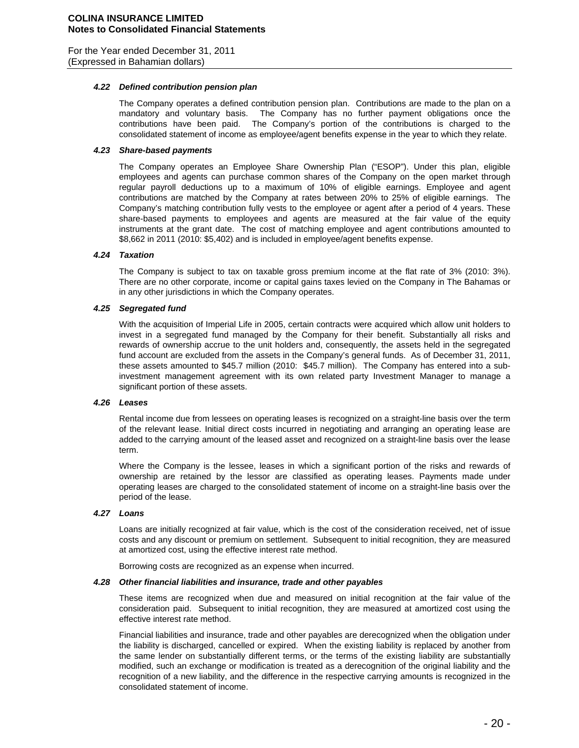#### 4.22 *Defined contribution pension plan*

The Company operates a defined contribution pension plan. Contributions are made to the plan on a mandatory and voluntary basis. The Company has no further payment obligations once the contributions have been paid. The Company's portion of the contributions is charged to the consolidated statement of income as employee/agent benefits expense in the year to which they relate.

#### 4.23 *Share-based payments*

The Company operates an Employee Share Ownership Plan ("ESOP"). Under this plan, eligible employees and agents can purchase common shares of the Company on the open market through regular payroll deductions up to a maximum of 10% of eligible earnings. Employee and agent contributions are matched by the Company at rates between 20% to 25% of eligible earnings. The Company's matching contribution fully vests to the employee or agent after a period of 4 years. These share-based payments to employees and agents are measured at the fair value of the equity instruments at the grant date. The cost of matching employee and agent contributions amounted to $8,662 in 2011 (2010: $5,402) and is included in employee/agent benefits expense.

#### 4.24 *Taxation*

The Company is subject to tax on taxable gross premium income at the flat rate of 3% (2010: 3%). There are no other corporate, income or capital gains taxes levied on the Company in The Bahamas or in any other jurisdictions in which the Company operates.

#### 4.25 *Segregated fund*

With the acquisition of Imperial Life in 2005, certain contracts were acquired which allow unit holders to invest in a segregated fund managed by the Company for their benefit. Substantially all risks and rewards of ownership accrue to the unit holders and, consequently, the assets held in the segregated fund account are excluded from the assets in the Company's general funds. As of December 31, 2011, these assets amounted to $45.7 million (2010: $45.7 million). The Company has entered into a sub-investment management agreement with its own related party Investment Manager to manage a significant portion of these assets.

#### 4.26 *Leases*

Rental income due from lessees on operating leases is recognized on a straight-line basis over the term of the relevant lease. Initial direct costs incurred in negotiating and arranging an operating lease are added to the carrying amount of the leased asset and recognized on a straight-line basis over the lease term.

Where the Company is the lessee, leases in which a significant portion of the risks and rewards of ownership are retained by the lessor are classified as operating leases. Payments made under operating leases are charged to the consolidated statement of income on a straight-line basis over the period of the lease.

#### 4.27 *Loans*

Loans are initially recognized at fair value, which is the cost of the consideration received, net of issue costs and any discount or premium on settlement. Subsequent to initial recognition, they are measured at amortized cost, using the effective interest rate method.

Borrowing costs are recognized as an expense when incurred.

#### 4.28 *Other financial liabilities and insurance, trade and other payables*

These items are recognized when due and measured on initial recognition at the fair value of the consideration paid. Subsequent to initial recognition, they are measured at amortized cost using the effective interest rate method.

Financial liabilities and insurance, trade and other payables are derecognized when the obligation under the liability is discharged, cancelled or expired. When the existing liability is replaced by another from the same lender on substantially different terms, or the terms of the existing liability are substantially modified, such an exchange or modification is treated as a derecognition of the original liability and the recognition of a new liability, and the difference in the respective carrying amounts is recognized in the consolidated statement of income.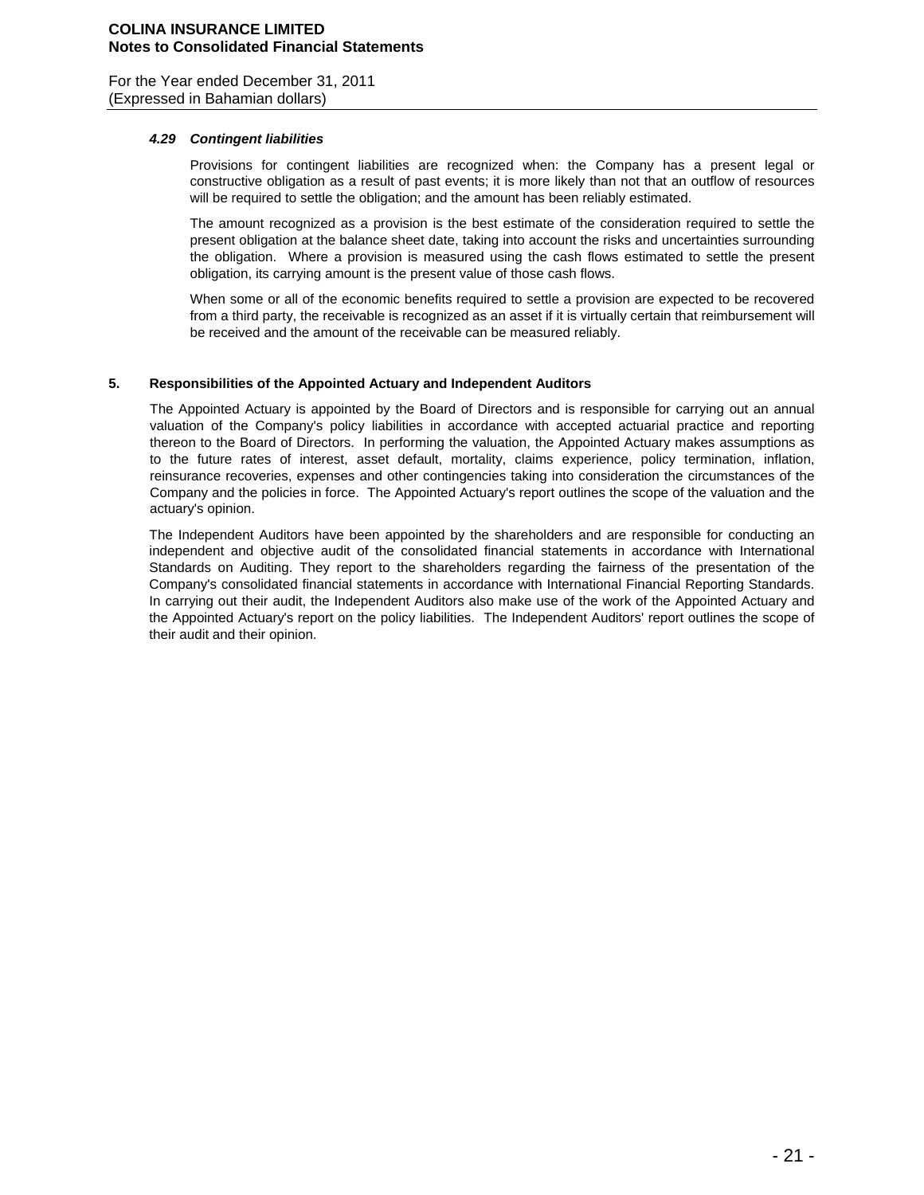### *4.29 Contingent liabilities*

Provisions for contingent liabilities are recognized when: the Company has a present legal or constructive obligation as a result of past events; it is more likely than not that an outflow of resources will be required to settle the obligation; and the amount has been reliably estimated.

The amount recognized as a provision is the best estimate of the consideration required to settle the present obligation at the balance sheet date, taking into account the risks and uncertainties surrounding the obligation. Where a provision is measured using the cash flows estimated to settle the present obligation, its carrying amount is the present value of those cash flows.

When some or all of the economic benefits required to settle a provision are expected to be recovered from a third party, the receivable is recognized as an asset if it is virtually certain that reimbursement will be received and the amount of the receivable can be measured reliably.

## 5. Responsibilities of the Appointed Actuary and Independent Auditors

The Appointed Actuary is appointed by the Board of Directors and is responsible for carrying out an annual valuation of the Company's policy liabilities in accordance with accepted actuarial practice and reporting thereon to the Board of Directors. In performing the valuation, the Appointed Actuary makes assumptions as to the future rates of interest, asset default, mortality, claims experience, policy termination, inflation, reinsurance recoveries, expenses and other contingencies taking into consideration the circumstances of the Company and the policies in force. The Appointed Actuary's report outlines the scope of the valuation and the actuary's opinion.

The Independent Auditors have been appointed by the shareholders and are responsible for conducting an independent and objective audit of the consolidated financial statements in accordance with International Standards on Auditing. They report to the shareholders regarding the fairness of the presentation of the Company's consolidated financial statements in accordance with International Financial Reporting Standards. In carrying out their audit, the Independent Auditors also make use of the work of the Appointed Actuary and the Appointed Actuary's report on the policy liabilities. The Independent Auditors' report outlines the scope of their audit and their opinion.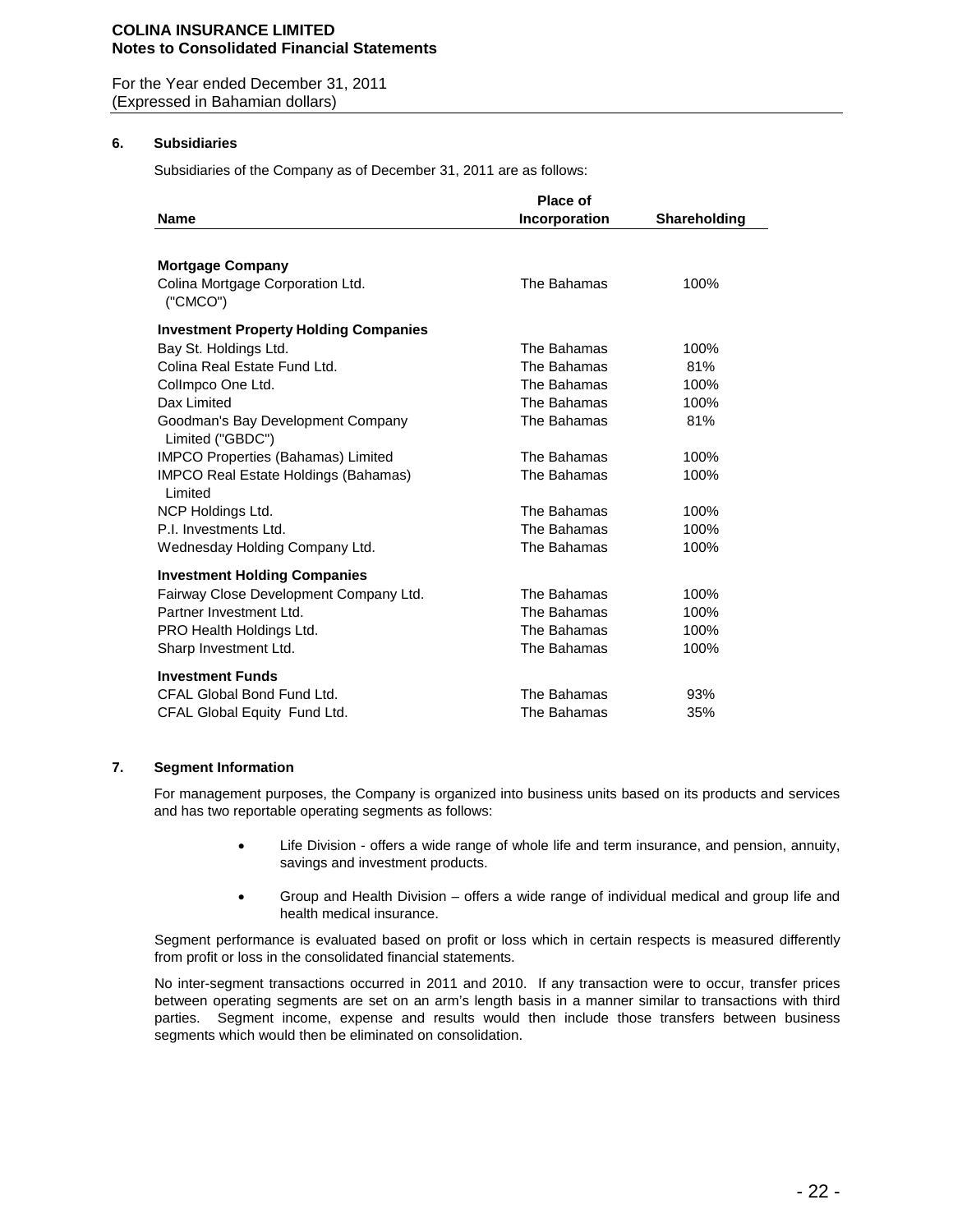## 6. Subsidiaries

Subsidiaries of the Company as of December 31, 2011 are as follows:

| Name | Place of Incorporation | Shareholding |
|---|---|---|
| **Mortgage Company** | | |
| Colina Mortgage Corporation Ltd. ("CMCO") | The Bahamas | 100% |
| **Investment Property Holding Companies** | | |
| Bay St. Holdings Ltd. | The Bahamas | 100% |
| Colina Real Estate Fund Ltd. | The Bahamas | 81% |
| CoIImpco One Ltd. | The Bahamas | 100% |
| Dax Limited | The Bahamas | 100% |
| Goodman's Bay Development Company Limited ("GBDC") | The Bahamas | 81% |
| IMPCO Properties (Bahamas) Limited | The Bahamas | 100% |
| IMPCO Real Estate Holdings (Bahamas) Limited | The Bahamas | 100% |
| NCP Holdings Ltd. | The Bahamas | 100% |
| P.I. Investments Ltd. | The Bahamas | 100% |
| Wednesday Holding Company Ltd. | The Bahamas | 100% |
| **Investment Holding Companies** | | |
| Fairway Close Development Company Ltd. | The Bahamas | 100% |
| Partner Investment Ltd. | The Bahamas | 100% |
| PRO Health Holdings Ltd. | The Bahamas | 100% |
| Sharp Investment Ltd. | The Bahamas | 100% |
| **Investment Funds** | | |
| CFAL Global Bond Fund Ltd. | The Bahamas | 93% |
| CFAL Global Equity Fund Ltd. | The Bahamas | 35% |

## 7. Segment Information

For management purposes, the Company is organized into business units based on its products and services and has two reportable operating segments as follows:

- Life Division - offers a wide range of whole life and term insurance, and pension, annuity, savings and investment products.
- Group and Health Division – offers a wide range of individual medical and group life and health medical insurance.

Segment performance is evaluated based on profit or loss which in certain respects is measured differently from profit or loss in the consolidated financial statements.

No inter-segment transactions occurred in 2011 and 2010. If any transaction were to occur, transfer prices between operating segments are set on an arm's length basis in a manner similar to transactions with third parties. Segment income, expense and results would then include those transfers between business segments which would then be eliminated on consolidation.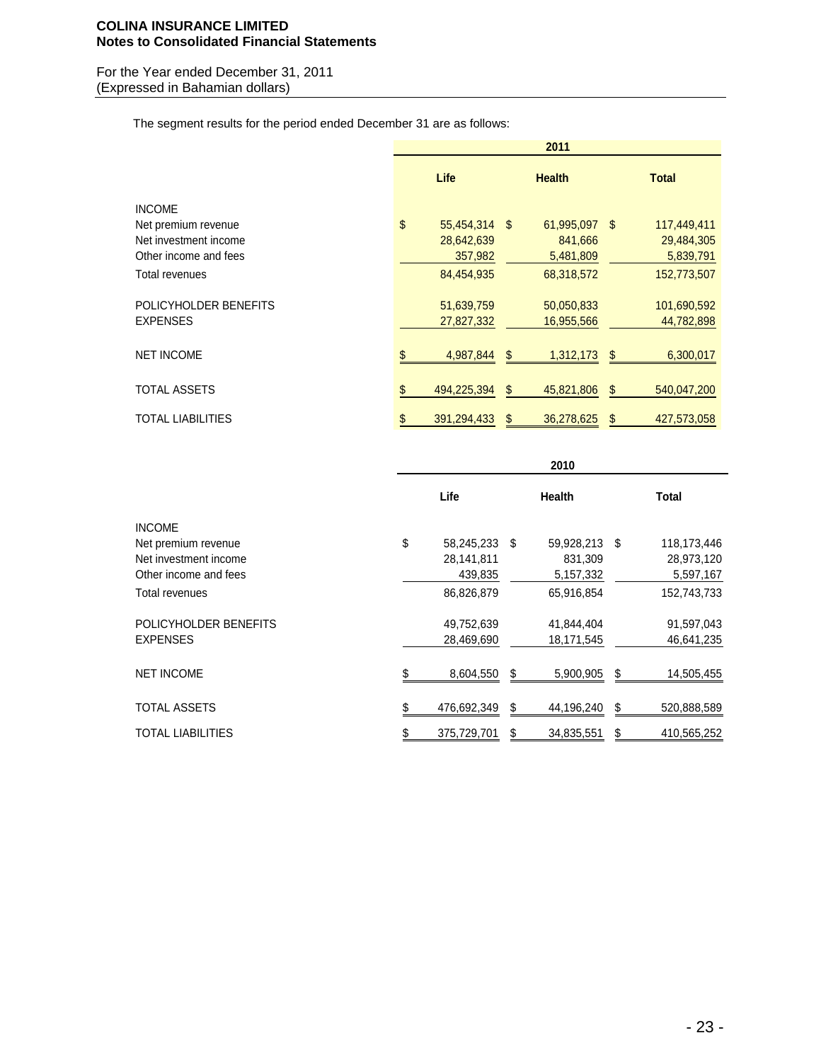The segment results for the period ended December 31 are as follows:

| | 2011 | | |
|---|---|---|---|
| | **Life** | **Health** | **Total** |
| INCOME | | | |
| Net premium revenue | $ 55,454,314 | $ 61,995,097 | $ 117,449,411 |
| Net investment income | 28,642,639 | 841,666 | 29,484,305 |
| Other income and fees | 357,982 | 5,481,809 | 5,839,791 |
| Total revenues | 84,454,935 | 68,318,572 | 152,773,507 |
| POLICYHOLDER BENEFITS | 51,639,759 | 50,050,833 | 101,690,592 |
| EXPENSES | 27,827,332 | 16,955,566 | 44,782,898 |
| NET INCOME | $ 4,987,844 | $ 1,312,173 | $ 6,300,017 |
| TOTAL ASSETS | $ 494,225,394 | $ 45,821,806 | $ 540,047,200 |
| TOTAL LIABILITIES | $ 391,294,433 | $ 36,278,625 | $ 427,573,058 |

| | 2010 | | |
|---|---|---|---|
| | **Life** | **Health** | **Total** |
| INCOME | | | |
| Net premium revenue | $ 58,245,233 | $ 59,928,213 | $ 118,173,446 |
| Net investment income | 28,141,811 | 831,309 | 28,973,120 |
| Other income and fees | 439,835 | 5,157,332 | 5,597,167 |
| Total revenues | 86,826,879 | 65,916,854 | 152,743,733 |
| POLICYHOLDER BENEFITS | 49,752,639 | 41,844,404 | 91,597,043 |
| EXPENSES | 28,469,690 | 18,171,545 | 46,641,235 |
| NET INCOME | $ 8,604,550 | $ 5,900,905 | $ 14,505,455 |
| TOTAL ASSETS | $ 476,692,349 | $ 44,196,240 | $ 520,888,589 |
| TOTAL LIABILITIES | $ 375,729,701 | $ 34,835,551 | $ 410,565,252 |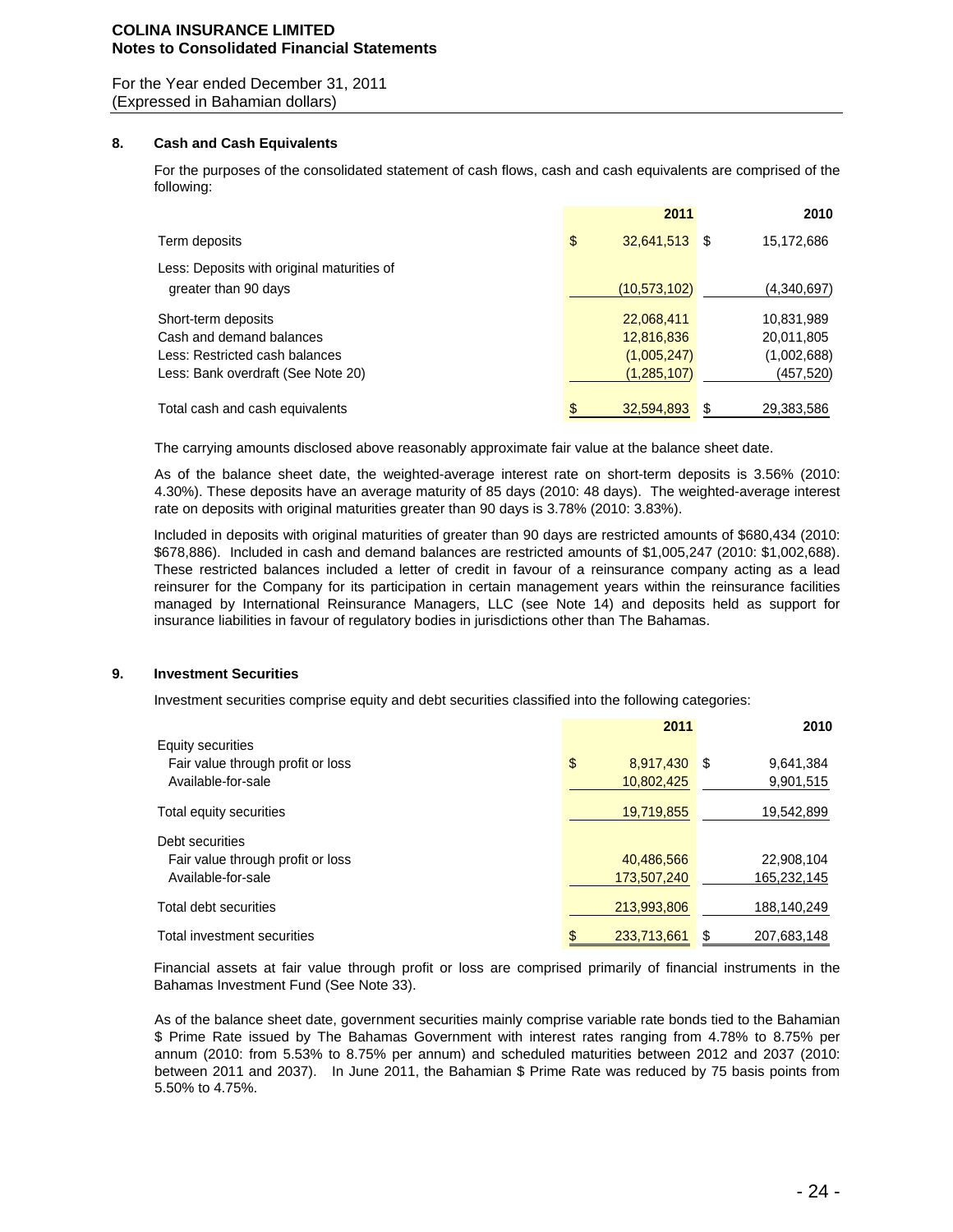## 8. Cash and Cash Equivalents

For the purposes of the consolidated statement of cash flows, cash and cash equivalents are comprised of the following:

| | 2011 | 2010 |
|---|---|---|
| Term deposits | $ 32,641,513 | $ 15,172,686 |
| Less: Deposits with original maturities of greater than 90 days | (10,573,102) | (4,340,697) |
| Short-term deposits | 22,068,411 | 10,831,989 |
| Cash and demand balances | 12,816,836 | 20,011,805 |
| Less: Restricted cash balances | (1,005,247) | (1,002,688) |
| Less: Bank overdraft (See Note 20) | (1,285,107) | (457,520) |
| Total cash and cash equivalents | $ 32,594,893 | $ 29,383,586 |

The carrying amounts disclosed above reasonably approximate fair value at the balance sheet date.

As of the balance sheet date, the weighted-average interest rate on short-term deposits is 3.56% (2010: 4.30%). These deposits have an average maturity of 85 days (2010: 48 days). The weighted-average interest rate on deposits with original maturities greater than 90 days is 3.78% (2010: 3.83%).

Included in deposits with original maturities of greater than 90 days are restricted amounts of $680,434 (2010: $678,886). Included in cash and demand balances are restricted amounts of $1,005,247 (2010: $1,002,688). These restricted balances included a letter of credit in favour of a reinsurance company acting as a lead reinsurer for the Company for its participation in certain management years within the reinsurance facilities managed by International Reinsurance Managers, LLC (see Note 14) and deposits held as support for insurance liabilities in favour of regulatory bodies in jurisdictions other than The Bahamas.

## 9. Investment Securities

Investment securities comprise equity and debt securities classified into the following categories:

| | 2011 | 2010 |
|---|---|---|
| Equity securities | | |
| Fair value through profit or loss | $ 8,917,430 | $ 9,641,384 |
| Available-for-sale | 10,802,425 | 9,901,515 |
| Total equity securities | 19,719,855 | 19,542,899 |
| Debt securities | | |
| Fair value through profit or loss | 40,486,566 | 22,908,104 |
| Available-for-sale | 173,507,240 | 165,232,145 |
| Total debt securities | 213,993,806 | 188,140,249 |
| Total investment securities | $ 233,713,661 | $ 207,683,148 |

Financial assets at fair value through profit or loss are comprised primarily of financial instruments in the Bahamas Investment Fund (See Note 33).

As of the balance sheet date, government securities mainly comprise variable rate bonds tied to the Bahamian $ Prime Rate issued by The Bahamas Government with interest rates ranging from 4.78% to 8.75% per annum (2010: from 5.53% to 8.75% per annum) and scheduled maturities between 2012 and 2037 (2010: between 2011 and 2037). In June 2011, the Bahamian $ Prime Rate was reduced by 75 basis points from 5.50% to 4.75%.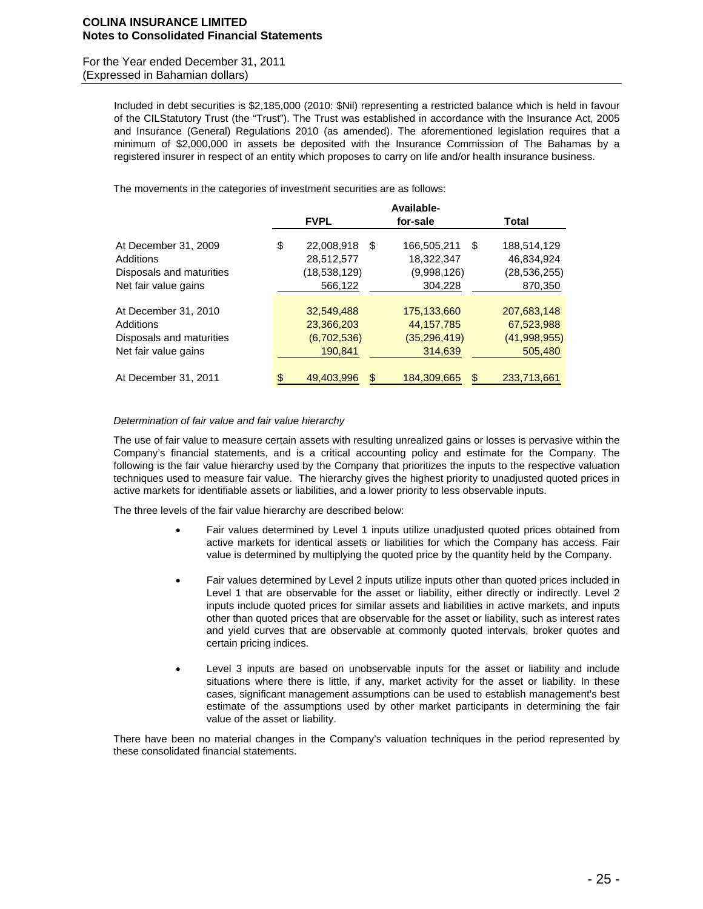Included in debt securities is $2,185,000 (2010: $Nil) representing a restricted balance which is held in favour of the CILStatutory Trust (the "Trust"). The Trust was established in accordance with the Insurance Act, 2005 and Insurance (General) Regulations 2010 (as amended). The aforementioned legislation requires that a minimum of $2,000,000 in assets be deposited with the Insurance Commission of The Bahamas by a registered insurer in respect of an entity which proposes to carry on life and/or health insurance business.

The movements in the categories of investment securities are as follows:

| | FVPL | Available-for-sale | Total |
|---|---|---|---|
| At December 31, 2009 | $ 22,008,918 | $ 166,505,211 | $ 188,514,129 |
| Additions | 28,512,577 | 18,322,347 | 46,834,924 |
| Disposals and maturities | (18,538,129) | (9,998,126) | (28,536,255) |
| Net fair value gains | 566,122 | 304,228 | 870,350 |
| At December 31, 2010 | 32,549,488 | 175,133,660 | 207,683,148 |
| Additions | 23,366,203 | 44,157,785 | 67,523,988 |
| Disposals and maturities | (6,702,536) | (35,296,419) | (41,998,955) |
| Net fair value gains | 190,841 | 314,639 | 505,480 |
| At December 31, 2011 | $ 49,403,996 | $ 184,309,665 | $ 233,713,661 |

*Determination of fair value and fair value hierarchy*

The use of fair value to measure certain assets with resulting unrealized gains or losses is pervasive within the Company's financial statements, and is a critical accounting policy and estimate for the Company. The following is the fair value hierarchy used by the Company that prioritizes the inputs to the respective valuation techniques used to measure fair value. The hierarchy gives the highest priority to unadjusted quoted prices in active markets for identifiable assets or liabilities, and a lower priority to less observable inputs.

The three levels of the fair value hierarchy are described below:

- Fair values determined by Level 1 inputs utilize unadjusted quoted prices obtained from active markets for identical assets or liabilities for which the Company has access. Fair value is determined by multiplying the quoted price by the quantity held by the Company.

- Fair values determined by Level 2 inputs utilize inputs other than quoted prices included in Level 1 that are observable for the asset or liability, either directly or indirectly. Level 2 inputs include quoted prices for similar assets and liabilities in active markets, and inputs other than quoted prices that are observable for the asset or liability, such as interest rates and yield curves that are observable at commonly quoted intervals, broker quotes and certain pricing indices.

- Level 3 inputs are based on unobservable inputs for the asset or liability and include situations where there is little, if any, market activity for the asset or liability. In these cases, significant management assumptions can be used to establish management's best estimate of the assumptions used by other market participants in determining the fair value of the asset or liability.

There have been no material changes in the Company's valuation techniques in the period represented by these consolidated financial statements.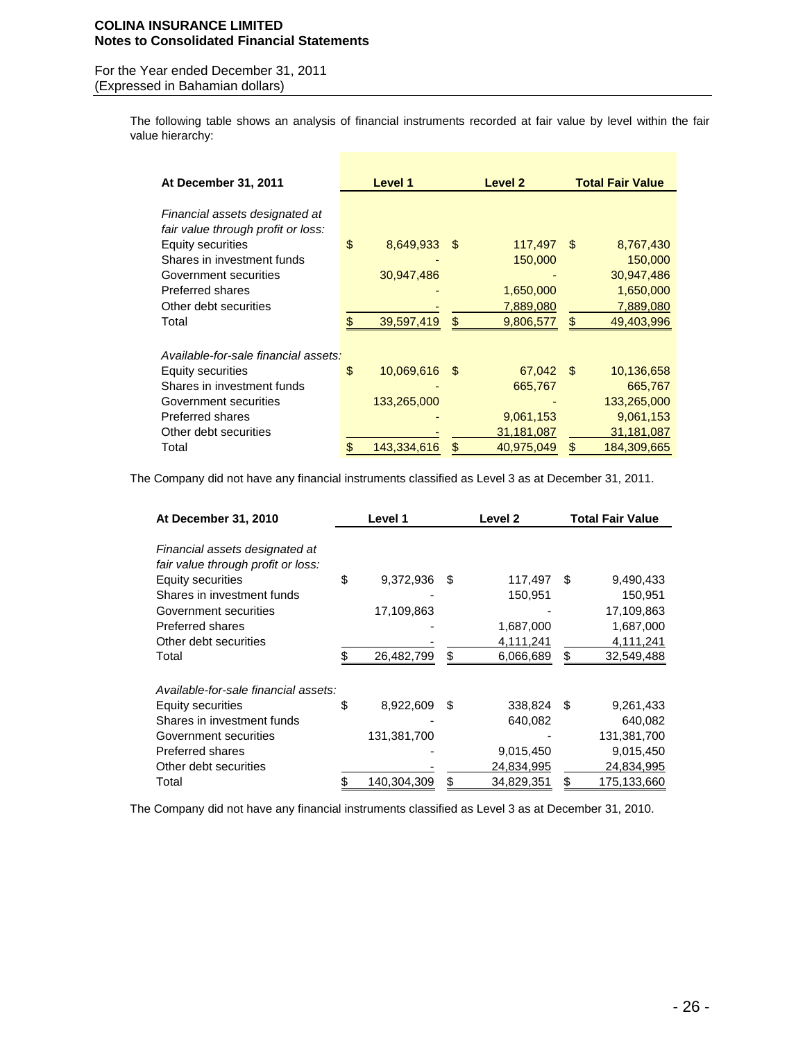The following table shows an analysis of financial instruments recorded at fair value by level within the fair value hierarchy:

| At December 31, 2011 | Level 1 | Level 2 | Total Fair Value |
|---|---|---|---|
| *Financial assets designated at fair value through profit or loss:* | | | |
| Equity securities | $ 8,649,933 | $ 117,497 | $ 8,767,430 |
| Shares in investment funds | - | 150,000 | 150,000 |
| Government securities | 30,947,486 | - | 30,947,486 |
| Preferred shares | - | 1,650,000 | 1,650,000 |
| Other debt securities | - | 7,889,080 | 7,889,080 |
| Total | $ 39,597,419 | $ 9,806,577 | $ 49,403,996 |
| *Available-for-sale financial assets:* | | | |
| Equity securities | $ 10,069,616 | $ 67,042 | $ 10,136,658 |
| Shares in investment funds | - | 665,767 | 665,767 |
| Government securities | 133,265,000 | - | 133,265,000 |
| Preferred shares | - | 9,061,153 | 9,061,153 |
| Other debt securities | - | 31,181,087 | 31,181,087 |
| Total | $ 143,334,616 | $ 40,975,049 | $ 184,309,665 |

The Company did not have any financial instruments classified as Level 3 as at December 31, 2011.

| At December 31, 2010 | Level 1 | Level 2 | Total Fair Value |
|---|---|---|---|
| *Financial assets designated at fair value through profit or loss:* | | | |
| Equity securities | $ 9,372,936 | $ 117,497 | $ 9,490,433 |
| Shares in investment funds | - | 150,951 | 150,951 |
| Government securities | 17,109,863 | - | 17,109,863 |
| Preferred shares | - | 1,687,000 | 1,687,000 |
| Other debt securities | - | 4,111,241 | 4,111,241 |
| Total | $ 26,482,799 | $ 6,066,689 | $ 32,549,488 |
| *Available-for-sale financial assets:* | | | |
| Equity securities | $ 8,922,609 | $ 338,824 | $ 9,261,433 |
| Shares in investment funds | - | 640,082 | 640,082 |
| Government securities | 131,381,700 | - | 131,381,700 |
| Preferred shares | - | 9,015,450 | 9,015,450 |
| Other debt securities | - | 24,834,995 | 24,834,995 |
| Total | $ 140,304,309 | $ 34,829,351 | $ 175,133,660 |

The Company did not have any financial instruments classified as Level 3 as at December 31, 2010.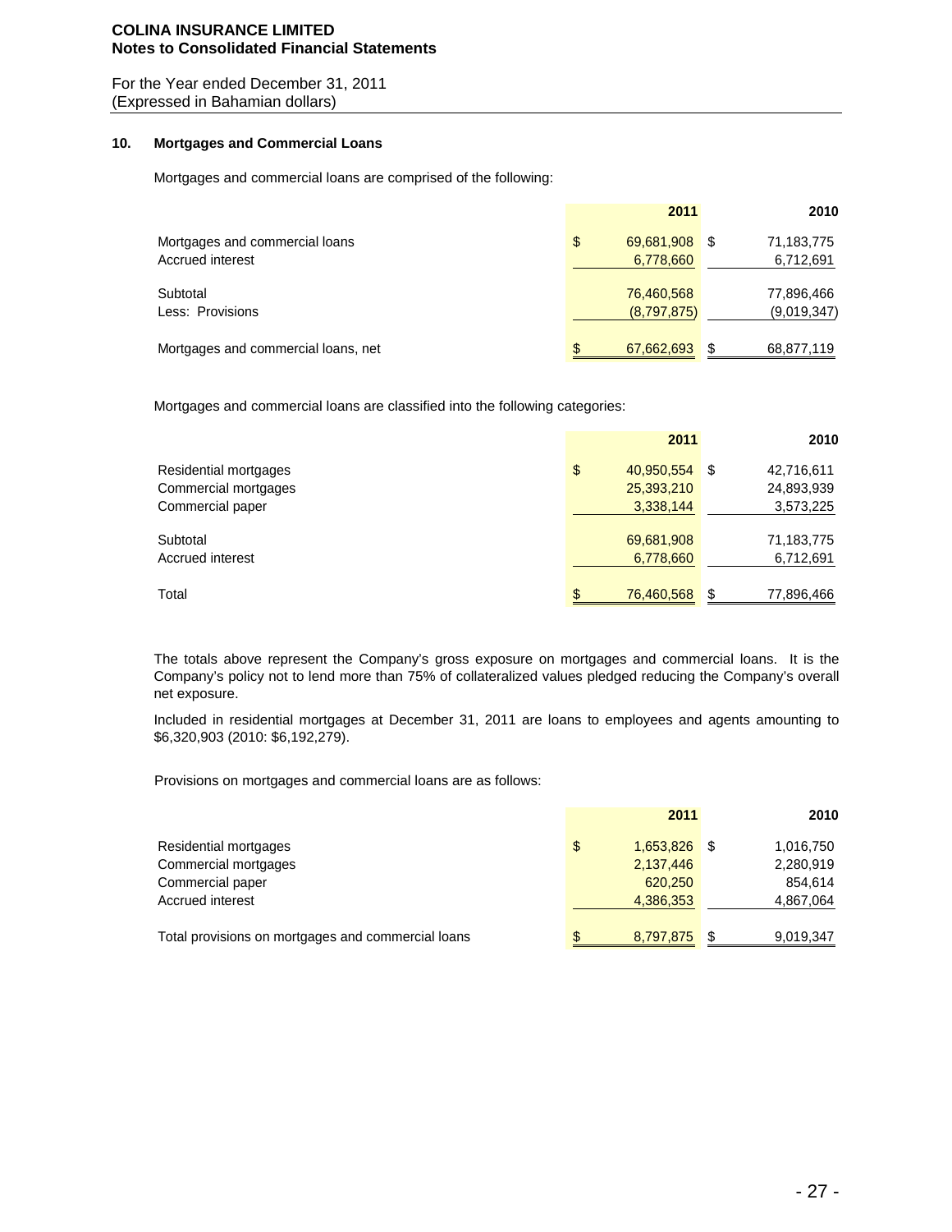COLINA INSURANCE LIMITED
Notes to Consolidated Financial Statements

For the Year ended December 31, 2011
(Expressed in Bahamian dollars)

### 10. Mortgages and Commercial Loans

Mortgages and commercial loans are comprised of the following:

| | 2011 | 2010 |
|---|---|---|
| Mortgages and commercial loans | $ 69,681,908 | $ 71,183,775 |
| Accrued interest | 6,778,660 | 6,712,691 |
| Subtotal | 76,460,568 | 77,896,466 |
| Less: Provisions | (8,797,875) | (9,019,347) |
| Mortgages and commercial loans, net | $ 67,662,693 | $ 68,877,119 |

Mortgages and commercial loans are classified into the following categories:

| | 2011 | 2010 |
|---|---|---|
| Residential mortgages | $ 40,950,554 | $ 42,716,611 |
| Commercial mortgages | 25,393,210 | 24,893,939 |
| Commercial paper | 3,338,144 | 3,573,225 |
| Subtotal | 69,681,908 | 71,183,775 |
| Accrued interest | 6,778,660 | 6,712,691 |
| Total | $ 76,460,568 | $ 77,896,466 |

The totals above represent the Company's gross exposure on mortgages and commercial loans. It is the Company's policy not to lend more than 75% of collateralized values pledged reducing the Company's overall net exposure.

Included in residential mortgages at December 31, 2011 are loans to employees and agents amounting to $6,320,903 (2010: $6,192,279).

Provisions on mortgages and commercial loans are as follows:

| | 2011 | 2010 |
|---|---|---|
| Residential mortgages | $ 1,653,826 | $ 1,016,750 |
| Commercial mortgages | 2,137,446 | 2,280,919 |
| Commercial paper | 620,250 | 854,614 |
| Accrued interest | 4,386,353 | 4,867,064 |
| Total provisions on mortgages and commercial loans | $ 8,797,875 | $ 9,019,347 |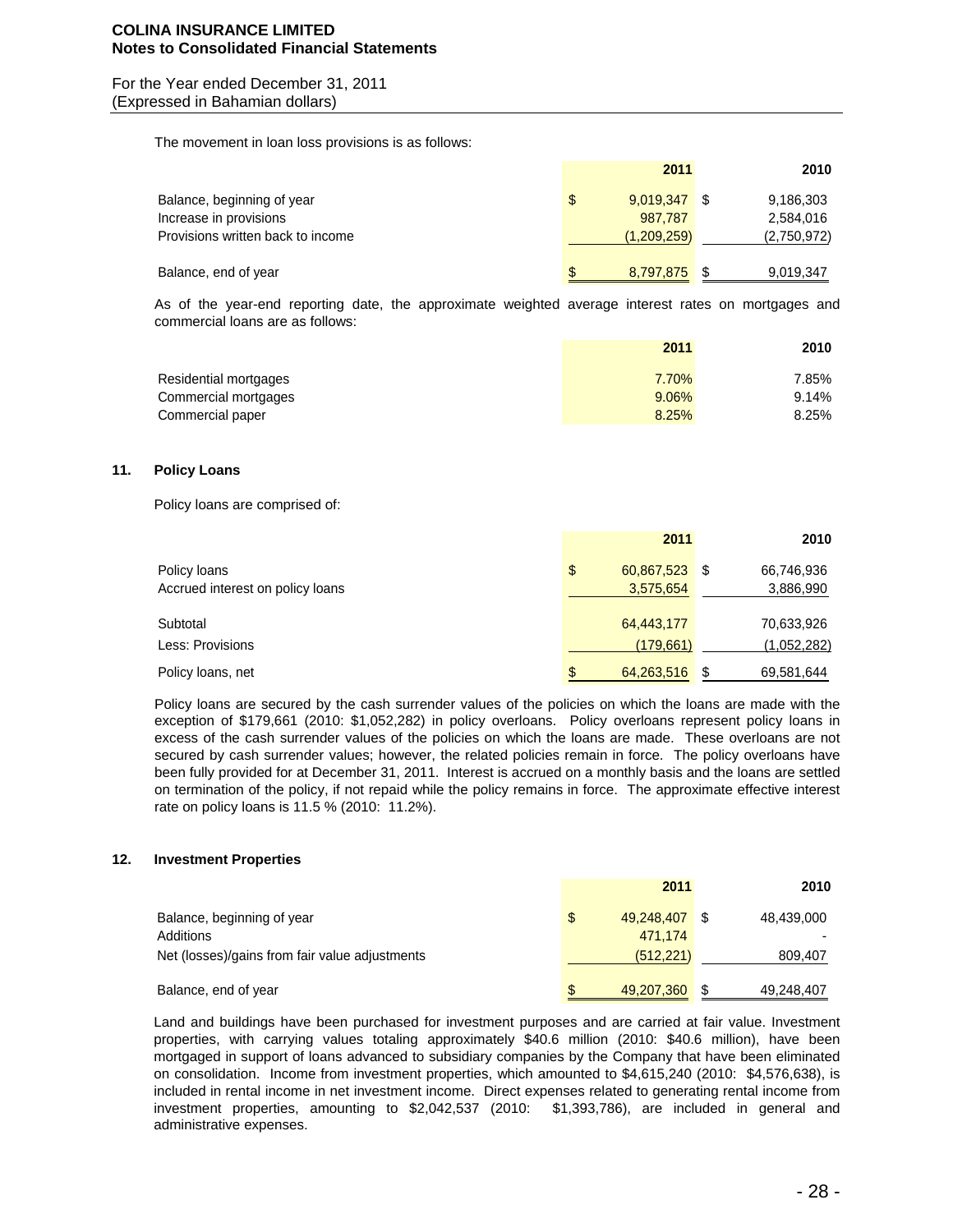The movement in loan loss provisions is as follows:

| | 2011 | 2010 |
|---|---|---|
| Balance, beginning of year | $ 9,019,347 | $ 9,186,303 |
| Increase in provisions | 987,787 | 2,584,016 |
| Provisions written back to income | (1,209,259) | (2,750,972) |
| Balance, end of year | $ 8,797,875 | $ 9,019,347 |

As of the year-end reporting date, the approximate weighted average interest rates on mortgages and commercial loans are as follows:

| | 2011 | 2010 |
|---|---|---|
| Residential mortgages | 7.70% | 7.85% |
| Commercial mortgages | 9.06% | 9.14% |
| Commercial paper | 8.25% | 8.25% |

## 11. Policy Loans

Policy loans are comprised of:

| | 2011 | 2010 |
|---|---|---|
| Policy loans | $ 60,867,523 | $ 66,746,936 |
| Accrued interest on policy loans | 3,575,654 | 3,886,990 |
| Subtotal | 64,443,177 | 70,633,926 |
| Less: Provisions | (179,661) | (1,052,282) |
| Policy loans, net | $ 64,263,516 | $ 69,581,644 |

Policy loans are secured by the cash surrender values of the policies on which the loans are made with the exception of $179,661 (2010: $1,052,282) in policy overloans. Policy overloans represent policy loans in excess of the cash surrender values of the policies on which the loans are made. These overloans are not secured by cash surrender values; however, the related policies remain in force. The policy overloans have been fully provided for at December 31, 2011. Interest is accrued on a monthly basis and the loans are settled on termination of the policy, if not repaid while the policy remains in force. The approximate effective interest rate on policy loans is 11.5 % (2010: 11.2%).

## 12. Investment Properties

| | 2011 | 2010 |
|---|---|---|
| Balance, beginning of year | $ 49,248,407 | $ 48,439,000 |
| Additions | 471,174 | - |
| Net (losses)/gains from fair value adjustments | (512,221) | 809,407 |
| Balance, end of year | $ 49,207,360 | $ 49,248,407 |

Land and buildings have been purchased for investment purposes and are carried at fair value. Investment properties, with carrying values totaling approximately $40.6 million (2010: $40.6 million), have been mortgaged in support of loans advanced to subsidiary companies by the Company that have been eliminated on consolidation. Income from investment properties, which amounted to $4,615,240 (2010: $4,576,638), is included in rental income in net investment income. Direct expenses related to generating rental income from investment properties, amounting to $2,042,537 (2010: $1,393,786), are included in general and administrative expenses.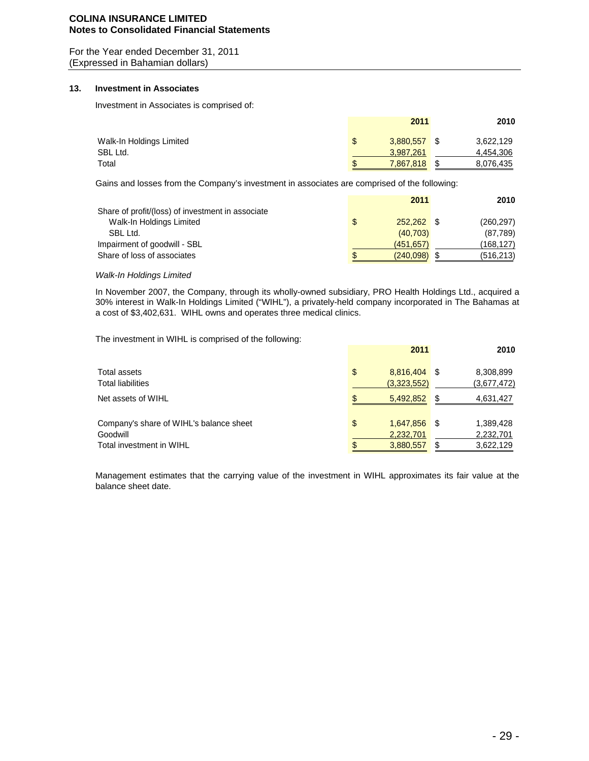## 13. Investment in Associates

Investment in Associates is comprised of:

| | 2011 | 2010 |
|---|---|---|
| Walk-In Holdings Limited | $ 3,880,557 | $ 3,622,129 |
| SBL Ltd. | 3,987,261 | 4,454,306 |
| Total | $ 7,867,818 | $ 8,076,435 |

Gains and losses from the Company's investment in associates are comprised of the following:

| | 2011 | 2010 |
|---|---|---|
| Share of profit/(loss) of investment in associate | | |
| Walk-In Holdings Limited | $ 252,262 | $ (260,297) |
| SBL Ltd. | (40,703) | (87,789) |
| Impairment of goodwill - SBL | (451,657) | (168,127) |
| Share of loss of associates | $ (240,098) | $ (516,213) |

*Walk-In Holdings Limited*

In November 2007, the Company, through its wholly-owned subsidiary, PRO Health Holdings Ltd., acquired a 30% interest in Walk-In Holdings Limited ("WIHL"), a privately-held company incorporated in The Bahamas at a cost of $3,402,631. WIHL owns and operates three medical clinics.

The investment in WIHL is comprised of the following:

| | 2011 | 2010 |
|---|---|---|
| Total assets | $ 8,816,404 | $ 8,308,899 |
| Total liabilities | (3,323,552) | (3,677,472) |
| Net assets of WIHL | $ 5,492,852 | $ 4,631,427 |
| | | |
| Company's share of WIHL's balance sheet | $ 1,647,856 | $ 1,389,428 |
| Goodwill | 2,232,701 | 2,232,701 |
| Total investment in WIHL | $ 3,880,557 | $ 3,622,129 |

Management estimates that the carrying value of the investment in WIHL approximates its fair value at the balance sheet date.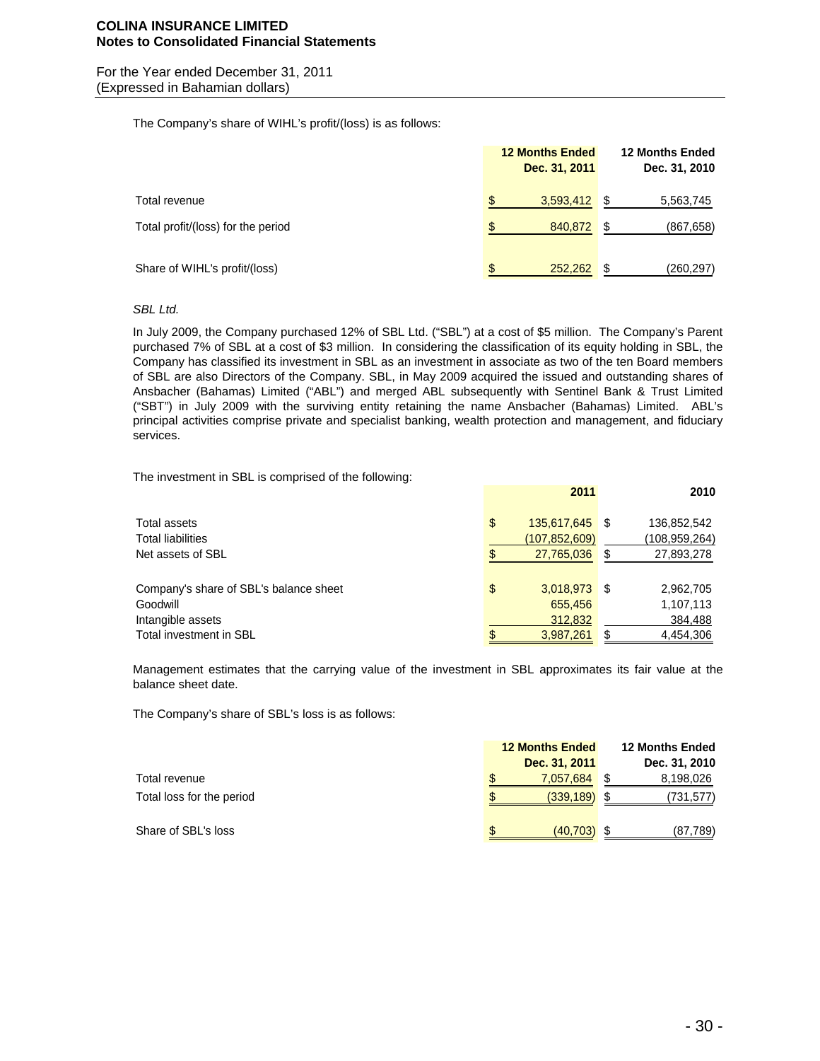The Company's share of WIHL's profit/(loss) is as follows:

| | 12 Months Ended Dec. 31, 2011 | 12 Months Ended Dec. 31, 2010 |
|---|---|---|
| Total revenue | $ 3,593,412 | $ 5,563,745 |
| Total profit/(loss) for the period | $ 840,872 | $ (867,658) |
| Share of WIHL's profit/(loss) | $ 252,262 | $ (260,297) |

*SBL Ltd.*

In July 2009, the Company purchased 12% of SBL Ltd. ("SBL") at a cost of $5 million. The Company's Parent purchased 7% of SBL at a cost of $3 million. In considering the classification of its equity holding in SBL, the Company has classified its investment in SBL as an investment in associate as two of the ten Board members of SBL are also Directors of the Company. SBL, in May 2009 acquired the issued and outstanding shares of Ansbacher (Bahamas) Limited ("ABL") and merged ABL subsequently with Sentinel Bank & Trust Limited ("SBT") in July 2009 with the surviving entity retaining the name Ansbacher (Bahamas) Limited. ABL's principal activities comprise private and specialist banking, wealth protection and management, and fiduciary services.

The investment in SBL is comprised of the following:

| | 2011 | 2010 |
|---|---|---|
| Total assets | $ 135,617,645 | $ 136,852,542 |
| Total liabilities | (107,852,609) | (108,959,264) |
| Net assets of SBL | $ 27,765,036 | $ 27,893,278 |
| | | |
| Company's share of SBL's balance sheet | $ 3,018,973 | $ 2,962,705 |
| Goodwill | 655,456 | 1,107,113 |
| Intangible assets | 312,832 | 384,488 |
| Total investment in SBL | $ 3,987,261 | $ 4,454,306 |

Management estimates that the carrying value of the investment in SBL approximates its fair value at the balance sheet date.

The Company's share of SBL's loss is as follows:

| | 12 Months Ended Dec. 31, 2011 | 12 Months Ended Dec. 31, 2010 |
|---|---|---|
| Total revenue | $ 7,057,684 | $ 8,198,026 |
| Total loss for the period | $ (339,189) | $ (731,577) |
| Share of SBL's loss | $ (40,703) | $ (87,789) |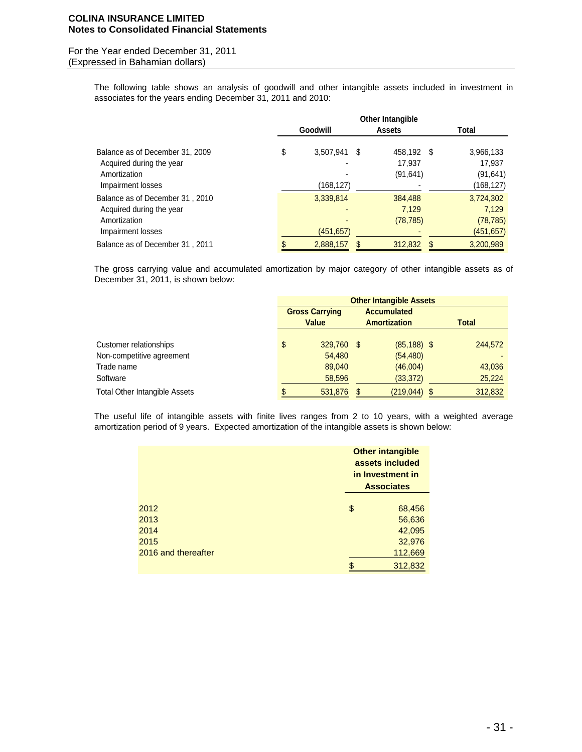The following table shows an analysis of goodwill and other intangible assets included in investment in associates for the years ending December 31, 2011 and 2010:

| | Goodwill | Other Intangible Assets | Total |
|---|---|---|---|
| Balance as of December 31, 2009 | $ 3,507,941 | $ 458,192 | $ 3,966,133 |
| Acquired during the year | - | 17,937 | 17,937 |
| Amortization | - | (91,641) | (91,641) |
| Impairment losses | (168,127) | - | (168,127) |
| Balance as of December 31 , 2010 | 3,339,814 | 384,488 | 3,724,302 |
| Acquired during the year | - | 7,129 | 7,129 |
| Amortization | - | (78,785) | (78,785) |
| Impairment losses | (451,657) | - | (451,657) |
| Balance as of December 31 , 2011 | $ 2,888,157 | $ 312,832 | $ 3,200,989 |

The gross carrying value and accumulated amortization by major category of other intangible assets as of December 31, 2011, is shown below:

| | Other Intangible Assets | | |
|---|---|---|---|
| | Gross Carrying Value | Accumulated Amortization | Total |
| Customer relationships | $ 329,760 | $ (85,188) | $ 244,572 |
| Non-competitive agreement | 54,480 | (54,480) | - |
| Trade name | 89,040 | (46,004) | 43,036 |
| Software | 58,596 | (33,372) | 25,224 |
| Total Other Intangible Assets | $ 531,876 | $ (219,044) | $ 312,832 |

The useful life of intangible assets with finite lives ranges from 2 to 10 years, with a weighted average amortization period of 9 years. Expected amortization of the intangible assets is shown below:

| | Other intangible assets included in Investment in Associates |
|---|---|
| 2012 | $ 68,456 |
| 2013 | 56,636 |
| 2014 | 42,095 |
| 2015 | 32,976 |
| 2016 and thereafter | 112,669 |
| | $ 312,832 |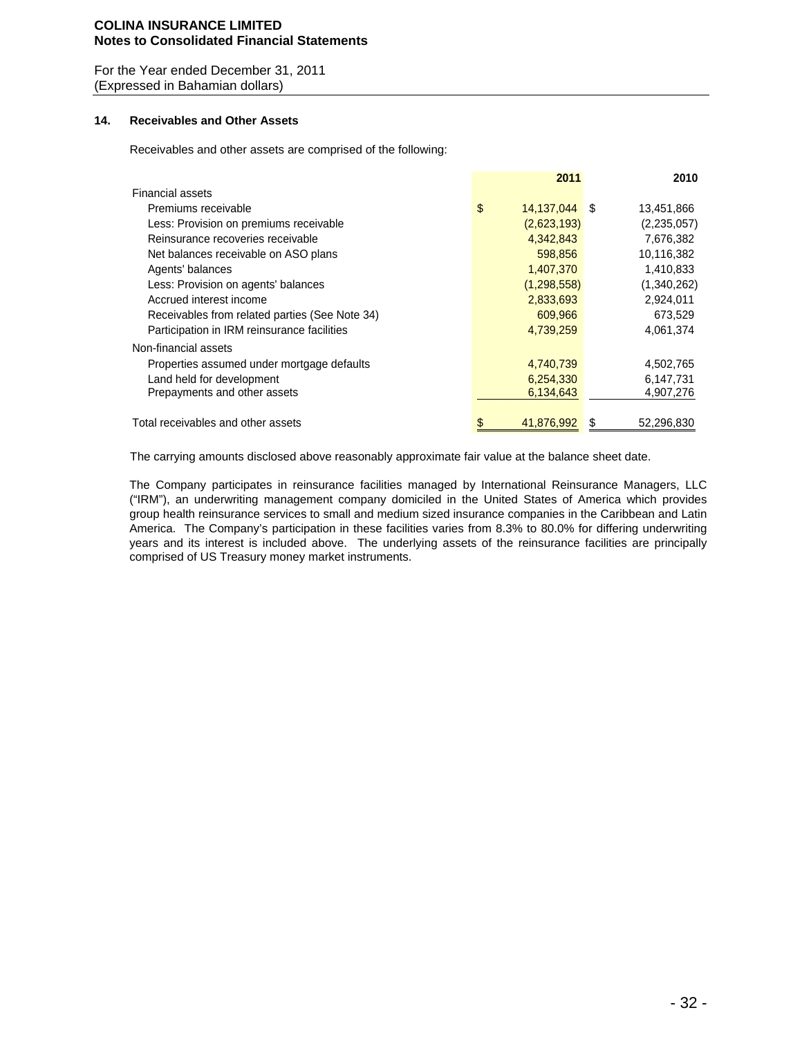**COLINA INSURANCE LIMITED**
**Notes to Consolidated Financial Statements**

For the Year ended December 31, 2011
(Expressed in Bahamian dollars)

### 14. Receivables and Other Assets

Receivables and other assets are comprised of the following:

| | 2011 | 2010 |
|---|---|---|
| Financial assets | | |
| Premiums receivable | $ 14,137,044 | $ 13,451,866 |
| Less: Provision on premiums receivable | (2,623,193) | (2,235,057) |
| Reinsurance recoveries receivable | 4,342,843 | 7,676,382 |
| Net balances receivable on ASO plans | 598,856 | 10,116,382 |
| Agents' balances | 1,407,370 | 1,410,833 |
| Less: Provision on agents' balances | (1,298,558) | (1,340,262) |
| Accrued interest income | 2,833,693 | 2,924,011 |
| Receivables from related parties (See Note 34) | 609,966 | 673,529 |
| Participation in IRM reinsurance facilities | 4,739,259 | 4,061,374 |
| Non-financial assets | | |
| Properties assumed under mortgage defaults | 4,740,739 | 4,502,765 |
| Land held for development | 6,254,330 | 6,147,731 |
| Prepayments and other assets | 6,134,643 | 4,907,276 |
| Total receivables and other assets | $ 41,876,992 | $ 52,296,830 |

The carrying amounts disclosed above reasonably approximate fair value at the balance sheet date.

The Company participates in reinsurance facilities managed by International Reinsurance Managers, LLC ("IRM"), an underwriting management company domiciled in the United States of America which provides group health reinsurance services to small and medium sized insurance companies in the Caribbean and Latin America. The Company's participation in these facilities varies from 8.3% to 80.0% for differing underwriting years and its interest is included above. The underlying assets of the reinsurance facilities are principally comprised of US Treasury money market instruments.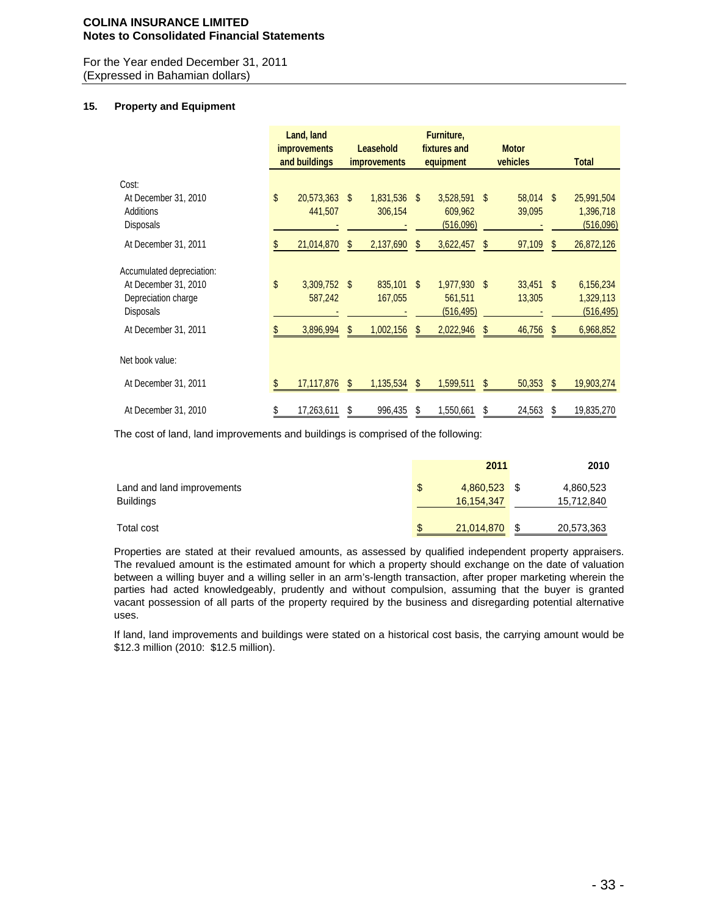**COLINA INSURANCE LIMITED**
**Notes to Consolidated Financial Statements**

For the Year ended December 31, 2011
(Expressed in Bahamian dollars)

### 15. Property and Equipment

| | Land, land improvements and buildings | Leasehold improvements | Furniture, fixtures and equipment | Motor vehicles | Total |
|---|---|---|---|---|---|
| Cost: | | | | | |
| At December 31, 2010 | $ 20,573,363 | $ 1,831,536 | $ 3,528,591 | $ 58,014 | $ 25,991,504 |
| Additions | 441,507 | 306,154 | 609,962 | 39,095 | 1,396,718 |
| Disposals | - | - | (516,096) | - | (516,096) |
| At December 31, 2011 | $ 21,014,870 | $ 2,137,690 | $ 3,622,457 | $ 97,109 | $ 26,872,126 |
| Accumulated depreciation: | | | | | |
| At December 31, 2010 | $ 3,309,752 | $ 835,101 | $ 1,977,930 | $ 33,451 | $ 6,156,234 |
| Depreciation charge | 587,242 | 167,055 | 561,511 | 13,305 | 1,329,113 |
| Disposals | - | - | (516,495) | - | (516,495) |
| At December 31, 2011 | $ 3,896,994 | $ 1,002,156 | $ 2,022,946 | $ 46,756 | $ 6,968,852 |
| Net book value: | | | | | |
| At December 31, 2011 | $ 17,117,876 | $ 1,135,534 | $ 1,599,511 | $ 50,353 | $ 19,903,274 |
| At December 31, 2010 | $ 17,263,611 | $ 996,435 | $ 1,550,661 | $ 24,563 | $ 19,835,270 |

The cost of land, land improvements and buildings is comprised of the following:

| | 2011 | 2010 |
|---|---|---|
| Land and land improvements | $ 4,860,523 | $ 4,860,523 |
| Buildings | 16,154,347 | 15,712,840 |
| Total cost | $ 21,014,870 | $ 20,573,363 |

Properties are stated at their revalued amounts, as assessed by qualified independent property appraisers. The revalued amount is the estimated amount for which a property should exchange on the date of valuation between a willing buyer and a willing seller in an arm's-length transaction, after proper marketing wherein the parties had acted knowledgeably, prudently and without compulsion, assuming that the buyer is granted vacant possession of all parts of the property required by the business and disregarding potential alternative uses.

If land, land improvements and buildings were stated on a historical cost basis, the carrying amount would be $12.3 million (2010: $12.5 million).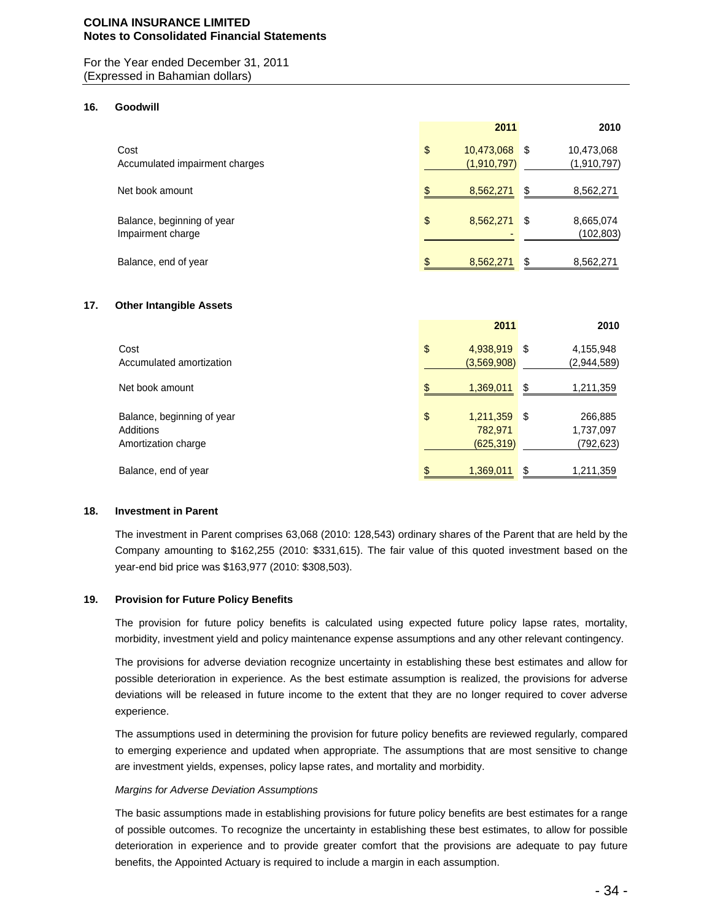**COLINA INSURANCE LIMITED**
**Notes to Consolidated Financial Statements**

For the Year ended December 31, 2011
(Expressed in Bahamian dollars)

## 16. Goodwill

| | 2011 | 2010 |
|---|---|---|
| Cost | $ 10,473,068 | $ 10,473,068 |
| Accumulated impairment charges | (1,910,797) | (1,910,797) |
| Net book amount | $ 8,562,271 | $ 8,562,271 |
| Balance, beginning of year | $ 8,562,271 | $ 8,665,074 |
| Impairment charge | - | (102,803) |
| Balance, end of year | $ 8,562,271 | $ 8,562,271 |

## 17. Other Intangible Assets

| | 2011 | 2010 |
|---|---|---|
| Cost | $ 4,938,919 | $ 4,155,948 |
| Accumulated amortization | (3,569,908) | (2,944,589) |
| Net book amount | $ 1,369,011 | $ 1,211,359 |
| Balance, beginning of year | $ 1,211,359 | $ 266,885 |
| Additions | 782,971 | 1,737,097 |
| Amortization charge | (625,319) | (792,623) |
| Balance, end of year | $ 1,369,011 | $ 1,211,359 |

## 18. Investment in Parent

The investment in Parent comprises 63,068 (2010: 128,543) ordinary shares of the Parent that are held by the Company amounting to $162,255 (2010: $331,615). The fair value of this quoted investment based on the year-end bid price was $163,977 (2010: $308,503).

## 19. Provision for Future Policy Benefits

The provision for future policy benefits is calculated using expected future policy lapse rates, mortality, morbidity, investment yield and policy maintenance expense assumptions and any other relevant contingency.

The provisions for adverse deviation recognize uncertainty in establishing these best estimates and allow for possible deterioration in experience. As the best estimate assumption is realized, the provisions for adverse deviations will be released in future income to the extent that they are no longer required to cover adverse experience.

The assumptions used in determining the provision for future policy benefits are reviewed regularly, compared to emerging experience and updated when appropriate. The assumptions that are most sensitive to change are investment yields, expenses, policy lapse rates, and mortality and morbidity.

*Margins for Adverse Deviation Assumptions*

The basic assumptions made in establishing provisions for future policy benefits are best estimates for a range of possible outcomes. To recognize the uncertainty in establishing these best estimates, to allow for possible deterioration in experience and to provide greater comfort that the provisions are adequate to pay future benefits, the Appointed Actuary is required to include a margin in each assumption.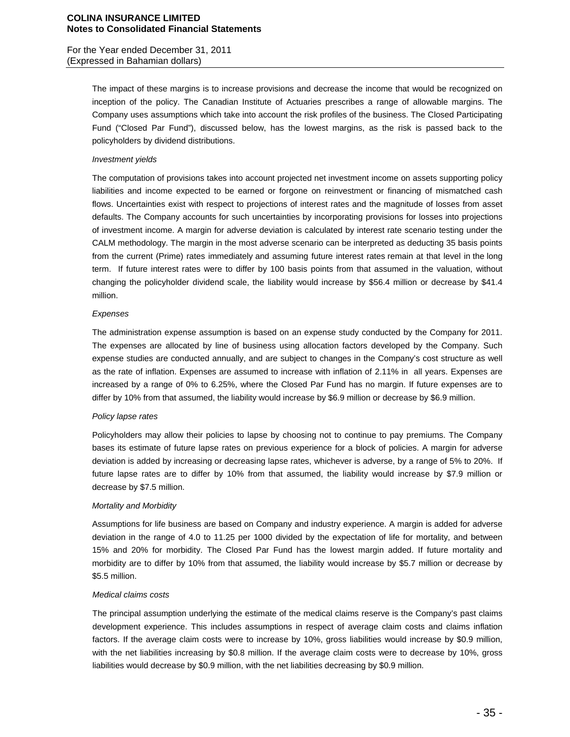The impact of these margins is to increase provisions and decrease the income that would be recognized on inception of the policy. The Canadian Institute of Actuaries prescribes a range of allowable margins. The Company uses assumptions which take into account the risk profiles of the business. The Closed Participating Fund ("Closed Par Fund"), discussed below, has the lowest margins, as the risk is passed back to the policyholders by dividend distributions.

*Investment yields*

The computation of provisions takes into account projected net investment income on assets supporting policy liabilities and income expected to be earned or forgone on reinvestment or financing of mismatched cash flows. Uncertainties exist with respect to projections of interest rates and the magnitude of losses from asset defaults. The Company accounts for such uncertainties by incorporating provisions for losses into projections of investment income. A margin for adverse deviation is calculated by interest rate scenario testing under the CALM methodology. The margin in the most adverse scenario can be interpreted as deducting 35 basis points from the current (Prime) rates immediately and assuming future interest rates remain at that level in the long term. If future interest rates were to differ by 100 basis points from that assumed in the valuation, without changing the policyholder dividend scale, the liability would increase by $56.4 million or decrease by $41.4 million.

*Expenses*

The administration expense assumption is based on an expense study conducted by the Company for 2011. The expenses are allocated by line of business using allocation factors developed by the Company. Such expense studies are conducted annually, and are subject to changes in the Company's cost structure as well as the rate of inflation. Expenses are assumed to increase with inflation of 2.11% in all years. Expenses are increased by a range of 0% to 6.25%, where the Closed Par Fund has no margin. If future expenses are to differ by 10% from that assumed, the liability would increase by $6.9 million or decrease by $6.9 million.

*Policy lapse rates*

Policyholders may allow their policies to lapse by choosing not to continue to pay premiums. The Company bases its estimate of future lapse rates on previous experience for a block of policies. A margin for adverse deviation is added by increasing or decreasing lapse rates, whichever is adverse, by a range of 5% to 20%. If future lapse rates are to differ by 10% from that assumed, the liability would increase by $7.9 million or decrease by $7.5 million.

*Mortality and Morbidity*

Assumptions for life business are based on Company and industry experience. A margin is added for adverse deviation in the range of 4.0 to 11.25 per 1000 divided by the expectation of life for mortality, and between 15% and 20% for morbidity. The Closed Par Fund has the lowest margin added. If future mortality and morbidity are to differ by 10% from that assumed, the liability would increase by $5.7 million or decrease by $5.5 million.

*Medical claims costs*

The principal assumption underlying the estimate of the medical claims reserve is the Company's past claims development experience. This includes assumptions in respect of average claim costs and claims inflation factors. If the average claim costs were to increase by 10%, gross liabilities would increase by $0.9 million, with the net liabilities increasing by $0.8 million. If the average claim costs were to decrease by 10%, gross liabilities would decrease by $0.9 million, with the net liabilities decreasing by $0.9 million.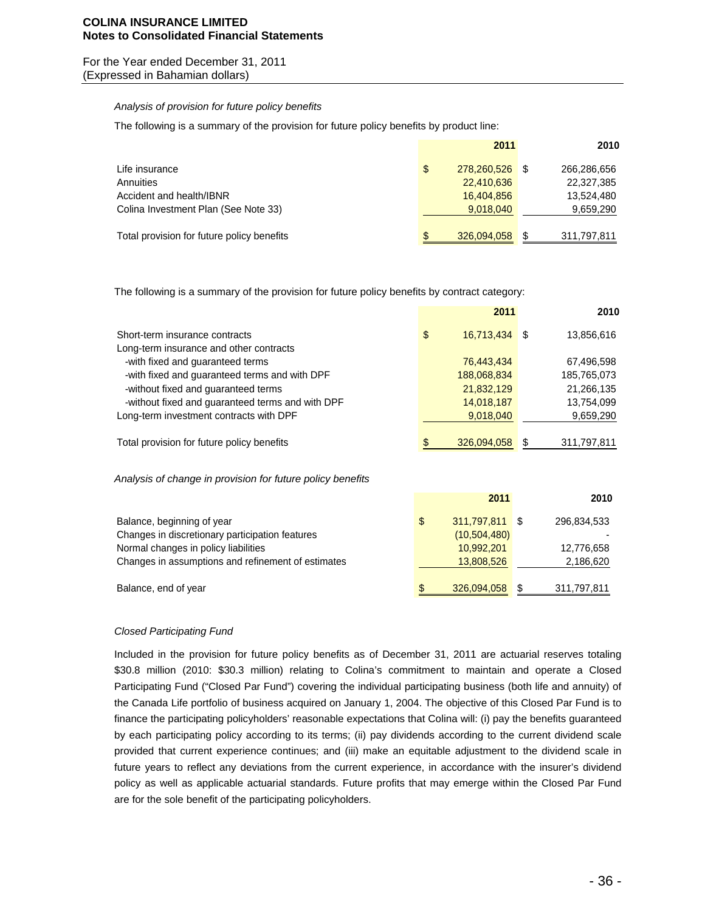*Analysis of provision for future policy benefits*

The following is a summary of the provision for future policy benefits by product line:

| | 2011 | 2010 |
|---|---|---|
| Life insurance | $ 278,260,526 | $ 266,286,656 |
| Annuities | 22,410,636 | 22,327,385 |
| Accident and health/IBNR | 16,404,856 | 13,524,480 |
| Colina Investment Plan (See Note 33) | 9,018,040 | 9,659,290 |
| Total provision for future policy benefits | $ 326,094,058 | $ 311,797,811 |

The following is a summary of the provision for future policy benefits by contract category:

| | 2011 | 2010 |
|---|---|---|
| Short-term insurance contracts | $ 16,713,434 | $ 13,856,616 |
| Long-term insurance and other contracts | | |
| -with fixed and guaranteed terms | 76,443,434 | 67,496,598 |
| -with fixed and guaranteed terms and with DPF | 188,068,834 | 185,765,073 |
| -without fixed and guaranteed terms | 21,832,129 | 21,266,135 |
| -without fixed and guaranteed terms and with DPF | 14,018,187 | 13,754,099 |
| Long-term investment contracts with DPF | 9,018,040 | 9,659,290 |
| Total provision for future policy benefits | $ 326,094,058 | $ 311,797,811 |

*Analysis of change in provision for future policy benefits*

| | 2011 | 2010 |
|---|---|---|
| Balance, beginning of year | $ 311,797,811 | $ 296,834,533 |
| Changes in discretionary participation features | (10,504,480) | - |
| Normal changes in policy liabilities | 10,992,201 | 12,776,658 |
| Changes in assumptions and refinement of estimates | 13,808,526 | 2,186,620 |
| Balance, end of year | $ 326,094,058 | $ 311,797,811 |

*Closed Participating Fund*

Included in the provision for future policy benefits as of December 31, 2011 are actuarial reserves totaling $30.8 million (2010: $30.3 million) relating to Colina's commitment to maintain and operate a Closed Participating Fund ("Closed Par Fund") covering the individual participating business (both life and annuity) of the Canada Life portfolio of business acquired on January 1, 2004. The objective of this Closed Par Fund is to finance the participating policyholders' reasonable expectations that Colina will: (i) pay the benefits guaranteed by each participating policy according to its terms; (ii) pay dividends according to the current dividend scale provided that current experience continues; and (iii) make an equitable adjustment to the dividend scale in future years to reflect any deviations from the current experience, in accordance with the insurer's dividend policy as well as applicable actuarial standards. Future profits that may emerge within the Closed Par Fund are for the sole benefit of the participating policyholders.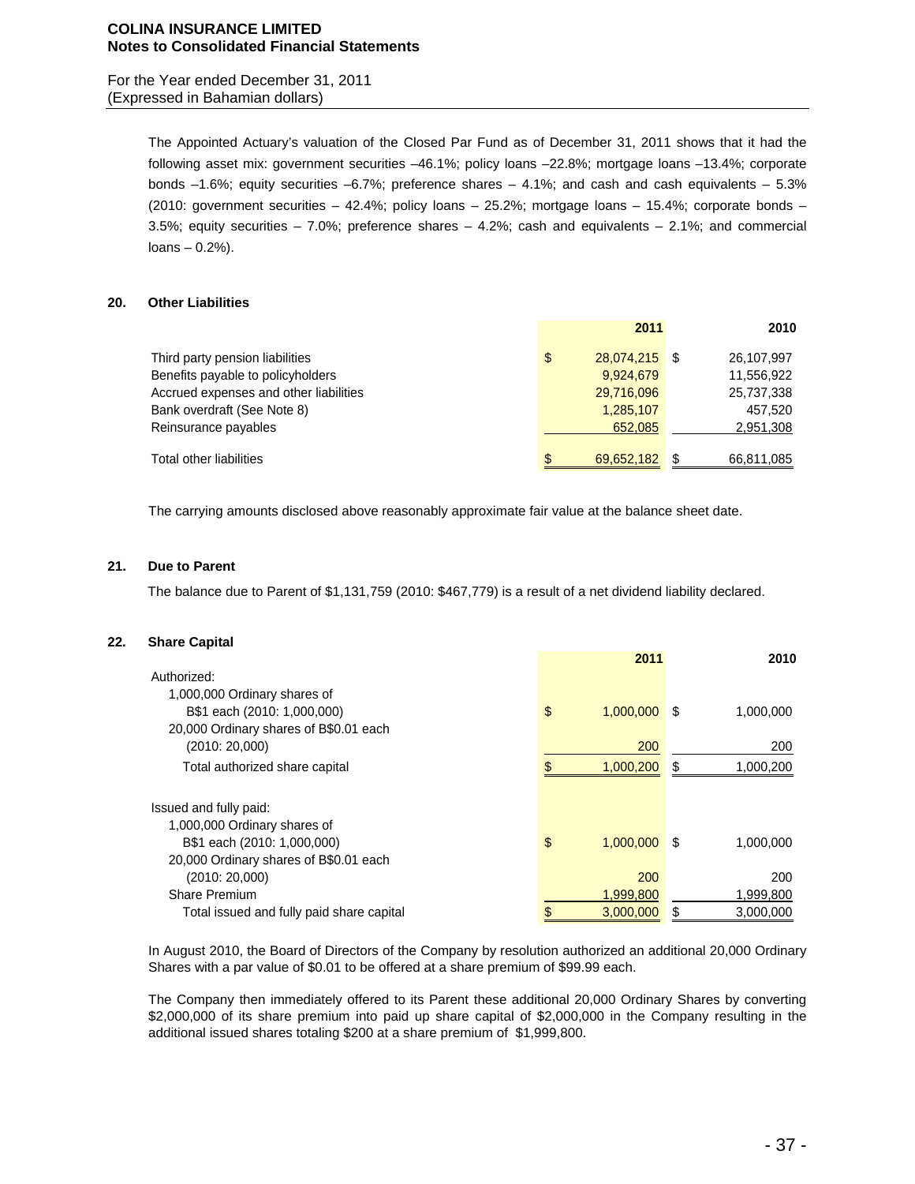The Appointed Actuary's valuation of the Closed Par Fund as of December 31, 2011 shows that it had the following asset mix: government securities –46.1%; policy loans –22.8%; mortgage loans –13.4%; corporate bonds –1.6%; equity securities –6.7%; preference shares – 4.1%; and cash and cash equivalents – 5.3% (2010: government securities – 42.4%; policy loans – 25.2%; mortgage loans – 15.4%; corporate bonds – 3.5%; equity securities – 7.0%; preference shares – 4.2%; cash and equivalents – 2.1%; and commercial loans – 0.2%).

## 20. Other Liabilities

| | 2011 | 2010 |
|---|---|---|
| Third party pension liabilities | $ 28,074,215 | $ 26,107,997 |
| Benefits payable to policyholders | 9,924,679 | 11,556,922 |
| Accrued expenses and other liabilities | 29,716,096 | 25,737,338 |
| Bank overdraft (See Note 8) | 1,285,107 | 457,520 |
| Reinsurance payables | 652,085 | 2,951,308 |
| Total other liabilities | $ 69,652,182 | $ 66,811,085 |

The carrying amounts disclosed above reasonably approximate fair value at the balance sheet date.

## 21. Due to Parent

The balance due to Parent of $1,131,759 (2010: $467,779) is a result of a net dividend liability declared.

## 22. Share Capital

| | 2011 | 2010 |
|---|---|---|
| Authorized: | | |
| 1,000,000 Ordinary shares of B$1 each (2010: 1,000,000) | $ 1,000,000 | $ 1,000,000 |
| 20,000 Ordinary shares of B$0.01 each (2010: 20,000) | 200 | 200 |
| Total authorized share capital | $ 1,000,200 | $ 1,000,200 |
| Issued and fully paid: | | |
| 1,000,000 Ordinary shares of B$1 each (2010: 1,000,000) | $ 1,000,000 | $ 1,000,000 |
| 20,000 Ordinary shares of B$0.01 each (2010: 20,000) | 200 | 200 |
| Share Premium | 1,999,800 | 1,999,800 |
| Total issued and fully paid share capital | $ 3,000,000 | $ 3,000,000 |

In August 2010, the Board of Directors of the Company by resolution authorized an additional 20,000 Ordinary Shares with a par value of $0.01 to be offered at a share premium of $99.99 each.

The Company then immediately offered to its Parent these additional 20,000 Ordinary Shares by converting $2,000,000 of its share premium into paid up share capital of $2,000,000 in the Company resulting in the additional issued shares totaling $200 at a share premium of $1,999,800.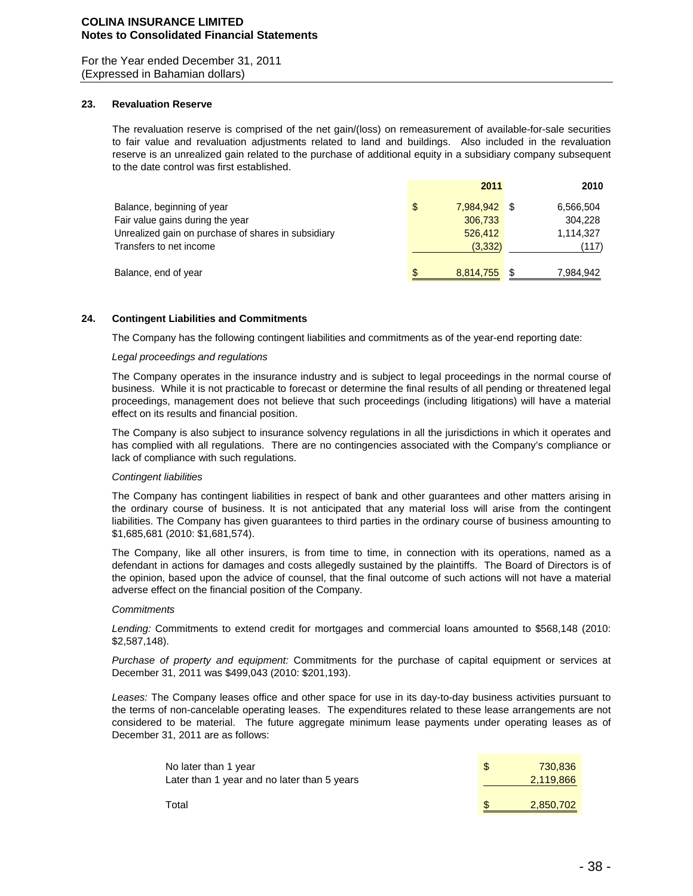## 23. Revaluation Reserve

The revaluation reserve is comprised of the net gain/(loss) on remeasurement of available-for-sale securities to fair value and revaluation adjustments related to land and buildings. Also included in the revaluation reserve is an unrealized gain related to the purchase of additional equity in a subsidiary company subsequent to the date control was first established.

| | 2011 | 2010 |
|---|---|---|
| Balance, beginning of year | $ 7,984,942 | $ 6,566,504 |
| Fair value gains during the year | 306,733 | 304,228 |
| Unrealized gain on purchase of shares in subsidiary | 526,412 | 1,114,327 |
| Transfers to net income | (3,332) | (117) |
| Balance, end of year | $ 8,814,755 | $ 7,984,942 |

## 24. Contingent Liabilities and Commitments

The Company has the following contingent liabilities and commitments as of the year-end reporting date:

*Legal proceedings and regulations*

The Company operates in the insurance industry and is subject to legal proceedings in the normal course of business. While it is not practicable to forecast or determine the final results of all pending or threatened legal proceedings, management does not believe that such proceedings (including litigations) will have a material effect on its results and financial position.

The Company is also subject to insurance solvency regulations in all the jurisdictions in which it operates and has complied with all regulations. There are no contingencies associated with the Company's compliance or lack of compliance with such regulations.

*Contingent liabilities*

The Company has contingent liabilities in respect of bank and other guarantees and other matters arising in the ordinary course of business. It is not anticipated that any material loss will arise from the contingent liabilities. The Company has given guarantees to third parties in the ordinary course of business amounting to $1,685,681 (2010: $1,681,574).

The Company, like all other insurers, is from time to time, in connection with its operations, named as a defendant in actions for damages and costs allegedly sustained by the plaintiffs. The Board of Directors is of the opinion, based upon the advice of counsel, that the final outcome of such actions will not have a material adverse effect on the financial position of the Company.

*Commitments*

*Lending:* Commitments to extend credit for mortgages and commercial loans amounted to $568,148 (2010: $2,587,148).

*Purchase of property and equipment:* Commitments for the purchase of capital equipment or services at December 31, 2011 was $499,043 (2010: $201,193).

*Leases:* The Company leases office and other space for use in its day-to-day business activities pursuant to the terms of non-cancelable operating leases. The expenditures related to these lease arrangements are not considered to be material. The future aggregate minimum lease payments under operating leases as of December 31, 2011 are as follows:

| | |
|---|---|
| No later than 1 year | $ 730,836 |
| Later than 1 year and no later than 5 years | 2,119,866 |
| Total | $ 2,850,702 |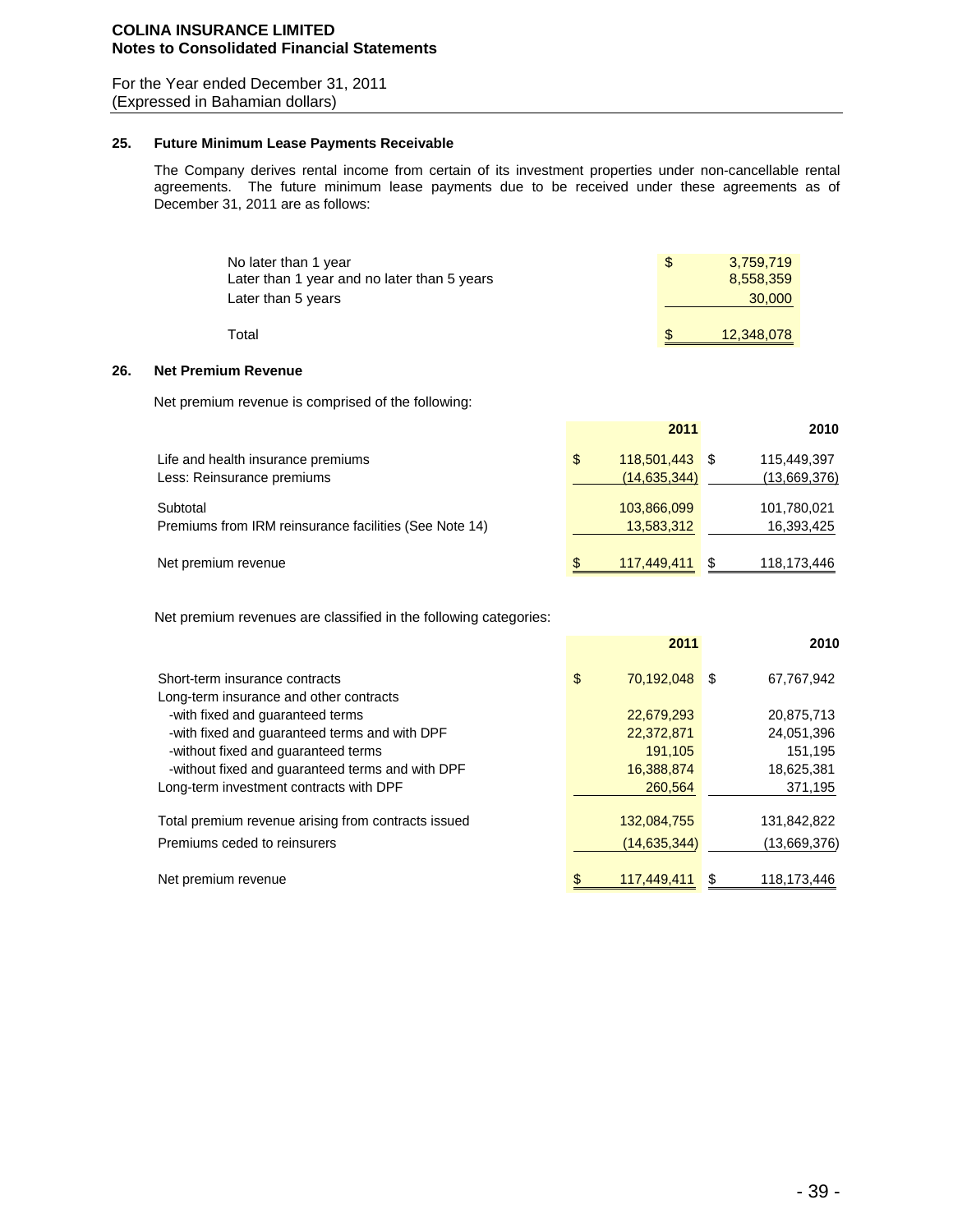## 25. Future Minimum Lease Payments Receivable

The Company derives rental income from certain of its investment properties under non-cancellable rental agreements. The future minimum lease payments due to be received under these agreements as of December 31, 2011 are as follows:

| | |
|---|---|
| No later than 1 year | $ 3,759,719 |
| Later than 1 year and no later than 5 years | 8,558,359 |
| Later than 5 years | 30,000 |
| Total | $ 12,348,078 |

## 26. Net Premium Revenue

Net premium revenue is comprised of the following:

| | 2011 | 2010 |
|---|---|---|
| Life and health insurance premiums | $ 118,501,443 | $ 115,449,397 |
| Less: Reinsurance premiums | (14,635,344) | (13,669,376) |
| Subtotal | 103,866,099 | 101,780,021 |
| Premiums from IRM reinsurance facilities (See Note 14) | 13,583,312 | 16,393,425 |
| Net premium revenue | $ 117,449,411 | $ 118,173,446 |

Net premium revenues are classified in the following categories:

| | 2011 | 2010 |
|---|---|---|
| Short-term insurance contracts | $ 70,192,048 | $ 67,767,942 |
| Long-term insurance and other contracts | | |
| -with fixed and guaranteed terms | 22,679,293 | 20,875,713 |
| -with fixed and guaranteed terms and with DPF | 22,372,871 | 24,051,396 |
| -without fixed and guaranteed terms | 191,105 | 151,195 |
| -without fixed and guaranteed terms and with DPF | 16,388,874 | 18,625,381 |
| Long-term investment contracts with DPF | 260,564 | 371,195 |
| Total premium revenue arising from contracts issued | 132,084,755 | 131,842,822 |
| Premiums ceded to reinsurers | (14,635,344) | (13,669,376) |
| Net premium revenue | $ 117,449,411 | $ 118,173,446 |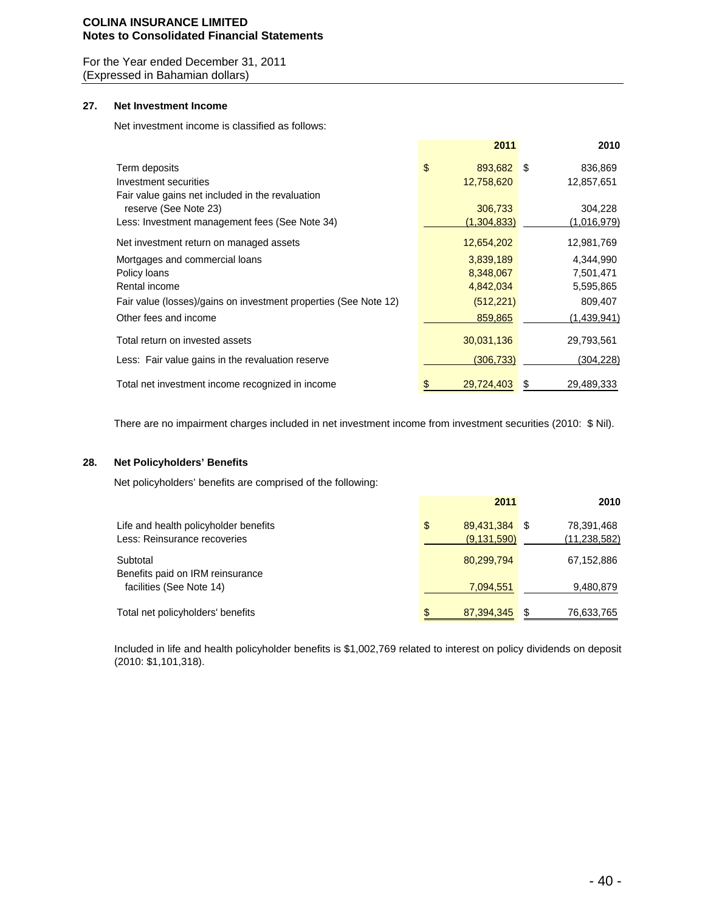**COLINA INSURANCE LIMITED**
**Notes to Consolidated Financial Statements**

For the Year ended December 31, 2011
(Expressed in Bahamian dollars)

## 27. Net Investment Income

Net investment income is classified as follows:

| | 2011 | 2010 |
|---|---|---|
| Term deposits | $ 893,682 | $ 836,869 |
| Investment securities | 12,758,620 | 12,857,651 |
| Fair value gains net included in the revaluation reserve (See Note 23) | 306,733 | 304,228 |
| Less: Investment management fees (See Note 34) | (1,304,833) | (1,016,979) |
| Net investment return on managed assets | 12,654,202 | 12,981,769 |
| Mortgages and commercial loans | 3,839,189 | 4,344,990 |
| Policy loans | 8,348,067 | 7,501,471 |
| Rental income | 4,842,034 | 5,595,865 |
| Fair value (losses)/gains on investment properties (See Note 12) | (512,221) | 809,407 |
| Other fees and income | 859,865 | (1,439,941) |
| Total return on invested assets | 30,031,136 | 29,793,561 |
| Less: Fair value gains in the revaluation reserve | (306,733) | (304,228) |
| Total net investment income recognized in income | $ 29,724,403 | $ 29,489,333 |

There are no impairment charges included in net investment income from investment securities (2010: $ Nil).

## 28. Net Policyholders' Benefits

Net policyholders' benefits are comprised of the following:

| | 2011 | 2010 |
|---|---|---|
| Life and health policyholder benefits | $ 89,431,384 | $ 78,391,468 |
| Less: Reinsurance recoveries | (9,131,590) | (11,238,582) |
| Subtotal | 80,299,794 | 67,152,886 |
| Benefits paid on IRM reinsurance facilities (See Note 14) | 7,094,551 | 9,480,879 |
| Total net policyholders' benefits | $ 87,394,345 | $ 76,633,765 |

Included in life and health policyholder benefits is $1,002,769 related to interest on policy dividends on deposit (2010: $1,101,318).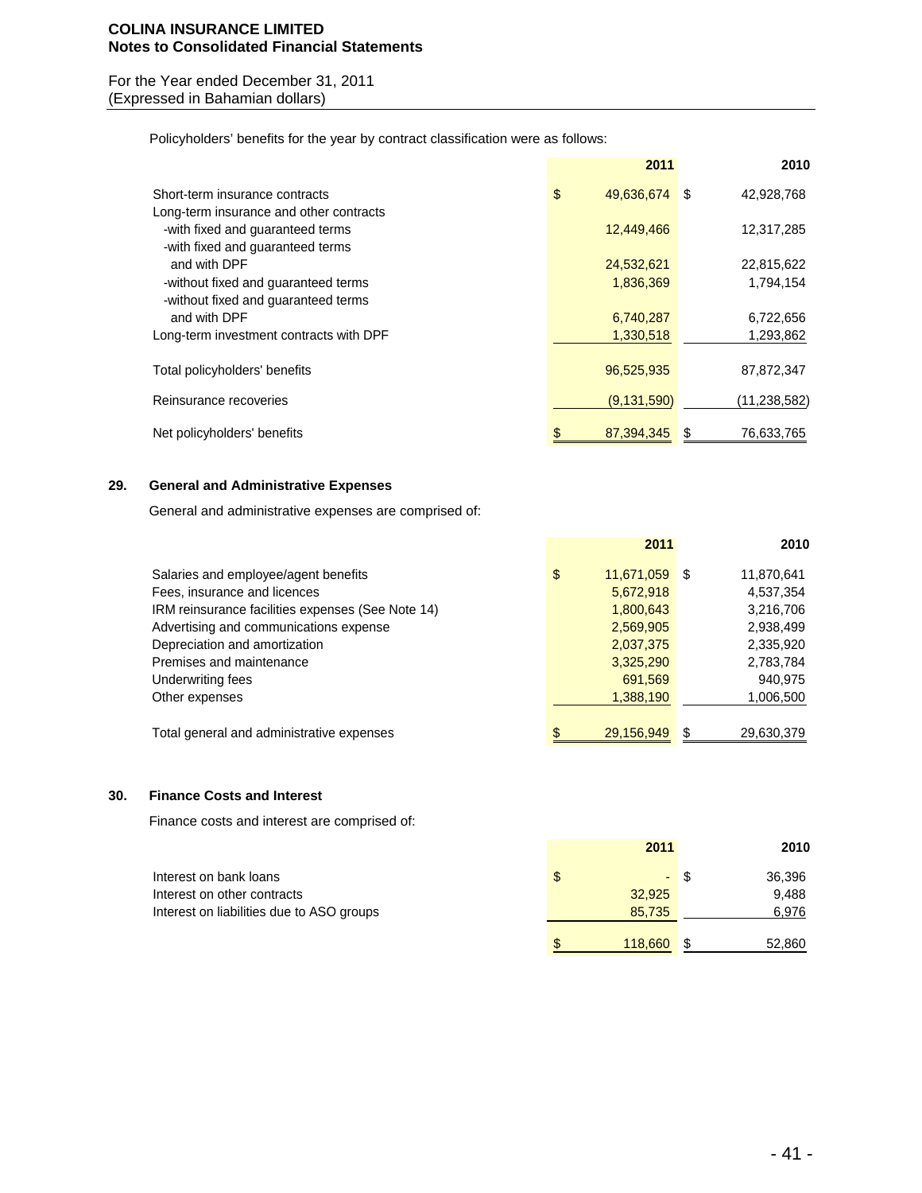Policyholders' benefits for the year by contract classification were as follows:

| | 2011 | 2010 |
|---|---|---|
| Short-term insurance contracts | $ 49,636,674 | $ 42,928,768 |
| Long-term insurance and other contracts | | |
| -with fixed and guaranteed terms | 12,449,466 | 12,317,285 |
| -with fixed and guaranteed terms and with DPF | 24,532,621 | 22,815,622 |
| -without fixed and guaranteed terms | 1,836,369 | 1,794,154 |
| -without fixed and guaranteed terms and with DPF | 6,740,287 | 6,722,656 |
| Long-term investment contracts with DPF | 1,330,518 | 1,293,862 |
| Total policyholders' benefits | 96,525,935 | 87,872,347 |
| Reinsurance recoveries | (9,131,590) | (11,238,582) |
| Net policyholders' benefits | $ 87,394,345 | $ 76,633,765 |

## 29. General and Administrative Expenses

General and administrative expenses are comprised of:

| | 2011 | 2010 |
|---|---|---|
| Salaries and employee/agent benefits | $ 11,671,059 | $ 11,870,641 |
| Fees, insurance and licences | 5,672,918 | 4,537,354 |
| IRM reinsurance facilities expenses (See Note 14) | 1,800,643 | 3,216,706 |
| Advertising and communications expense | 2,569,905 | 2,938,499 |
| Depreciation and amortization | 2,037,375 | 2,335,920 |
| Premises and maintenance | 3,325,290 | 2,783,784 |
| Underwriting fees | 691,569 | 940,975 |
| Other expenses | 1,388,190 | 1,006,500 |
| Total general and administrative expenses | $ 29,156,949 | $ 29,630,379 |

## 30. Finance Costs and Interest

Finance costs and interest are comprised of:

| | 2011 | 2010 |
|---|---|---|
| Interest on bank loans | $ - | $ 36,396 |
| Interest on other contracts | 32,925 | 9,488 |
| Interest on liabilities due to ASO groups | 85,735 | 6,976 |
| | $ 118,660 | $ 52,860 |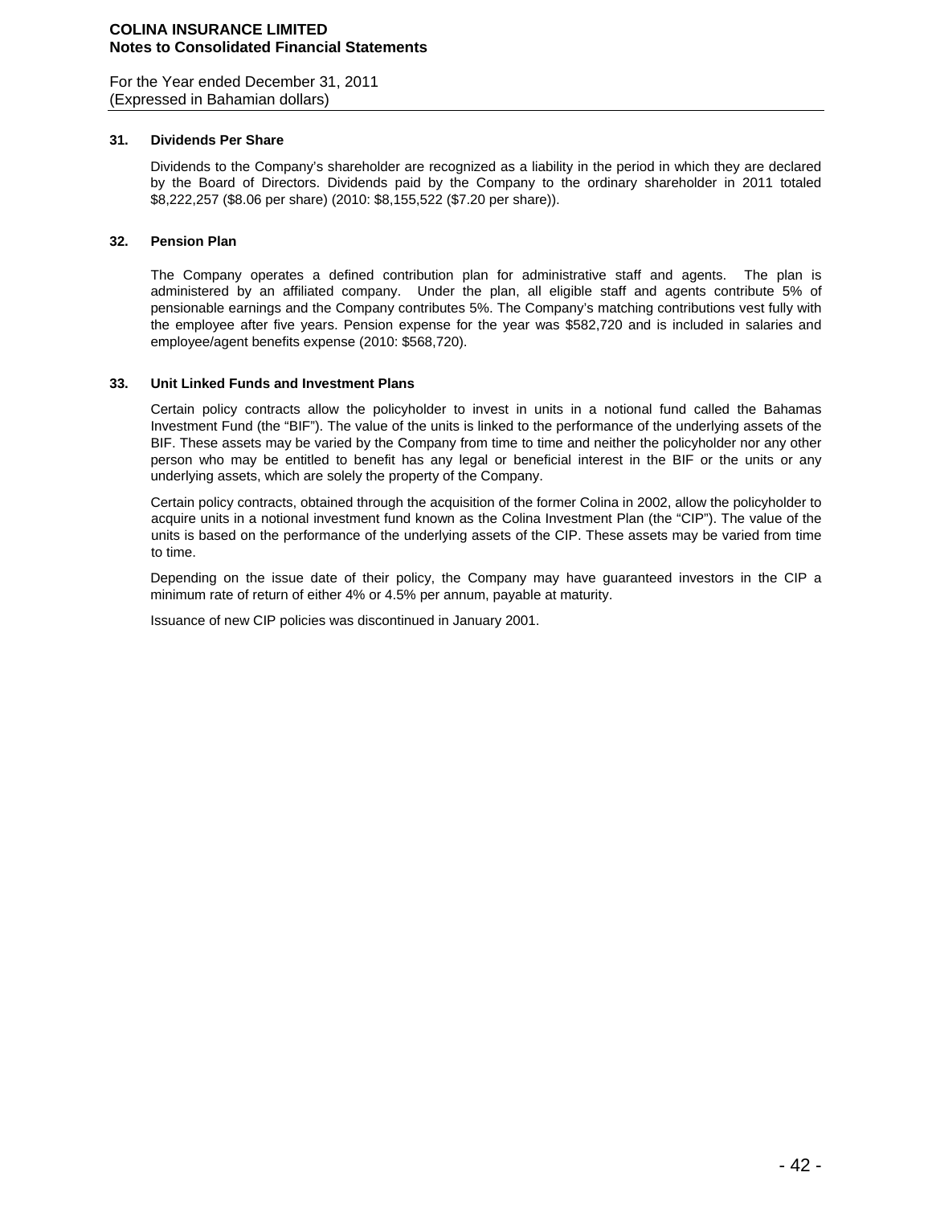### 31. Dividends Per Share

Dividends to the Company's shareholder are recognized as a liability in the period in which they are declared by the Board of Directors. Dividends paid by the Company to the ordinary shareholder in 2011 totaled $8,222,257 ($8.06 per share) (2010: $8,155,522 ($7.20 per share)).

### 32. Pension Plan

The Company operates a defined contribution plan for administrative staff and agents. The plan is administered by an affiliated company. Under the plan, all eligible staff and agents contribute 5% of pensionable earnings and the Company contributes 5%. The Company's matching contributions vest fully with the employee after five years. Pension expense for the year was $582,720 and is included in salaries and employee/agent benefits expense (2010: $568,720).

### 33. Unit Linked Funds and Investment Plans

Certain policy contracts allow the policyholder to invest in units in a notional fund called the Bahamas Investment Fund (the "BIF"). The value of the units is linked to the performance of the underlying assets of the BIF. These assets may be varied by the Company from time to time and neither the policyholder nor any other person who may be entitled to benefit has any legal or beneficial interest in the BIF or the units or any underlying assets, which are solely the property of the Company.

Certain policy contracts, obtained through the acquisition of the former Colina in 2002, allow the policyholder to acquire units in a notional investment fund known as the Colina Investment Plan (the "CIP"). The value of the units is based on the performance of the underlying assets of the CIP. These assets may be varied from time to time.

Depending on the issue date of their policy, the Company may have guaranteed investors in the CIP a minimum rate of return of either 4% or 4.5% per annum, payable at maturity.

Issuance of new CIP policies was discontinued in January 2001.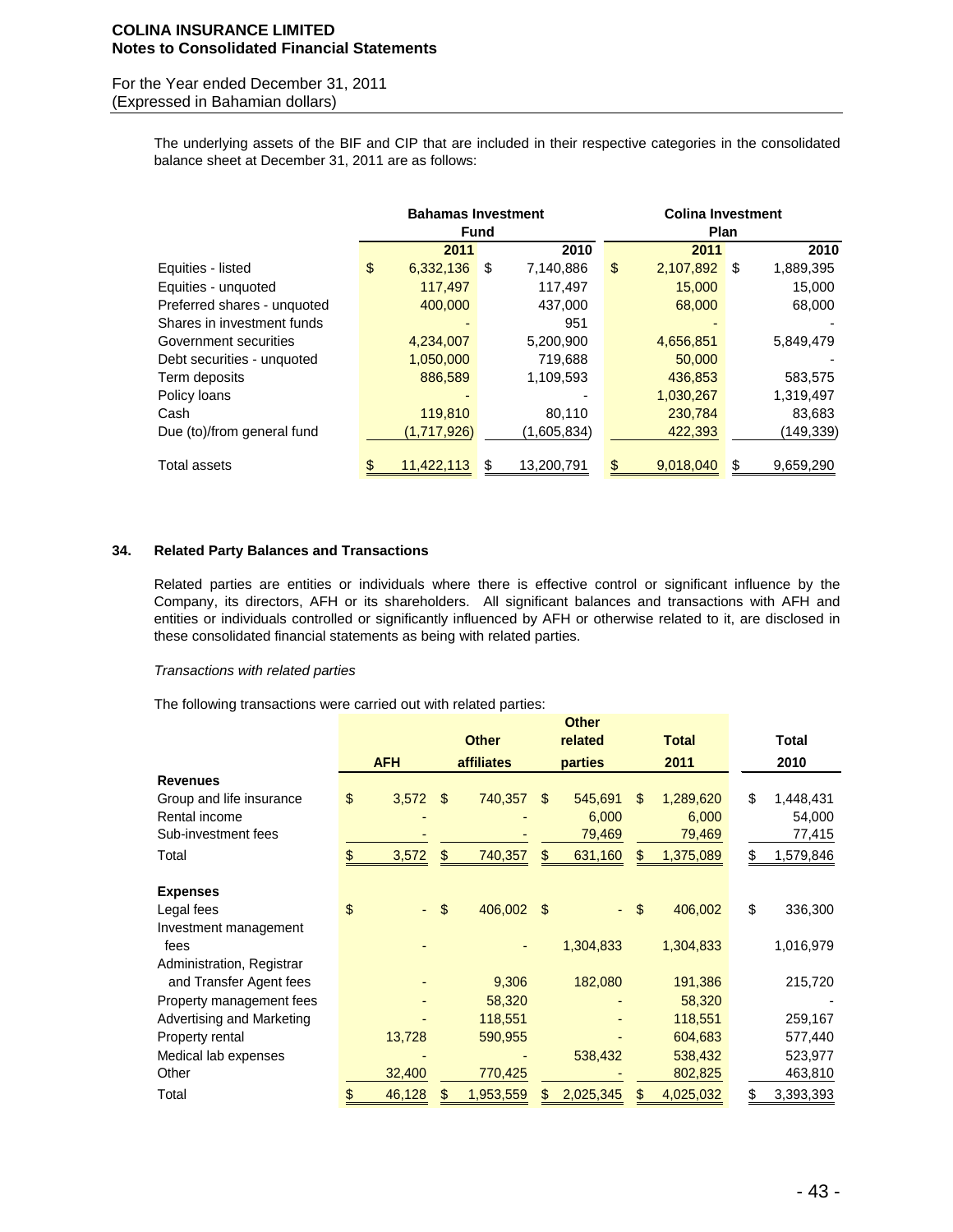The underlying assets of the BIF and CIP that are included in their respective categories in the consolidated balance sheet at December 31, 2011 are as follows:

| | Bahamas Investment Fund | | Colina Investment Plan | |
|---|---|---|---|---|
| | 2011 | 2010 | 2011 | 2010 |
| Equities - listed | $ 6,332,136 | $ 7,140,886 | $ 2,107,892 | $ 1,889,395 |
| Equities - unquoted | 117,497 | 117,497 | 15,000 | 15,000 |
| Preferred shares - unquoted | 400,000 | 437,000 | 68,000 | 68,000 |
| Shares in investment funds | - | 951 | - | - |
| Government securities | 4,234,007 | 5,200,900 | 4,656,851 | 5,849,479 |
| Debt securities - unquoted | 1,050,000 | 719,688 | 50,000 | - |
| Term deposits | 886,589 | 1,109,593 | 436,853 | 583,575 |
| Policy loans | - | - | 1,030,267 | 1,319,497 |
| Cash | 119,810 | 80,110 | 230,784 | 83,683 |
| Due (to)/from general fund | (1,717,926) | (1,605,834) | 422,393 | (149,339) |
| Total assets | $ 11,422,113 | $ 13,200,791 | $ 9,018,040 | $ 9,659,290 |

## 34. Related Party Balances and Transactions

Related parties are entities or individuals where there is effective control or significant influence by the Company, its directors, AFH or its shareholders. All significant balances and transactions with AFH and entities or individuals controlled or significantly influenced by AFH or otherwise related to it, are disclosed in these consolidated financial statements as being with related parties.

*Transactions with related parties*

The following transactions were carried out with related parties:

| | AFH | Other affiliates | Other related parties | Total 2011 | Total 2010 |
|---|---|---|---|---|---|
| **Revenues** | | | | | |
| Group and life insurance | $ 3,572 | $ 740,357 | $ 545,691 | $ 1,289,620 | $ 1,448,431 |
| Rental income | - | - | 6,000 | 6,000 | 54,000 |
| Sub-investment fees | - | - | 79,469 | 79,469 | 77,415 |
| Total | $ 3,572 | $ 740,357 | $ 631,160 | $ 1,375,089 | $ 1,579,846 |
| **Expenses** | | | | | |
| Legal fees | $ - | $ 406,002 | $ - | $ 406,002 | $ 336,300 |
| Investment management fees | - | - | 1,304,833 | 1,304,833 | 1,016,979 |
| Administration, Registrar and Transfer Agent fees | - | 9,306 | 182,080 | 191,386 | 215,720 |
| Property management fees | - | 58,320 | - | 58,320 | - |
| Advertising and Marketing | - | 118,551 | - | 118,551 | 259,167 |
| Property rental | 13,728 | 590,955 | - | 604,683 | 577,440 |
| Medical lab expenses | - | - | 538,432 | 538,432 | 523,977 |
| Other | 32,400 | 770,425 | - | 802,825 | 463,810 |
| Total | $ 46,128 | $ 1,953,559 | $ 2,025,345 | $ 4,025,032 | $ 3,393,393 |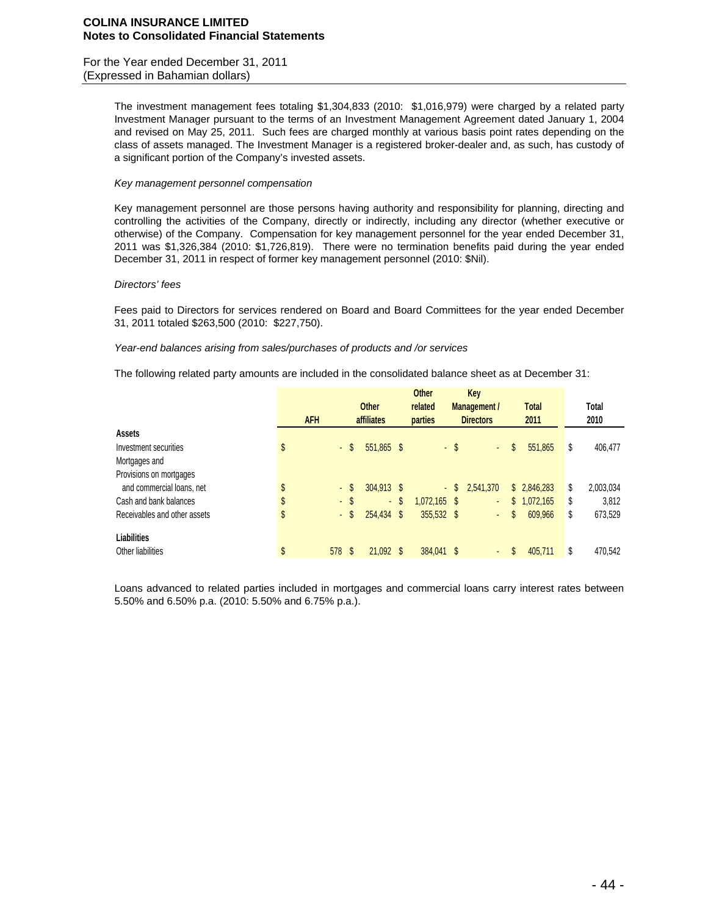The investment management fees totaling $1,304,833 (2010: $1,016,979) were charged by a related party Investment Manager pursuant to the terms of an Investment Management Agreement dated January 1, 2004 and revised on May 25, 2011. Such fees are charged monthly at various basis point rates depending on the class of assets managed. The Investment Manager is a registered broker-dealer and, as such, has custody of a significant portion of the Company's invested assets.

*Key management personnel compensation*

Key management personnel are those persons having authority and responsibility for planning, directing and controlling the activities of the Company, directly or indirectly, including any director (whether executive or otherwise) of the Company. Compensation for key management personnel for the year ended December 31, 2011 was $1,326,384 (2010: $1,726,819). There were no termination benefits paid during the year ended December 31, 2011 in respect of former key management personnel (2010: $Nil).

*Directors' fees*

Fees paid to Directors for services rendered on Board and Board Committees for the year ended December 31, 2011 totaled $263,500 (2010: $227,750).

*Year-end balances arising from sales/purchases of products and /or services*

The following related party amounts are included in the consolidated balance sheet as at December 31:

| | AFH | Other affiliates | Other related parties | Key Management / Directors | Total 2011 | Total 2010 |
|---|---|---|---|---|---|---|
| **Assets** | | | | | | |
| Investment securities | $ - | $ 551,865 | $ - | $ - | $ 551,865 | $ 406,477 |
| Mortgages and Provisions on mortgages and commercial loans, net | $ - | $ 304,913 | $ - | $ 2,541,370 | $ 2,846,283 | $ 2,003,034 |
| Cash and bank balances | $ - | $ - | $ 1,072,165 | $ - | $ 1,072,165 | $ 3,812 |
| Receivables and other assets | $ - | $ 254,434 | $ 355,532 | $ - | $ 609,966 | $ 673,529 |
| **Liabilities** | | | | | | |
| Other liabilities | $ 578 | $ 21,092 | $ 384,041 | $ - | $ 405,711 | $ 470,542 |

Loans advanced to related parties included in mortgages and commercial loans carry interest rates between 5.50% and 6.50% p.a. (2010: 5.50% and 6.75% p.a.).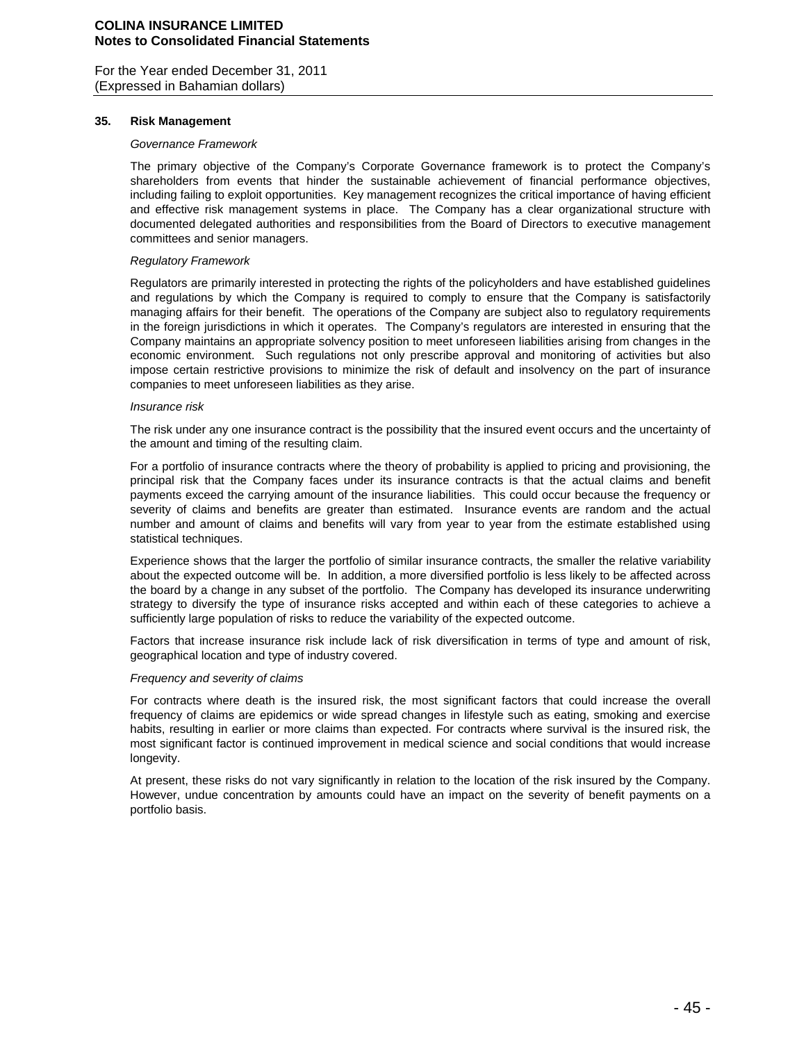## 35. Risk Management

*Governance Framework*

The primary objective of the Company's Corporate Governance framework is to protect the Company's shareholders from events that hinder the sustainable achievement of financial performance objectives, including failing to exploit opportunities. Key management recognizes the critical importance of having efficient and effective risk management systems in place. The Company has a clear organizational structure with documented delegated authorities and responsibilities from the Board of Directors to executive management committees and senior managers.

*Regulatory Framework*

Regulators are primarily interested in protecting the rights of the policyholders and have established guidelines and regulations by which the Company is required to comply to ensure that the Company is satisfactorily managing affairs for their benefit. The operations of the Company are subject also to regulatory requirements in the foreign jurisdictions in which it operates. The Company's regulators are interested in ensuring that the Company maintains an appropriate solvency position to meet unforeseen liabilities arising from changes in the economic environment. Such regulations not only prescribe approval and monitoring of activities but also impose certain restrictive provisions to minimize the risk of default and insolvency on the part of insurance companies to meet unforeseen liabilities as they arise.

*Insurance risk*

The risk under any one insurance contract is the possibility that the insured event occurs and the uncertainty of the amount and timing of the resulting claim.

For a portfolio of insurance contracts where the theory of probability is applied to pricing and provisioning, the principal risk that the Company faces under its insurance contracts is that the actual claims and benefit payments exceed the carrying amount of the insurance liabilities. This could occur because the frequency or severity of claims and benefits are greater than estimated. Insurance events are random and the actual number and amount of claims and benefits will vary from year to year from the estimate established using statistical techniques.

Experience shows that the larger the portfolio of similar insurance contracts, the smaller the relative variability about the expected outcome will be. In addition, a more diversified portfolio is less likely to be affected across the board by a change in any subset of the portfolio. The Company has developed its insurance underwriting strategy to diversify the type of insurance risks accepted and within each of these categories to achieve a sufficiently large population of risks to reduce the variability of the expected outcome.

Factors that increase insurance risk include lack of risk diversification in terms of type and amount of risk, geographical location and type of industry covered.

*Frequency and severity of claims*

For contracts where death is the insured risk, the most significant factors that could increase the overall frequency of claims are epidemics or wide spread changes in lifestyle such as eating, smoking and exercise habits, resulting in earlier or more claims than expected. For contracts where survival is the insured risk, the most significant factor is continued improvement in medical science and social conditions that would increase longevity.

At present, these risks do not vary significantly in relation to the location of the risk insured by the Company. However, undue concentration by amounts could have an impact on the severity of benefit payments on a portfolio basis.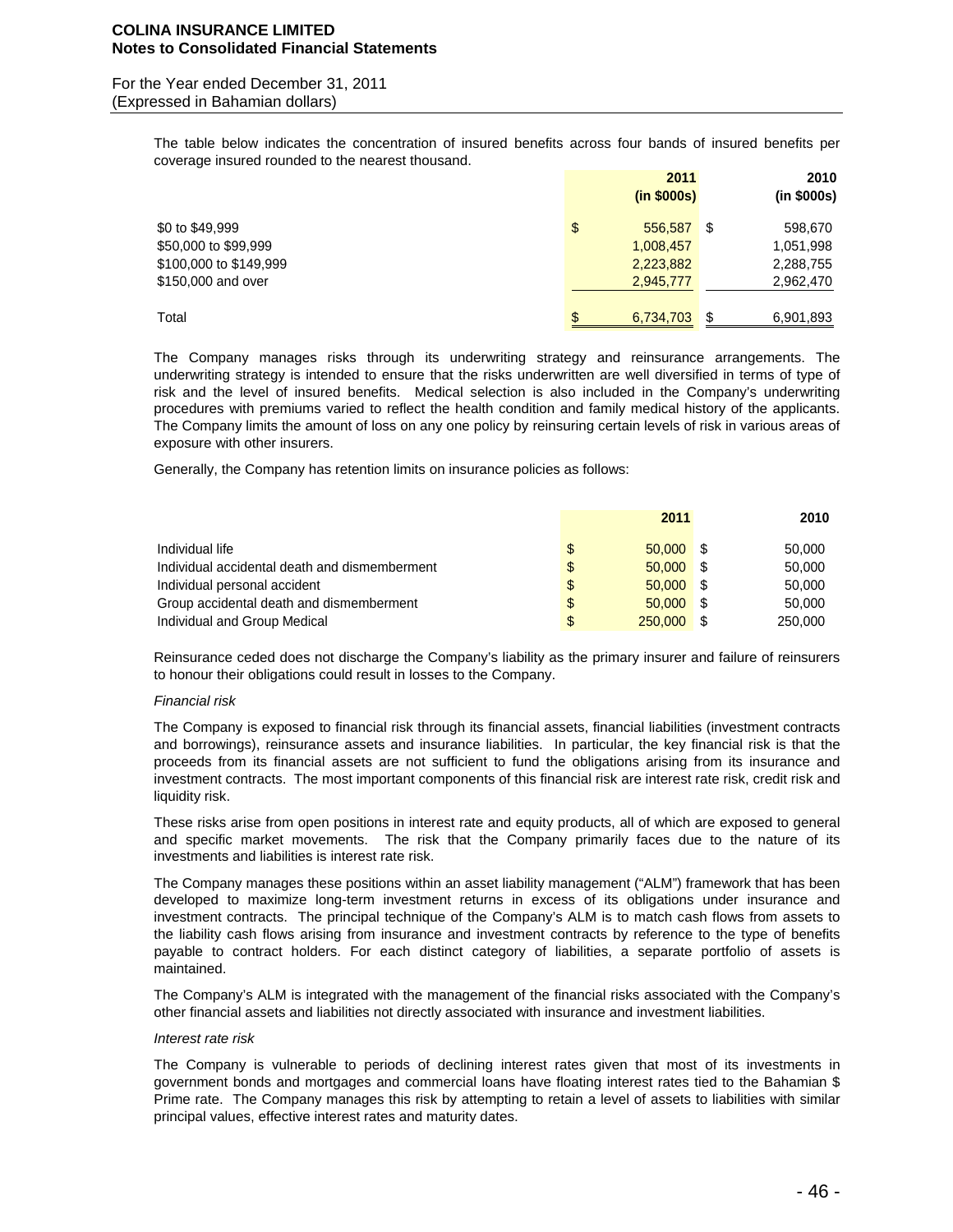The table below indicates the concentration of insured benefits across four bands of insured benefits per coverage insured rounded to the nearest thousand.

| | 2011 (in $000s) | 2010 (in $000s) |
|---|---|---|
| $0 to $49,999 | $ 556,587 | $ 598,670 |
| $50,000 to $99,999 | 1,008,457 | 1,051,998 |
| $100,000 to $149,999 | 2,223,882 | 2,288,755 |
| $150,000 and over | 2,945,777 | 2,962,470 |
| Total | $ 6,734,703 | $ 6,901,893 |

The Company manages risks through its underwriting strategy and reinsurance arrangements. The underwriting strategy is intended to ensure that the risks underwritten are well diversified in terms of type of risk and the level of insured benefits. Medical selection is also included in the Company's underwriting procedures with premiums varied to reflect the health condition and family medical history of the applicants. The Company limits the amount of loss on any one policy by reinsuring certain levels of risk in various areas of exposure with other insurers.

Generally, the Company has retention limits on insurance policies as follows:

| | 2011 | 2010 |
|---|---|---|
| Individual life | $ 50,000 | $ 50,000 |
| Individual accidental death and dismemberment | $ 50,000 | $ 50,000 |
| Individual personal accident | $ 50,000 | $ 50,000 |
| Group accidental death and dismemberment | $ 50,000 | $ 50,000 |
| Individual and Group Medical | $ 250,000 | $ 250,000 |

Reinsurance ceded does not discharge the Company's liability as the primary insurer and failure of reinsurers to honour their obligations could result in losses to the Company.

*Financial risk*

The Company is exposed to financial risk through its financial assets, financial liabilities (investment contracts and borrowings), reinsurance assets and insurance liabilities. In particular, the key financial risk is that the proceeds from its financial assets are not sufficient to fund the obligations arising from its insurance and investment contracts. The most important components of this financial risk are interest rate risk, credit risk and liquidity risk.

These risks arise from open positions in interest rate and equity products, all of which are exposed to general and specific market movements. The risk that the Company primarily faces due to the nature of its investments and liabilities is interest rate risk.

The Company manages these positions within an asset liability management ("ALM") framework that has been developed to maximize long-term investment returns in excess of its obligations under insurance and investment contracts. The principal technique of the Company's ALM is to match cash flows from assets to the liability cash flows arising from insurance and investment contracts by reference to the type of benefits payable to contract holders. For each distinct category of liabilities, a separate portfolio of assets is maintained.

The Company's ALM is integrated with the management of the financial risks associated with the Company's other financial assets and liabilities not directly associated with insurance and investment liabilities.

*Interest rate risk*

The Company is vulnerable to periods of declining interest rates given that most of its investments in government bonds and mortgages and commercial loans have floating interest rates tied to the Bahamian $ Prime rate. The Company manages this risk by attempting to retain a level of assets to liabilities with similar principal values, effective interest rates and maturity dates.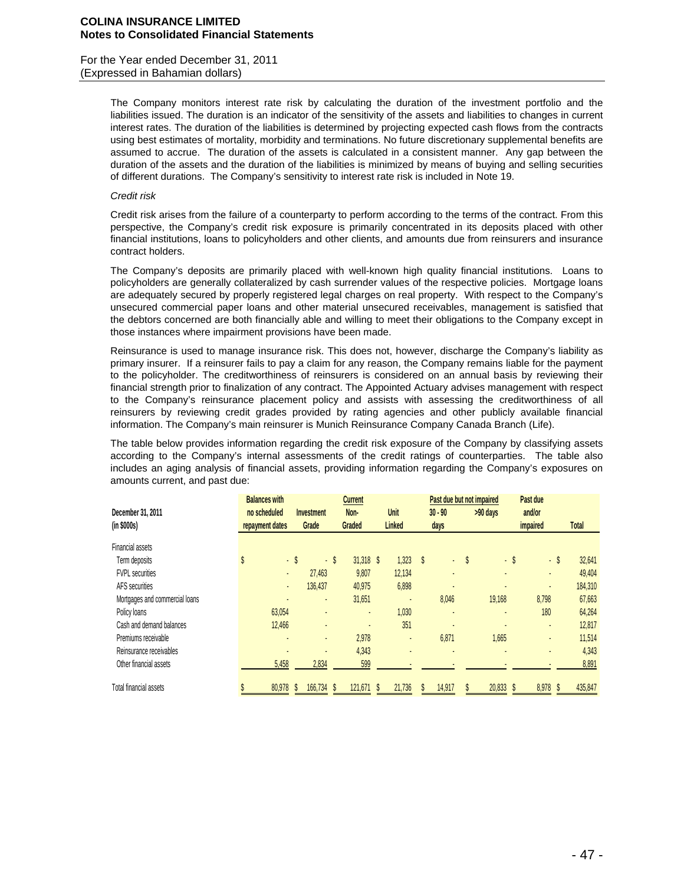The Company monitors interest rate risk by calculating the duration of the investment portfolio and the liabilities issued. The duration is an indicator of the sensitivity of the assets and liabilities to changes in current interest rates. The duration of the liabilities is determined by projecting expected cash flows from the contracts using best estimates of mortality, morbidity and terminations. No future discretionary supplemental benefits are assumed to accrue. The duration of the assets is calculated in a consistent manner. Any gap between the duration of the assets and the duration of the liabilities is minimized by means of buying and selling securities of different durations. The Company's sensitivity to interest rate risk is included in Note 19.

*Credit risk*

Credit risk arises from the failure of a counterparty to perform according to the terms of the contract. From this perspective, the Company's credit risk exposure is primarily concentrated in its deposits placed with other financial institutions, loans to policyholders and other clients, and amounts due from reinsurers and insurance contract holders.

The Company's deposits are primarily placed with well-known high quality financial institutions. Loans to policyholders are generally collateralized by cash surrender values of the respective policies. Mortgage loans are adequately secured by properly registered legal charges on real property. With respect to the Company's unsecured commercial paper loans and other material unsecured receivables, management is satisfied that the debtors concerned are both financially able and willing to meet their obligations to the Company except in those instances where impairment provisions have been made.

Reinsurance is used to manage insurance risk. This does not, however, discharge the Company's liability as primary insurer. If a reinsurer fails to pay a claim for any reason, the Company remains liable for the payment to the policyholder. The creditworthiness of reinsurers is considered on an annual basis by reviewing their financial strength prior to finalization of any contract. The Appointed Actuary advises management with respect to the Company's reinsurance placement policy and assists with assessing the creditworthiness of all reinsurers by reviewing credit grades provided by rating agencies and other publicly available financial information. The Company's main reinsurer is Munich Reinsurance Company Canada Branch (Life).

The table below provides information regarding the credit risk exposure of the Company by classifying assets according to the Company's internal assessments of the credit ratings of counterparties. The table also includes an aging analysis of financial assets, providing information regarding the Company's exposures on amounts current, and past due:

| December 31, 2011 (in $000s) | Balances with no scheduled repayment dates | Current | | | Past due but not impaired | | Past due and/or impaired | Total |
|---|---|---|---|---|---|---|---|---|
| | | Investment Grade | Non-Graded | Unit Linked | 30 - 90 days | >90 days | | |
| Financial assets | | | | | | | | |
| Term deposits | $ - | $ - | $ 31,318 | $ 1,323 | $ - | $ - | $ - | $ 32,641 |
| FVPL securities | - | 27,463 | 9,807 | 12,134 | - | - | - | 49,404 |
| AFS securities | - | 136,437 | 40,975 | 6,898 | - | - | - | 184,310 |
| Mortgages and commercial loans | - | - | 31,651 | - | 8,046 | 19,168 | 8,798 | 67,663 |
| Policy loans | 63,054 | - | - | 1,030 | - | - | 180 | 64,264 |
| Cash and demand balances | 12,466 | - | - | 351 | - | - | - | 12,817 |
| Premiums receivable | - | - | 2,978 | - | 6,871 | 1,665 | - | 11,514 |
| Reinsurance receivables | - | - | 4,343 | - | - | - | - | 4,343 |
| Other financial assets | 5,458 | 2,834 | 599 | - | - | - | - | 8,891 |
| Total financial assets | $ 80,978 | $ 166,734 | $ 121,671 | $ 21,736 | $ 14,917 | $ 20,833 | $ 8,978 | $ 435,847 |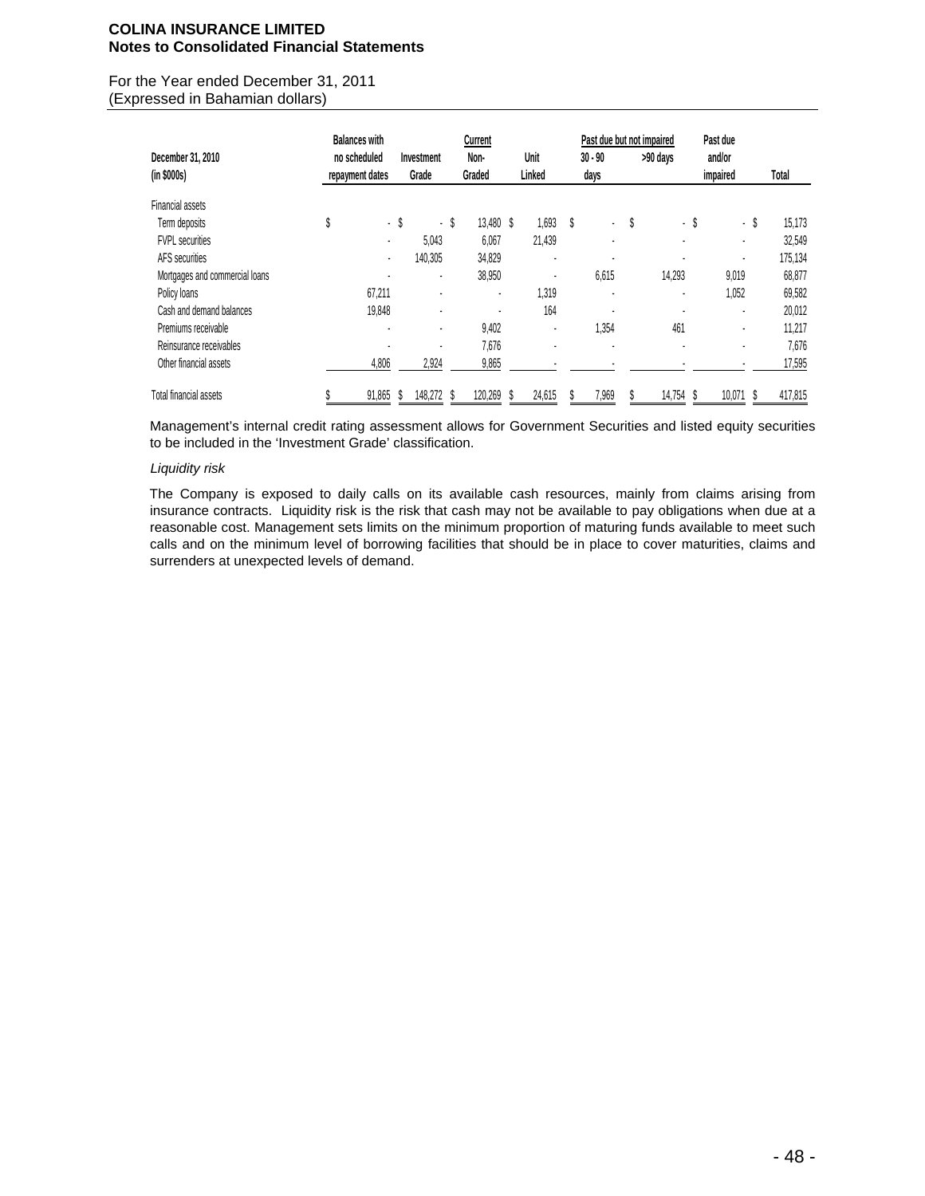| December 31, 2010 (in $000s) | Balances with no scheduled repayment dates | Investment Grade | Current Non-Graded | Unit Linked | Past due but not impaired 30 - 90 days | >90 days | Past due and/or impaired | Total |
|---|---|---|---|---|---|---|---|---|
| Financial assets | | | | | | | | |
| Term deposits | $ - | $ - | $ 13,480 | $ 1,693 | $ - | $ - | $ - | $ 15,173 |
| FVPL securities | - | 5,043 | 6,067 | 21,439 | - | - | - | 32,549 |
| AFS securities | - | 140,305 | 34,829 | - | - | - | - | 175,134 |
| Mortgages and commercial loans | - | - | 38,950 | - | 6,615 | 14,293 | 9,019 | 68,877 |
| Policy loans | 67,211 | - | - | 1,319 | - | - | 1,052 | 69,582 |
| Cash and demand balances | 19,848 | - | - | 164 | - | - | - | 20,012 |
| Premiums receivable | - | - | 9,402 | - | 1,354 | 461 | - | 11,217 |
| Reinsurance receivables | - | - | 7,676 | - | - | - | - | 7,676 |
| Other financial assets | 4,806 | 2,924 | 9,865 | - | - | - | - | 17,595 |
| Total financial assets | $ 91,865 | $ 148,272 | $ 120,269 | $ 24,615 | $ 7,969 | $ 14,754 | $ 10,071 | $ 417,815 |

Management's internal credit rating assessment allows for Government Securities and listed equity securities to be included in the 'Investment Grade' classification.

*Liquidity risk*

The Company is exposed to daily calls on its available cash resources, mainly from claims arising from insurance contracts. Liquidity risk is the risk that cash may not be available to pay obligations when due at a reasonable cost. Management sets limits on the minimum proportion of maturing funds available to meet such calls and on the minimum level of borrowing facilities that should be in place to cover maturities, claims and surrenders at unexpected levels of demand.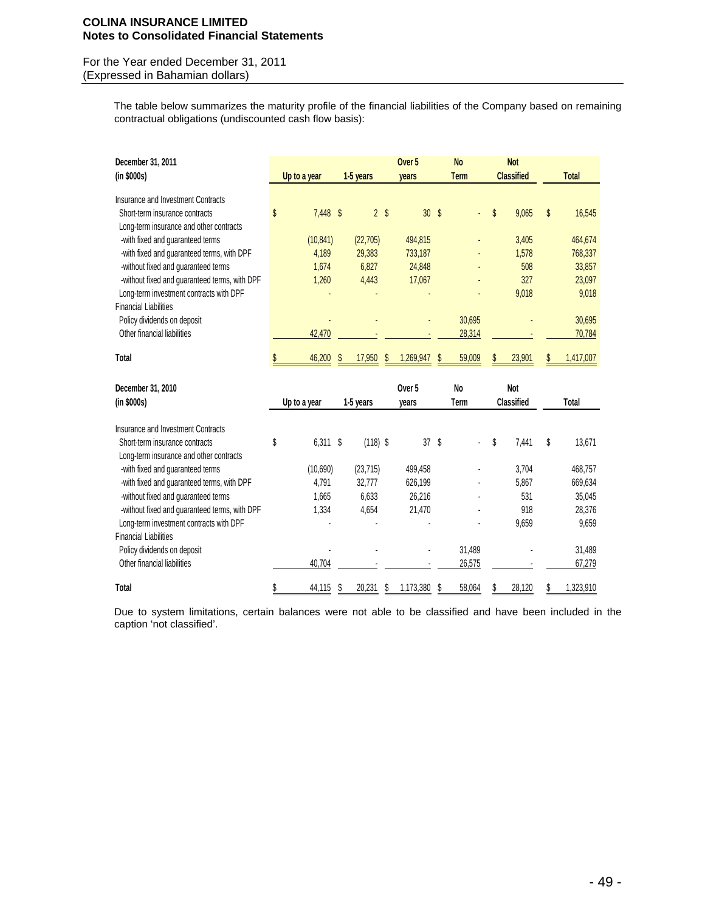**COLINA INSURANCE LIMITED**
**Notes to Consolidated Financial Statements**

For the Year ended December 31, 2011
(Expressed in Bahamian dollars)

The table below summarizes the maturity profile of the financial liabilities of the Company based on remaining contractual obligations (undiscounted cash flow basis):

| December 31, 2011 (in $000s) | Up to a year | 1-5 years | Over 5 years | No Term | Not Classified | Total |
|---|---|---|---|---|---|---|
| Insurance and Investment Contracts | | | | | | |
| Short-term insurance contracts | $ 7,448 | $ 2 | $ 30 | $ - | $ 9,065 | $ 16,545 |
| Long-term insurance and other contracts | | | | | | |
| -with fixed and guaranteed terms | (10,841) | (22,705) | 494,815 | - | 3,405 | 464,674 |
| -with fixed and guaranteed terms, with DPF | 4,189 | 29,383 | 733,187 | - | 1,578 | 768,337 |
| -without fixed and guaranteed terms | 1,674 | 6,827 | 24,848 | - | 508 | 33,857 |
| -without fixed and guaranteed terms, with DPF | 1,260 | 4,443 | 17,067 | - | 327 | 23,097 |
| Long-term investment contracts with DPF | - | - | - | - | 9,018 | 9,018 |
| Financial Liabilities | | | | | | |
| Policy dividends on deposit | - | - | - | 30,695 | - | 30,695 |
| Other financial liabilities | 42,470 | - | - | 28,314 | - | 70,784 |
| **Total** | $ 46,200 | $ 17,950 | $ 1,269,947 | $ 59,009 | $ 23,901 | $ 1,417,007 |

| December 31, 2010 (in $000s) | Up to a year | 1-5 years | Over 5 years | No Term | Not Classified | Total |
|---|---|---|---|---|---|---|
| Insurance and Investment Contracts | | | | | | |
| Short-term insurance contracts | $ 6,311 | $ (118) | $ 37 | $ - | $ 7,441 | $ 13,671 |
| Long-term insurance and other contracts | | | | | | |
| -with fixed and guaranteed terms | (10,690) | (23,715) | 499,458 | - | 3,704 | 468,757 |
| -with fixed and guaranteed terms, with DPF | 4,791 | 32,777 | 626,199 | - | 5,867 | 669,634 |
| -without fixed and guaranteed terms | 1,665 | 6,633 | 26,216 | - | 531 | 35,045 |
| -without fixed and guaranteed terms, with DPF | 1,334 | 4,654 | 21,470 | - | 918 | 28,376 |
| Long-term investment contracts with DPF | - | - | - | - | 9,659 | 9,659 |
| Financial Liabilities | | | | | | |
| Policy dividends on deposit | - | - | - | 31,489 | - | 31,489 |
| Other financial liabilities | 40,704 | - | - | 26,575 | - | 67,279 |
| **Total** | $ 44,115 | $ 20,231 | $ 1,173,380 | $ 58,064 | $ 28,120 | $ 1,323,910 |

Due to system limitations, certain balances were not able to be classified and have been included in the caption 'not classified'.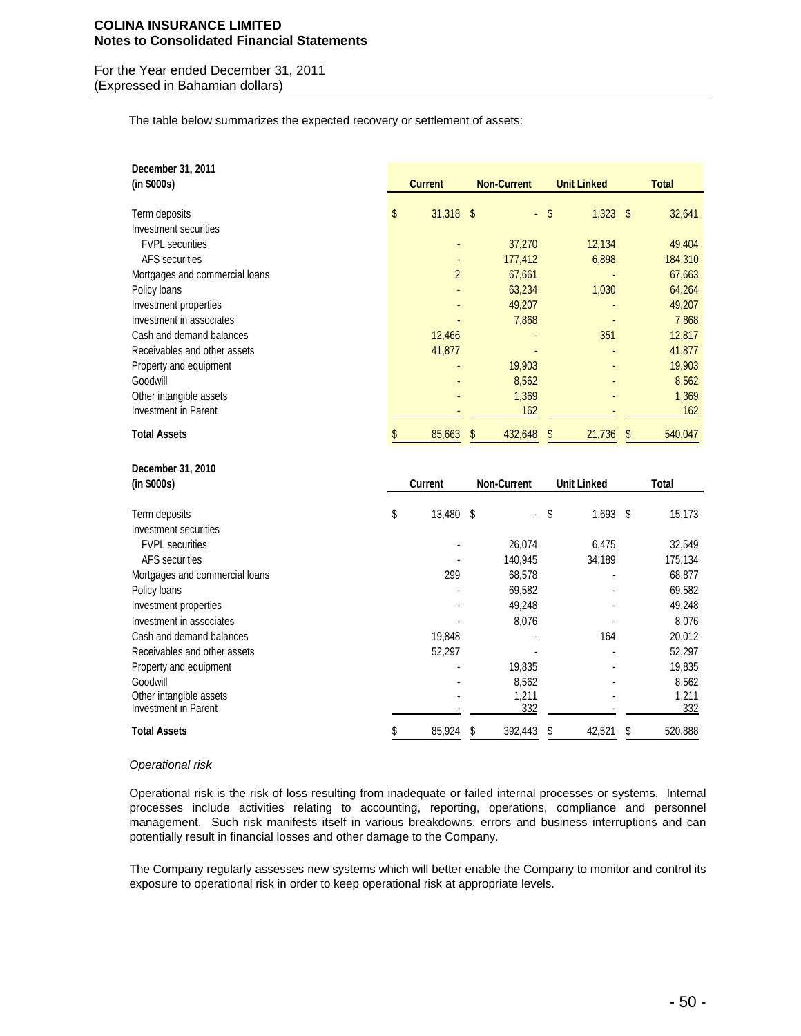The table below summarizes the expected recovery or settlement of assets:

| December 31, 2011 (in $000s) | Current | Non-Current | Unit Linked | Total |
|---|---|---|---|---|
| Term deposits | $ 31,318 | $ - | $ 1,323 | $ 32,641 |
| Investment securities | | | | |
| FVPL securities | - | 37,270 | 12,134 | 49,404 |
| AFS securities | - | 177,412 | 6,898 | 184,310 |
| Mortgages and commercial loans | 2 | 67,661 | - | 67,663 |
| Policy loans | - | 63,234 | 1,030 | 64,264 |
| Investment properties | - | 49,207 | - | 49,207 |
| Investment in associates | - | 7,868 | - | 7,868 |
| Cash and demand balances | 12,466 | - | 351 | 12,817 |
| Receivables and other assets | 41,877 | - | - | 41,877 |
| Property and equipment | - | 19,903 | - | 19,903 |
| Goodwill | - | 8,562 | - | 8,562 |
| Other intangible assets | - | 1,369 | - | 1,369 |
| Investment in Parent | - | 162 | - | 162 |
| **Total Assets** | $ 85,663 | $ 432,648 | $ 21,736 | $ 540,047 |

| December 31, 2010 (in $000s) | Current | Non-Current | Unit Linked | Total |
|---|---|---|---|---|
| Term deposits | $ 13,480 | $ - | $ 1,693 | $ 15,173 |
| Investment securities | | | | |
| FVPL securities | - | 26,074 | 6,475 | 32,549 |
| AFS securities | - | 140,945 | 34,189 | 175,134 |
| Mortgages and commercial loans | 299 | 68,578 | - | 68,877 |
| Policy loans | - | 69,582 | - | 69,582 |
| Investment properties | - | 49,248 | - | 49,248 |
| Investment in associates | - | 8,076 | - | 8,076 |
| Cash and demand balances | 19,848 | - | 164 | 20,012 |
| Receivables and other assets | 52,297 | - | - | 52,297 |
| Property and equipment | - | 19,835 | - | 19,835 |
| Goodwill | - | 8,562 | - | 8,562 |
| Other intangible assets | - | 1,211 | - | 1,211 |
| Investment in Parent | - | 332 | - | 332 |
| **Total Assets** | $ 85,924 | $ 392,443 | $ 42,521 | $ 520,888 |

*Operational risk*

Operational risk is the risk of loss resulting from inadequate or failed internal processes or systems. Internal processes include activities relating to accounting, reporting, operations, compliance and personnel management. Such risk manifests itself in various breakdowns, errors and business interruptions and can potentially result in financial losses and other damage to the Company.

The Company regularly assesses new systems which will better enable the Company to monitor and control its exposure to operational risk in order to keep operational risk at appropriate levels.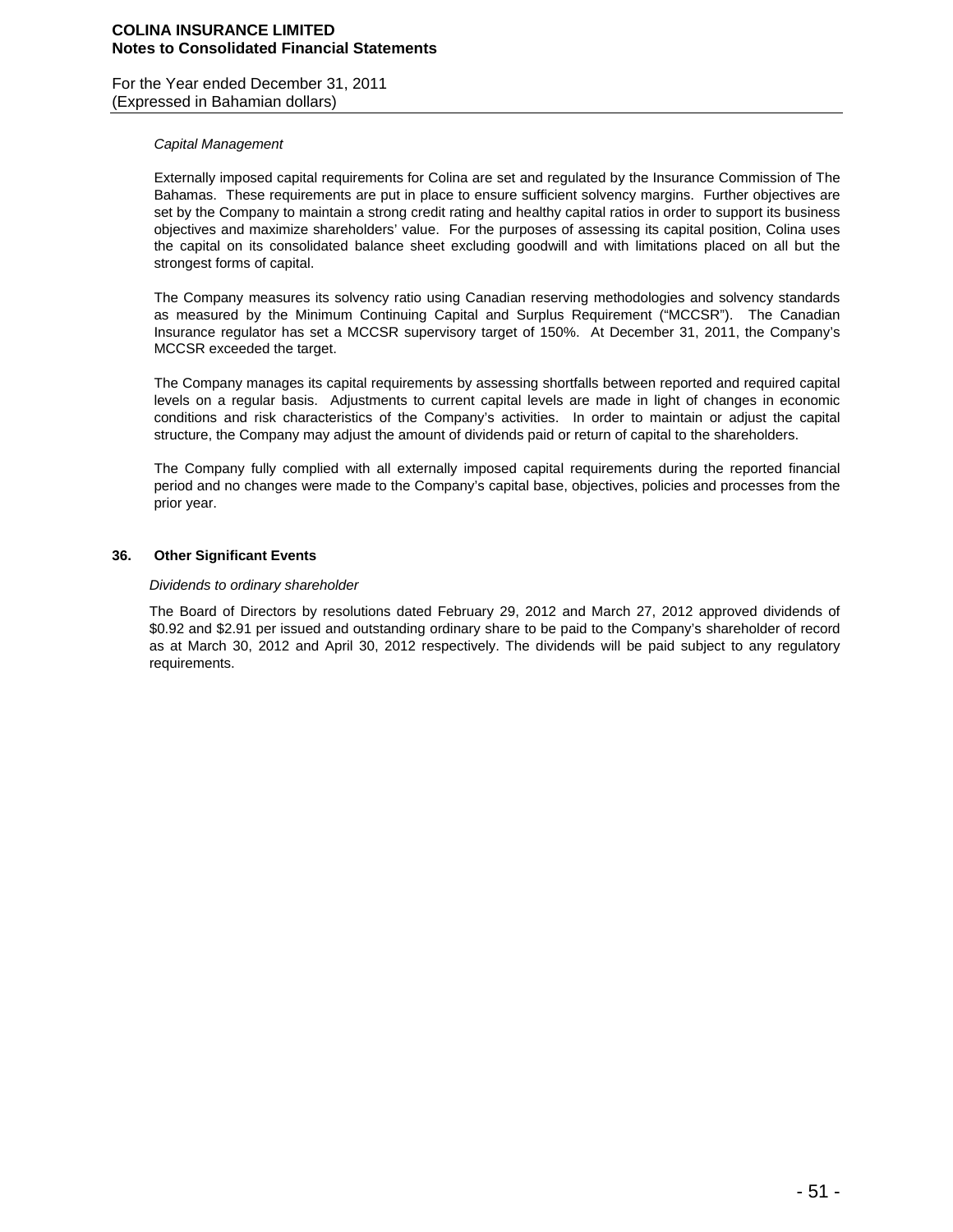*Capital Management*

Externally imposed capital requirements for Colina are set and regulated by the Insurance Commission of The Bahamas. These requirements are put in place to ensure sufficient solvency margins. Further objectives are set by the Company to maintain a strong credit rating and healthy capital ratios in order to support its business objectives and maximize shareholders' value. For the purposes of assessing its capital position, Colina uses the capital on its consolidated balance sheet excluding goodwill and with limitations placed on all but the strongest forms of capital.

The Company measures its solvency ratio using Canadian reserving methodologies and solvency standards as measured by the Minimum Continuing Capital and Surplus Requirement ("MCCSR"). The Canadian Insurance regulator has set a MCCSR supervisory target of 150%. At December 31, 2011, the Company's MCCSR exceeded the target.

The Company manages its capital requirements by assessing shortfalls between reported and required capital levels on a regular basis. Adjustments to current capital levels are made in light of changes in economic conditions and risk characteristics of the Company's activities. In order to maintain or adjust the capital structure, the Company may adjust the amount of dividends paid or return of capital to the shareholders.

The Company fully complied with all externally imposed capital requirements during the reported financial period and no changes were made to the Company's capital base, objectives, policies and processes from the prior year.

## 36. Other Significant Events

*Dividends to ordinary shareholder*

The Board of Directors by resolutions dated February 29, 2012 and March 27, 2012 approved dividends of $0.92 and $2.91 per issued and outstanding ordinary share to be paid to the Company's shareholder of record as at March 30, 2012 and April 30, 2012 respectively. The dividends will be paid subject to any regulatory requirements.